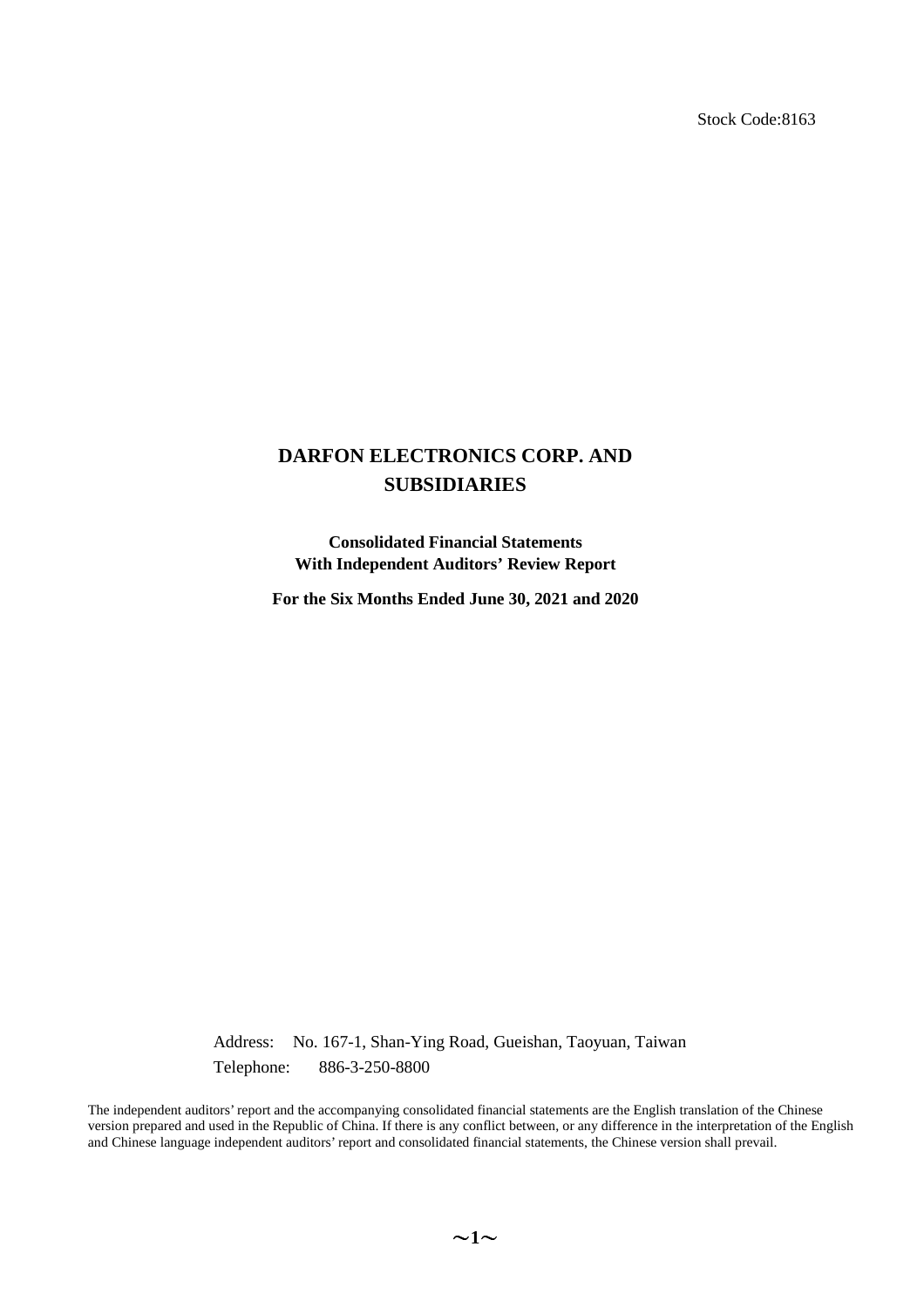Stock Code:8163

# DARFON ELECTRONICS CORP. AND SUBSIDIARIES

**Consolidated Financial Statements**
**With Independent Auditors' Review Report**

**For the Six Months Ended June 30, 2021 and 2020**

Address: No. 167-1, Shan-Ying Road, Gueishan, Taoyuan, Taiwan
Telephone: 886-3-250-8800

The independent auditors' report and the accompanying consolidated financial statements are the English translation of the Chinese version prepared and used in the Republic of China. If there is any conflict between, or any difference in the interpretation of the English and Chinese language independent auditors' report and consolidated financial statements, the Chinese version shall prevail.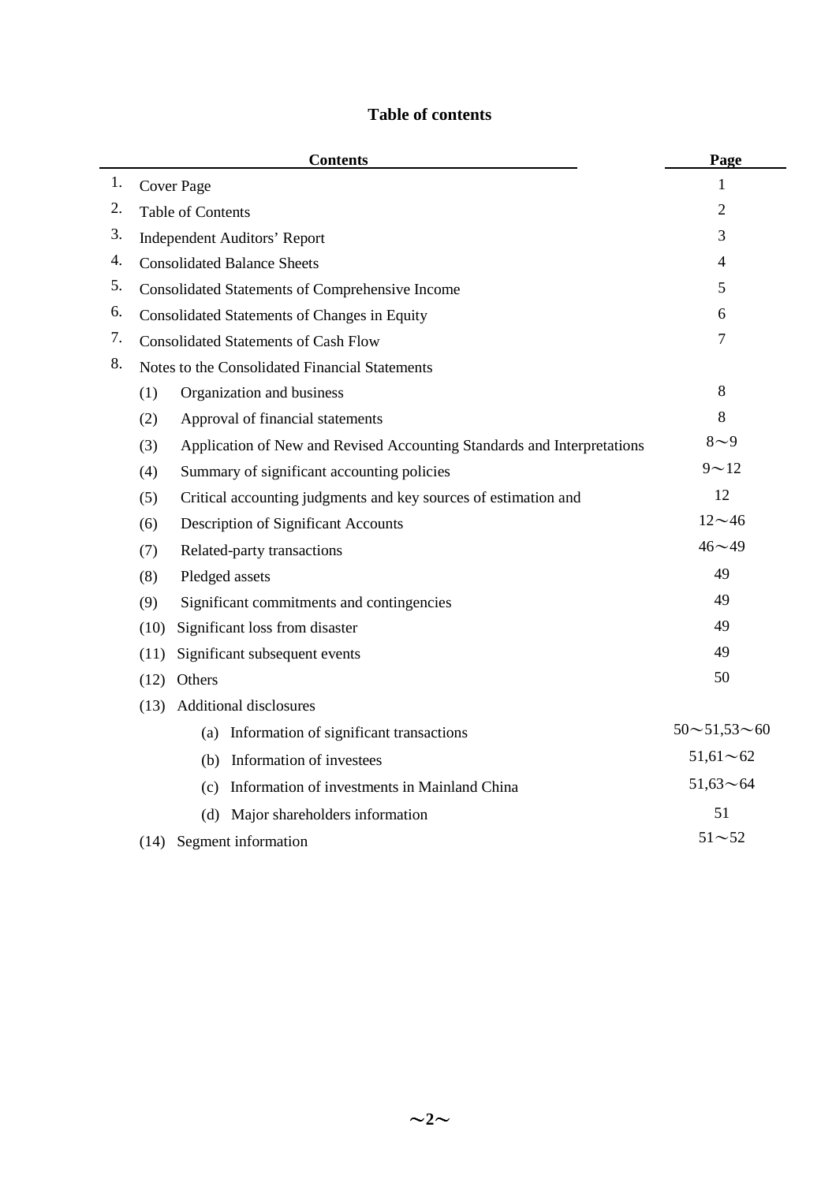## Table of contents

| Contents | | | Page |
|---|---|---|---|
| 1. | Cover Page | | 1 |
| 2. | Table of Contents | | 2 |
| 3. | Independent Auditors' Report | | 3 |
| 4. | Consolidated Balance Sheets | | 4 |
| 5. | Consolidated Statements of Comprehensive Income | | 5 |
| 6. | Consolidated Statements of Changes in Equity | | 6 |
| 7. | Consolidated Statements of Cash Flow | | 7 |
| 8. | Notes to the Consolidated Financial Statements | | |
| | (1) | Organization and business | 8 |
| | (2) | Approval of financial statements | 8 |
| | (3) | Application of New and Revised Accounting Standards and Interpretations | 8～9 |
| | (4) | Summary of significant accounting policies | 9～12 |
| | (5) | Critical accounting judgments and key sources of estimation and | 12 |
| | (6) | Description of Significant Accounts | 12～46 |
| | (7) | Related-party transactions | 46～49 |
| | (8) | Pledged assets | 49 |
| | (9) | Significant commitments and contingencies | 49 |
| | (10) | Significant loss from disaster | 49 |
| | (11) | Significant subsequent events | 49 |
| | (12) | Others | 50 |
| | (13) | Additional disclosures | |
| | | (a) Information of significant transactions | 50～51,53～60 |
| | | (b) Information of investees | 51,61～62 |
| | | (c) Information of investments in Mainland China | 51,63～64 |
| | | (d) Major shareholders information | 51 |
| | (14) | Segment information | 51～52 |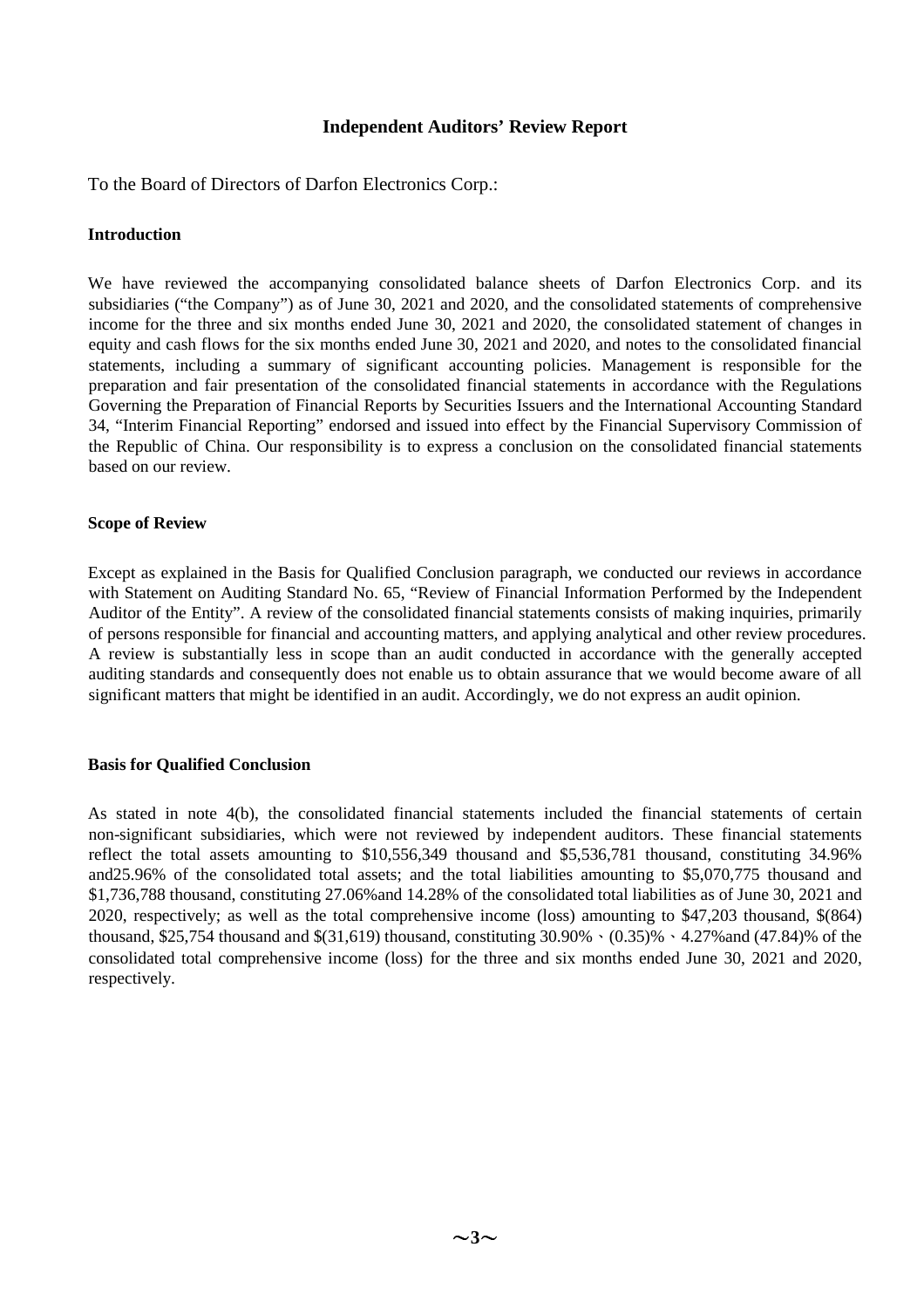# Independent Auditors' Review Report

To the Board of Directors of Darfon Electronics Corp.:

### Introduction

We have reviewed the accompanying consolidated balance sheets of Darfon Electronics Corp. and its subsidiaries ("the Company") as of June 30, 2021 and 2020, and the consolidated statements of comprehensive income for the three and six months ended June 30, 2021 and 2020, the consolidated statement of changes in equity and cash flows for the six months ended June 30, 2021 and 2020, and notes to the consolidated financial statements, including a summary of significant accounting policies. Management is responsible for the preparation and fair presentation of the consolidated financial statements in accordance with the Regulations Governing the Preparation of Financial Reports by Securities Issuers and the International Accounting Standard 34, "Interim Financial Reporting" endorsed and issued into effect by the Financial Supervisory Commission of the Republic of China. Our responsibility is to express a conclusion on the consolidated financial statements based on our review.

### Scope of Review

Except as explained in the Basis for Qualified Conclusion paragraph, we conducted our reviews in accordance with Statement on Auditing Standard No. 65, "Review of Financial Information Performed by the Independent Auditor of the Entity". A review of the consolidated financial statements consists of making inquiries, primarily of persons responsible for financial and accounting matters, and applying analytical and other review procedures. A review is substantially less in scope than an audit conducted in accordance with the generally accepted auditing standards and consequently does not enable us to obtain assurance that we would become aware of all significant matters that might be identified in an audit. Accordingly, we do not express an audit opinion.

### Basis for Qualified Conclusion

As stated in note 4(b), the consolidated financial statements included the financial statements of certain non-significant subsidiaries, which were not reviewed by independent auditors. These financial statements reflect the total assets amounting to $10,556,349 thousand and $5,536,781 thousand, constituting 34.96% and25.96% of the consolidated total assets; and the total liabilities amounting to $5,070,775 thousand and $1,736,788 thousand, constituting 27.06%and 14.28% of the consolidated total liabilities as of June 30, 2021 and 2020, respectively; as well as the total comprehensive income (loss) amounting to $47,203 thousand, $(864) thousand, $25,754 thousand and $(31,619) thousand, constituting 30.90%、(0.35)%、4.27%and (47.84)% of the consolidated total comprehensive income (loss) for the three and six months ended June 30, 2021 and 2020, respectively.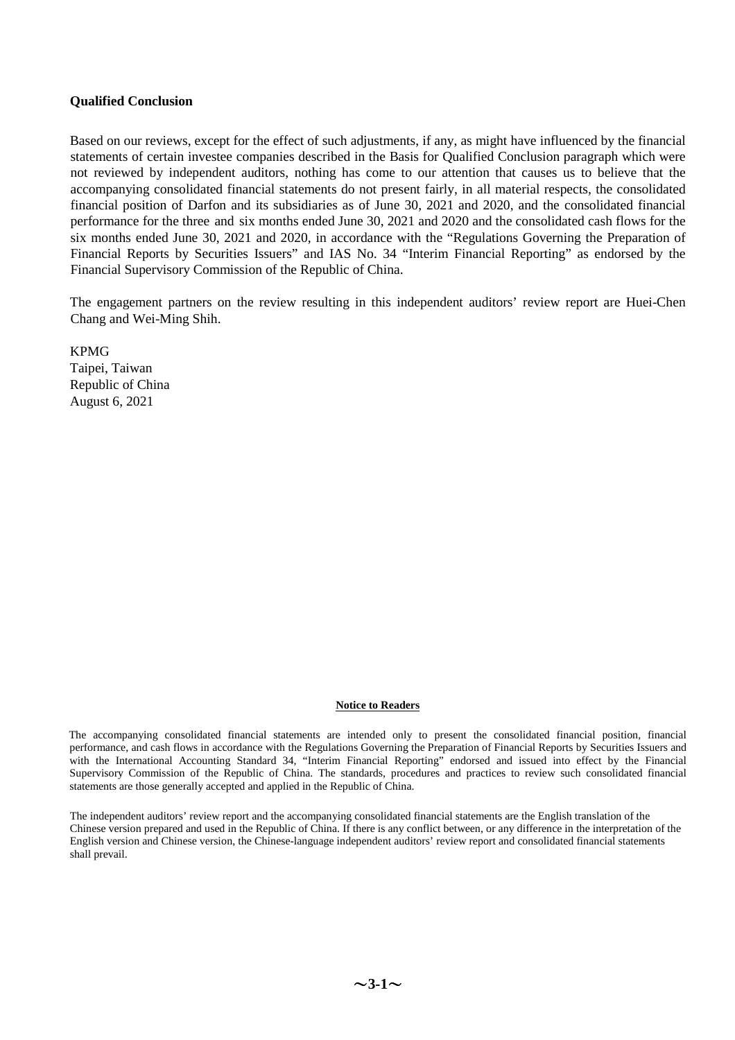**Qualified Conclusion**

Based on our reviews, except for the effect of such adjustments, if any, as might have influenced by the financial statements of certain investee companies described in the Basis for Qualified Conclusion paragraph which were not reviewed by independent auditors, nothing has come to our attention that causes us to believe that the accompanying consolidated financial statements do not present fairly, in all material respects, the consolidated financial position of Darfon and its subsidiaries as of June 30, 2021 and 2020, and the consolidated financial performance for the three and six months ended June 30, 2021 and 2020 and the consolidated cash flows for the six months ended June 30, 2021 and 2020, in accordance with the "Regulations Governing the Preparation of Financial Reports by Securities Issuers" and IAS No. 34 "Interim Financial Reporting" as endorsed by the Financial Supervisory Commission of the Republic of China.

The engagement partners on the review resulting in this independent auditors' review report are Huei-Chen Chang and Wei-Ming Shih.

KPMG
Taipei, Taiwan
Republic of China
August 6, 2021

**Notice to Readers**

The accompanying consolidated financial statements are intended only to present the consolidated financial position, financial performance, and cash flows in accordance with the Regulations Governing the Preparation of Financial Reports by Securities Issuers and with the International Accounting Standard 34, "Interim Financial Reporting" endorsed and issued into effect by the Financial Supervisory Commission of the Republic of China. The standards, procedures and practices to review such consolidated financial statements are those generally accepted and applied in the Republic of China.

The independent auditors' review report and the accompanying consolidated financial statements are the English translation of the Chinese version prepared and used in the Republic of China. If there is any conflict between, or any difference in the interpretation of the English version and Chinese version, the Chinese-language independent auditors' review report and consolidated financial statements shall prevail.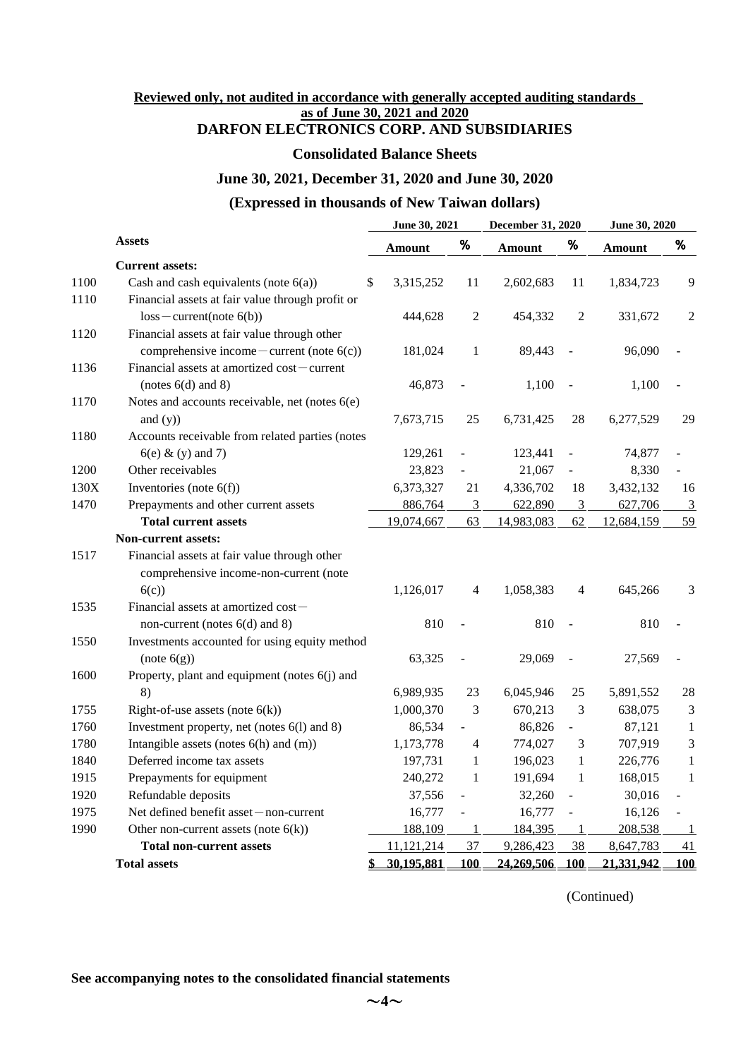**Reviewed only, not audited in accordance with generally accepted auditing standards as of June 30, 2021 and 2020**

# DARFON ELECTRONICS CORP. AND SUBSIDIARIES

## Consolidated Balance Sheets

## June 30, 2021, December 31, 2020 and June 30, 2020

## (Expressed in thousands of New Taiwan dollars)

| | | June 30, 2021 | | December 31, 2020 | | June 30, 2020 | |
|---|---|---|---|---|---|---|---|
| | **Assets** | **Amount** | **%** | **Amount** | **%** | **Amount** | **%** |
| | **Current assets:** | | | | | | |
| 1100 | Cash and cash equivalents (note 6(a)) | $ 3,315,252 | 11 | 2,602,683 | 11 | 1,834,723 | 9 |
| 1110 | Financial assets at fair value through profit or loss－current(note 6(b)) | 444,628 | 2 | 454,332 | 2 | 331,672 | 2 |
| 1120 | Financial assets at fair value through other comprehensive income－current (note 6(c)) | 181,024 | 1 | 89,443 | - | 96,090 | - |
| 1136 | Financial assets at amortized cost－current (notes 6(d) and 8) | 46,873 | - | 1,100 | - | 1,100 | - |
| 1170 | Notes and accounts receivable, net (notes 6(e) and (y)) | 7,673,715 | 25 | 6,731,425 | 28 | 6,277,529 | 29 |
| 1180 | Accounts receivable from related parties (notes 6(e) & (y) and 7) | 129,261 | - | 123,441 | - | 74,877 | - |
| 1200 | Other receivables | 23,823 | - | 21,067 | - | 8,330 | - |
| 130X | Inventories (note 6(f)) | 6,373,327 | 21 | 4,336,702 | 18 | 3,432,132 | 16 |
| 1470 | Prepayments and other current assets | 886,764 | 3 | 622,890 | 3 | 627,706 | 3 |
| | **Total current assets** | 19,074,667 | 63 | 14,983,083 | 62 | 12,684,159 | 59 |
| | **Non-current assets:** | | | | | | |
| 1517 | Financial assets at fair value through other comprehensive income-non-current (note 6(c)) | 1,126,017 | 4 | 1,058,383 | 4 | 645,266 | 3 |
| 1535 | Financial assets at amortized cost－non-current (notes 6(d) and 8) | 810 | - | 810 | - | 810 | - |
| 1550 | Investments accounted for using equity method (note 6(g)) | 63,325 | - | 29,069 | - | 27,569 | - |
| 1600 | Property, plant and equipment (notes 6(j) and 8) | 6,989,935 | 23 | 6,045,946 | 25 | 5,891,552 | 28 |
| 1755 | Right-of-use assets (note 6(k)) | 1,000,370 | 3 | 670,213 | 3 | 638,075 | 3 |
| 1760 | Investment property, net (notes 6(l) and 8) | 86,534 | - | 86,826 | - | 87,121 | 1 |
| 1780 | Intangible assets (notes 6(h) and (m)) | 1,173,778 | 4 | 774,027 | 3 | 707,919 | 3 |
| 1840 | Deferred income tax assets | 197,731 | 1 | 196,023 | 1 | 226,776 | 1 |
| 1915 | Prepayments for equipment | 240,272 | 1 | 191,694 | 1 | 168,015 | 1 |
| 1920 | Refundable deposits | 37,556 | - | 32,260 | - | 30,016 | - |
| 1975 | Net defined benefit asset－non-current | 16,777 | - | 16,777 | - | 16,126 | - |
| 1990 | Other non-current assets (note 6(k)) | 188,109 | 1 | 184,395 | 1 | 208,538 | 1 |
| | **Total non-current assets** | 11,121,214 | 37 | 9,286,423 | 38 | 8,647,783 | 41 |
| | **Total assets** | **$ 30,195,881** | **100** | **24,269,506** | **100** | **21,331,942** | **100** |

(Continued)

**See accompanying notes to the consolidated financial statements**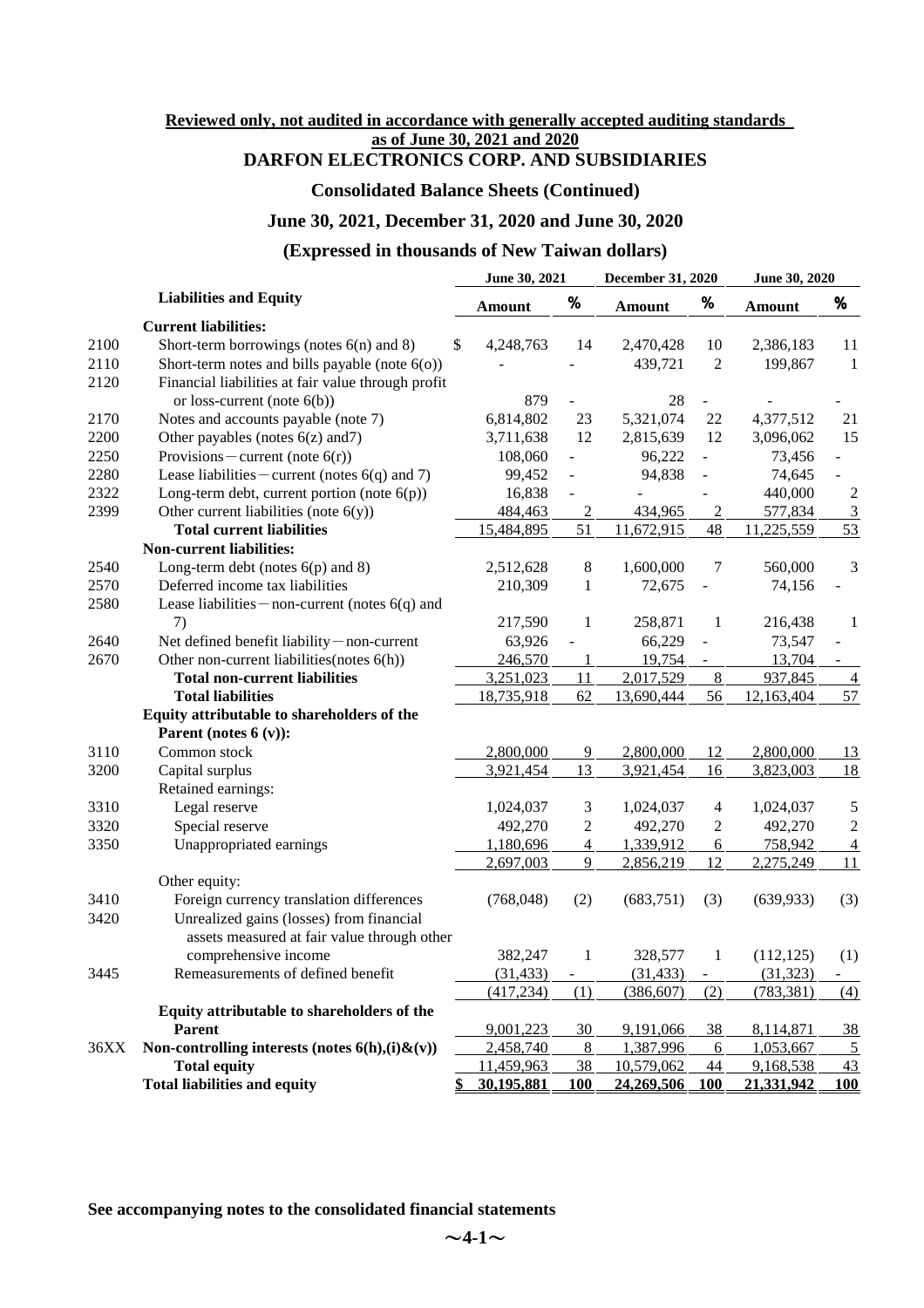**Reviewed only, not audited in accordance with generally accepted auditing standards as of June 30, 2021 and 2020**

## DARFON ELECTRONICS CORP. AND SUBSIDIARIES

## Consolidated Balance Sheets (Continued)

## June 30, 2021, December 31, 2020 and June 30, 2020

## (Expressed in thousands of New Taiwan dollars)

| | | June 30, 2021 | | December 31, 2020 | | June 30, 2020 | |
|---|---|---|---|---|---|---|---|
| | **Liabilities and Equity** | **Amount** | **%** | **Amount** | **%** | **Amount** | **%** |
| | **Current liabilities:** | | | | | | |
| 2100 | Short-term borrowings (notes 6(n) and 8) | $ 4,248,763 | 14 | 2,470,428 | 10 | 2,386,183 | 11 |
| 2110 | Short-term notes and bills payable (note 6(o)) | - | - | 439,721 | 2 | 199,867 | 1 |
| 2120 | Financial liabilities at fair value through profit or loss-current (note 6(b)) | 879 | - | 28 | - | - | - |
| 2170 | Notes and accounts payable (note 7) | 6,814,802 | 23 | 5,321,074 | 22 | 4,377,512 | 21 |
| 2200 | Other payables (notes 6(z) and7) | 3,711,638 | 12 | 2,815,639 | 12 | 3,096,062 | 15 |
| 2250 | Provisions－current (note 6(r)) | 108,060 | - | 96,222 | - | 73,456 | - |
| 2280 | Lease liabilities－current (notes 6(q) and 7) | 99,452 | - | 94,838 | - | 74,645 | - |
| 2322 | Long-term debt, current portion (note 6(p)) | 16,838 | - | - | - | 440,000 | 2 |
| 2399 | Other current liabilities (note 6(y)) | 484,463 | 2 | 434,965 | 2 | 577,834 | 3 |
| | **Total current liabilities** | 15,484,895 | 51 | 11,672,915 | 48 | 11,225,559 | 53 |
| | **Non-current liabilities:** | | | | | | |
| 2540 | Long-term debt (notes 6(p) and 8) | 2,512,628 | 8 | 1,600,000 | 7 | 560,000 | 3 |
| 2570 | Deferred income tax liabilities | 210,309 | 1 | 72,675 | - | 74,156 | - |
| 2580 | Lease liabilities－non-current (notes 6(q) and 7) | 217,590 | 1 | 258,871 | 1 | 216,438 | 1 |
| 2640 | Net defined benefit liability－non-current | 63,926 | - | 66,229 | - | 73,547 | - |
| 2670 | Other non-current liabilities(notes 6(h)) | 246,570 | 1 | 19,754 | - | 13,704 | - |
| | **Total non-current liabilities** | 3,251,023 | 11 | 2,017,529 | 8 | 937,845 | 4 |
| | **Total liabilities** | 18,735,918 | 62 | 13,690,444 | 56 | 12,163,404 | 57 |
| | **Equity attributable to shareholders of the Parent (notes 6 (v)):** | | | | | | |
| 3110 | Common stock | 2,800,000 | 9 | 2,800,000 | 12 | 2,800,000 | 13 |
| 3200 | Capital surplus | 3,921,454 | 13 | 3,921,454 | 16 | 3,823,003 | 18 |
| | Retained earnings: | | | | | | |
| 3310 | Legal reserve | 1,024,037 | 3 | 1,024,037 | 4 | 1,024,037 | 5 |
| 3320 | Special reserve | 492,270 | 2 | 492,270 | 2 | 492,270 | 2 |
| 3350 | Unappropriated earnings | 1,180,696 | 4 | 1,339,912 | 6 | 758,942 | 4 |
| | | 2,697,003 | 9 | 2,856,219 | 12 | 2,275,249 | 11 |
| | Other equity: | | | | | | |
| 3410 | Foreign currency translation differences | (768,048) | (2) | (683,751) | (3) | (639,933) | (3) |
| 3420 | Unrealized gains (losses) from financial assets measured at fair value through other comprehensive income | 382,247 | 1 | 328,577 | 1 | (112,125) | (1) |
| 3445 | Remeasurements of defined benefit | (31,433) | - | (31,433) | - | (31,323) | - |
| | | (417,234) | (1) | (386,607) | (2) | (783,381) | (4) |
| | **Equity attributable to shareholders of the Parent** | 9,001,223 | 30 | 9,191,066 | 38 | 8,114,871 | 38 |
| 36XX | **Non-controlling interests (notes 6(h),(i)&(v))** | 2,458,740 | 8 | 1,387,996 | 6 | 1,053,667 | 5 |
| | **Total equity** | 11,459,963 | 38 | 10,579,062 | 44 | 9,168,538 | 43 |
| | **Total liabilities and equity** | **$ 30,195,881** | **100** | **24,269,506** | **100** | **21,331,942** | **100** |

**See accompanying notes to the consolidated financial statements**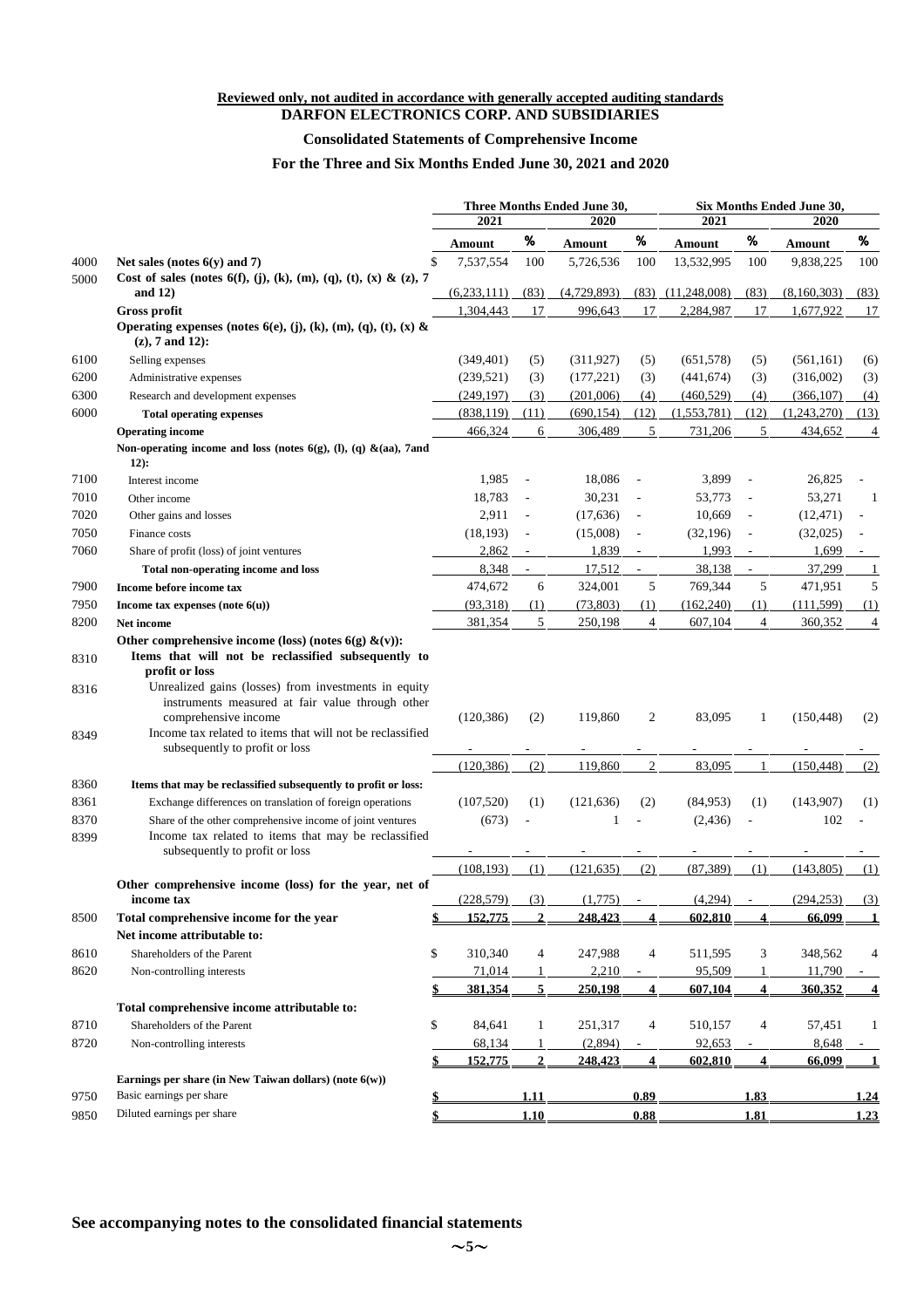**Reviewed only, not audited in accordance with generally accepted auditing standards**

## DARFON ELECTRONICS CORP. AND SUBSIDIARIES

### Consolidated Statements of Comprehensive Income

### For the Three and Six Months Ended June 30, 2021 and 2020

| | | Three Months Ended June 30, 2021 | | Three Months Ended June 30, 2020 | | Six Months Ended June 30, 2021 | | Six Months Ended June 30, 2020 | |
|---|---|---|---|---|---|---|---|---|---|
| | | Amount | % | Amount | % | Amount | % | Amount | % |
| 4000 | **Net sales (notes 6(y) and 7)** | $ 7,537,554 | 100 | 5,726,536 | 100 | 13,532,995 | 100 | 9,838,225 | 100 |
| 5000 | **Cost of sales (notes 6(f), (j), (k), (m), (q), (t), (x) & (z), 7 and 12)** | (6,233,111) | (83) | (4,729,893) | (83) | (11,248,008) | (83) | (8,160,303) | (83) |
| | **Gross profit** | 1,304,443 | 17 | 996,643 | 17 | 2,284,987 | 17 | 1,677,922 | 17 |
| | **Operating expenses (notes 6(e), (j), (k), (m), (q), (t), (x) & (z), 7 and 12):** | | | | | | | | |
| 6100 | Selling expenses | (349,401) | (5) | (311,927) | (5) | (651,578) | (5) | (561,161) | (6) |
| 6200 | Administrative expenses | (239,521) | (3) | (177,221) | (3) | (441,674) | (3) | (316,002) | (3) |
| 6300 | Research and development expenses | (249,197) | (3) | (201,006) | (4) | (460,529) | (4) | (366,107) | (4) |
| 6000 | **Total operating expenses** | (838,119) | (11) | (690,154) | (12) | (1,553,781) | (12) | (1,243,270) | (13) |
| | **Operating income** | 466,324 | 6 | 306,489 | 5 | 731,206 | 5 | 434,652 | 4 |
| | **Non-operating income and loss (notes 6(g), (l), (q) &(aa), 7and 12):** | | | | | | | | |
| 7100 | Interest income | 1,985 | - | 18,086 | - | 3,899 | - | 26,825 | - |
| 7010 | Other income | 18,783 | - | 30,231 | - | 53,773 | - | 53,271 | 1 |
| 7020 | Other gains and losses | 2,911 | - | (17,636) | - | 10,669 | - | (12,471) | - |
| 7050 | Finance costs | (18,193) | - | (15,008) | - | (32,196) | - | (32,025) | - |
| 7060 | Share of profit (loss) of joint ventures | 2,862 | - | 1,839 | - | 1,993 | - | 1,699 | - |
| | **Total non-operating income and loss** | 8,348 | - | 17,512 | - | 38,138 | - | 37,299 | 1 |
| 7900 | **Income before income tax** | 474,672 | 6 | 324,001 | 5 | 769,344 | 5 | 471,951 | 5 |
| 7950 | **Income tax expenses (note 6(u))** | (93,318) | (1) | (73,803) | (1) | (162,240) | (1) | (111,599) | (1) |
| 8200 | **Net income** | 381,354 | 5 | 250,198 | 4 | 607,104 | 4 | 360,352 | 4 |
| | **Other comprehensive income (loss) (notes 6(g) &(v)):** | | | | | | | | |
| 8310 | **Items that will not be reclassified subsequently to profit or loss** | | | | | | | | |
| 8316 | Unrealized gains (losses) from investments in equity instruments measured at fair value through other comprehensive income | (120,386) | (2) | 119,860 | 2 | 83,095 | 1 | (150,448) | (2) |
| 8349 | Income tax related to items that will not be reclassified subsequently to profit or loss | - | - | - | - | - | - | - | - |
| | | (120,386) | (2) | 119,860 | 2 | 83,095 | 1 | (150,448) | (2) |
| 8360 | **Items that may be reclassified subsequently to profit or loss:** | | | | | | | | |
| 8361 | Exchange differences on translation of foreign operations | (107,520) | (1) | (121,636) | (2) | (84,953) | (1) | (143,907) | (1) |
| 8370 | Share of the other comprehensive income of joint ventures | (673) | - | 1 | - | (2,436) | - | 102 | - |
| 8399 | Income tax related to items that may be reclassified subsequently to profit or loss | - | - | - | - | - | - | - | - |
| | | (108,193) | (1) | (121,635) | (2) | (87,389) | (1) | (143,805) | (1) |
| | **Other comprehensive income (loss) for the year, net of income tax** | (228,579) | (3) | (1,775) | - | (4,294) | - | (294,253) | (3) |
| 8500 | **Total comprehensive income for the year** | $ 152,775 | 2 | 248,423 | 4 | 602,810 | 4 | 66,099 | 1 |
| | **Net income attributable to:** | | | | | | | | |
| 8610 | Shareholders of the Parent | $ 310,340 | 4 | 247,988 | 4 | 511,595 | 3 | 348,562 | 4 |
| 8620 | Non-controlling interests | 71,014 | 1 | 2,210 | - | 95,509 | 1 | 11,790 | - |
| | | $ 381,354 | 5 | 250,198 | 4 | 607,104 | 4 | 360,352 | 4 |
| | **Total comprehensive income attributable to:** | | | | | | | | |
| 8710 | Shareholders of the Parent | $ 84,641 | 1 | 251,317 | 4 | 510,157 | 4 | 57,451 | 1 |
| 8720 | Non-controlling interests | 68,134 | 1 | (2,894) | - | 92,653 | - | 8,648 | - |
| | | $ 152,775 | 2 | 248,423 | 4 | 602,810 | 4 | 66,099 | 1 |
| | **Earnings per share (in New Taiwan dollars) (note 6(w))** | | | | | | | | |
| 9750 | Basic earnings per share | $ | 1.11 | | 0.89 | | 1.83 | | 1.24 |
| 9850 | Diluted earnings per share | $ | 1.10 | | 0.88 | | 1.81 | | 1.23 |

**See accompanying notes to the consolidated financial statements**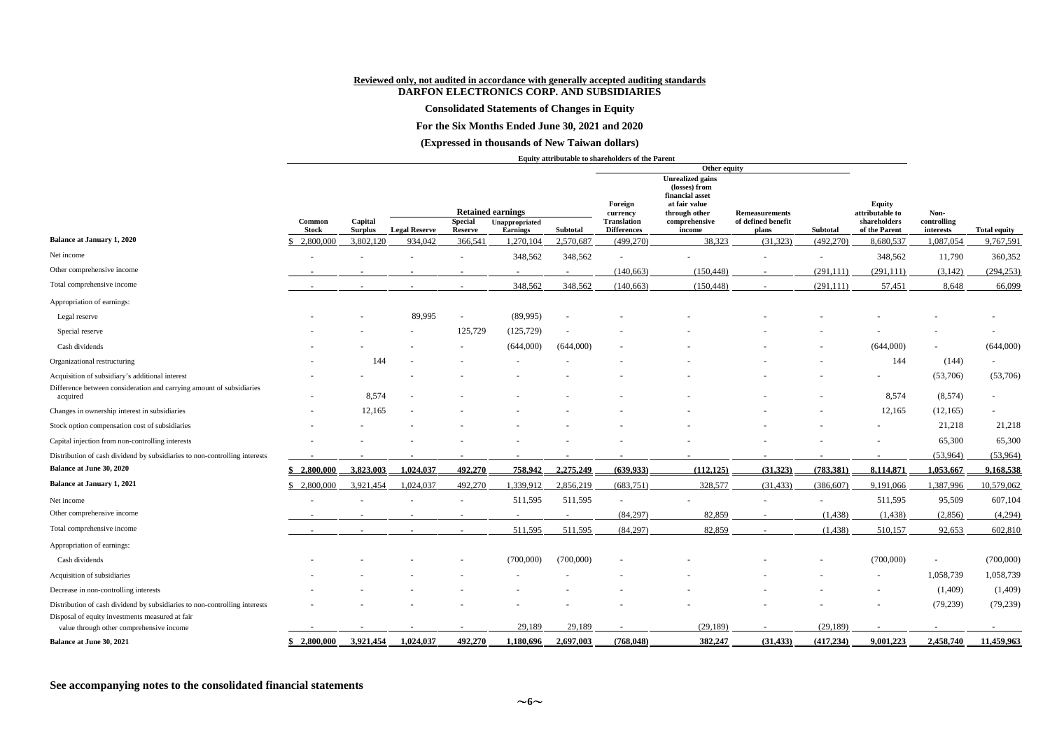**Reviewed only, not audited in accordance with generally accepted auditing standards**

**DARFON ELECTRONICS CORP. AND SUBSIDIARIES**

**Consolidated Statements of Changes in Equity**

**For the Six Months Ended June 30, 2021 and 2020**

**(Expressed in thousands of New Taiwan dollars)**

| | Equity attributable to shareholders of the Parent | | | | | | | | | | | | |
|---|---|---|---|---|---|---|---|---|---|---|---|---|---|
| | | | Retained earnings | | | | Other equity | | | | | | |
| | Common Stock | Capital Surplus | Legal Reserve | Special Reserve | Unappropriated Earnings | Subtotal | Foreign currency Translation Differences | Unrealized gains (losses) from financial asset at fair value through other comprehensive income | Remeasurements of defined benefit plans | Subtotal | Equity attributable to shareholders of the Parent | Non-controlling interests | Total equity |
| **Balance at January 1, 2020** | $ 2,800,000 | 3,802,120 | 934,042 | 366,541 | 1,270,104 | 2,570,687 | (499,270) | 38,323 | (31,323) | (492,270) | 8,680,537 | 1,087,054 | 9,767,591 |
| Net income | - | - | - | - | 348,562 | 348,562 | - | - | - | - | 348,562 | 11,790 | 360,352 |
| Other comprehensive income | - | - | - | - | - | - | (140,663) | (150,448) | - | (291,111) | (291,111) | (3,142) | (294,253) |
| Total comprehensive income | - | - | - | - | 348,562 | 348,562 | (140,663) | (150,448) | - | (291,111) | 57,451 | 8,648 | 66,099 |
| Appropriation of earnings: | | | | | | | | | | | | | |
| Legal reserve | - | - | 89,995 | - | (89,995) | - | - | - | - | - | - | - | - |
| Special reserve | - | - | - | 125,729 | (125,729) | - | - | - | - | - | - | - | - |
| Cash dividends | - | - | - | - | (644,000) | (644,000) | - | - | - | - | (644,000) | - | (644,000) |
| Organizational restructuring | - | 144 | - | - | - | - | - | - | - | - | 144 | (144) | - |
| Acquisition of subsidiary's additional interest | - | - | - | - | - | - | - | - | - | - | - | (53,706) | (53,706) |
| Difference between consideration and carrying amount of subsidiaries acquired | - | 8,574 | - | - | - | - | - | - | - | - | 8,574 | (8,574) | - |
| Changes in ownership interest in subsidiaries | - | 12,165 | - | - | - | - | - | - | - | - | 12,165 | (12,165) | - |
| Stock option compensation cost of subsidiaries | - | - | - | - | - | - | - | - | - | - | - | 21,218 | 21,218 |
| Capital injection from non-controlling interests | - | - | - | - | - | - | - | - | - | - | - | 65,300 | 65,300 |
| Distribution of cash dividend by subsidiaries to non-controlling interests | - | - | - | - | - | - | - | - | - | - | - | (53,964) | (53,964) |
| **Balance at June 30, 2020** | **$ 2,800,000** | **3,823,003** | **1,024,037** | **492,270** | **758,942** | **2,275,249** | **(639,933)** | **(112,125)** | **(31,323)** | **(783,381)** | **8,114,871** | **1,053,667** | **9,168,538** |
| **Balance at January 1, 2021** | $ 2,800,000 | 3,921,454 | 1,024,037 | 492,270 | 1,339,912 | 2,856,219 | (683,751) | 328,577 | (31,433) | (386,607) | 9,191,066 | 1,387,996 | 10,579,062 |
| Net income | - | - | - | - | 511,595 | 511,595 | - | - | - | - | 511,595 | 95,509 | 607,104 |
| Other comprehensive income | - | - | - | - | - | - | (84,297) | 82,859 | - | (1,438) | (1,438) | (2,856) | (4,294) |
| Total comprehensive income | - | - | - | - | 511,595 | 511,595 | (84,297) | 82,859 | - | (1,438) | 510,157 | 92,653 | 602,810 |
| Appropriation of earnings: | | | | | | | | | | | | | |
| Cash dividends | - | - | - | - | (700,000) | (700,000) | - | - | - | - | (700,000) | - | (700,000) |
| Acquisition of subsidiaries | - | - | - | - | - | - | - | - | - | - | - | 1,058,739 | 1,058,739 |
| Decrease in non-controlling interests | - | - | - | - | - | - | - | - | - | - | - | (1,409) | (1,409) |
| Distribution of cash dividend by subsidiaries to non-controlling interests | - | - | - | - | - | - | - | - | - | - | - | (79,239) | (79,239) |
| Disposal of equity investments measured at fair value through other comprehensive income | - | - | - | - | 29,189 | 29,189 | - | (29,189) | - | (29,189) | - | - | - |
| **Balance at June 30, 2021** | **$ 2,800,000** | **3,921,454** | **1,024,037** | **492,270** | **1,180,696** | **2,697,003** | **(768,048)** | **382,247** | **(31,433)** | **(417,234)** | **9,001,223** | **2,458,740** | **11,459,963** |

**See accompanying notes to the consolidated financial statements**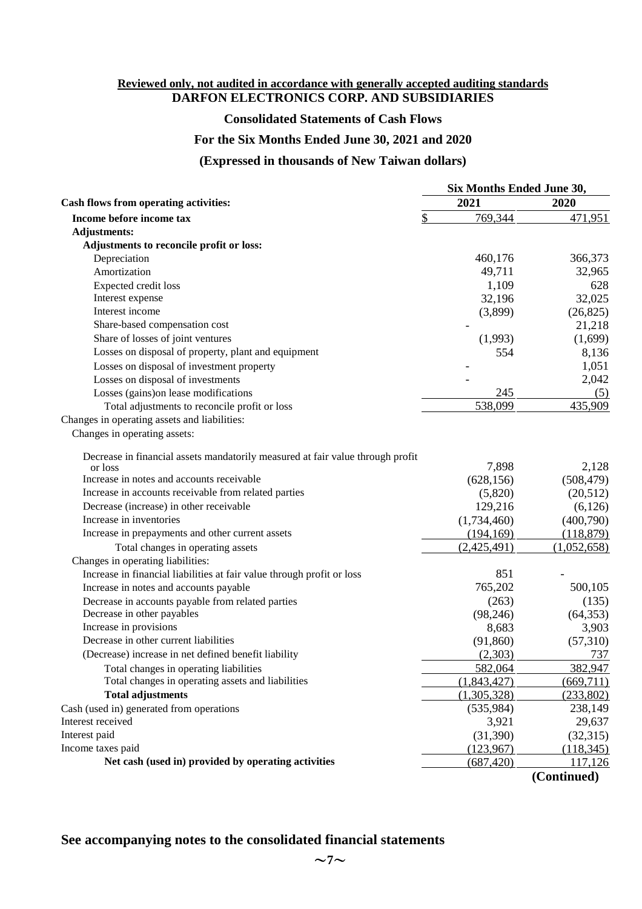**Reviewed only, not audited in accordance with generally accepted auditing standards**

# DARFON ELECTRONICS CORP. AND SUBSIDIARIES

## Consolidated Statements of Cash Flows

## For the Six Months Ended June 30, 2021 and 2020

## (Expressed in thousands of New Taiwan dollars)

| | Six Months Ended June 30, | |
|---|---|---|
| **Cash flows from operating activities:** | **2021** | **2020** |
| **Income before income tax** | $ 769,344 | 471,951 |
| **Adjustments:** | | |
| **Adjustments to reconcile profit or loss:** | | |
| Depreciation | 460,176 | 366,373 |
| Amortization | 49,711 | 32,965 |
| Expected credit loss | 1,109 | 628 |
| Interest expense | 32,196 | 32,025 |
| Interest income | (3,899) | (26,825) |
| Share-based compensation cost | - | 21,218 |
| Share of losses of joint ventures | (1,993) | (1,699) |
| Losses on disposal of property, plant and equipment | 554 | 8,136 |
| Losses on disposal of investment property | - | 1,051 |
| Losses on disposal of investments | - | 2,042 |
| Losses (gains)on lease modifications | 245 | (5) |
| Total adjustments to reconcile profit or loss | 538,099 | 435,909 |
| Changes in operating assets and liabilities: | | |
| Changes in operating assets: | | |
| Decrease in financial assets mandatorily measured at fair value through profit or loss | 7,898 | 2,128 |
| Increase in notes and accounts receivable | (628,156) | (508,479) |
| Increase in accounts receivable from related parties | (5,820) | (20,512) |
| Decrease (increase) in other receivable | 129,216 | (6,126) |
| Increase in inventories | (1,734,460) | (400,790) |
| Increase in prepayments and other current assets | (194,169) | (118,879) |
| Total changes in operating assets | (2,425,491) | (1,052,658) |
| Changes in operating liabilities: | | |
| Increase in financial liabilities at fair value through profit or loss | 851 | - |
| Increase in notes and accounts payable | 765,202 | 500,105 |
| Decrease in accounts payable from related parties | (263) | (135) |
| Decrease in other payables | (98,246) | (64,353) |
| Increase in provisions | 8,683 | 3,903 |
| Decrease in other current liabilities | (91,860) | (57,310) |
| (Decrease) increase in net defined benefit liability | (2,303) | 737 |
| Total changes in operating liabilities | 582,064 | 382,947 |
| Total changes in operating assets and liabilities | (1,843,427) | (669,711) |
| **Total adjustments** | (1,305,328) | (233,802) |
| Cash (used in) generated from operations | (535,984) | 238,149 |
| Interest received | 3,921 | 29,637 |
| Interest paid | (31,390) | (32,315) |
| Income taxes paid | (123,967) | (118,345) |
| **Net cash (used in) provided by operating activities** | (687,420) | 117,126 |

**(Continued)**

**See accompanying notes to the consolidated financial statements**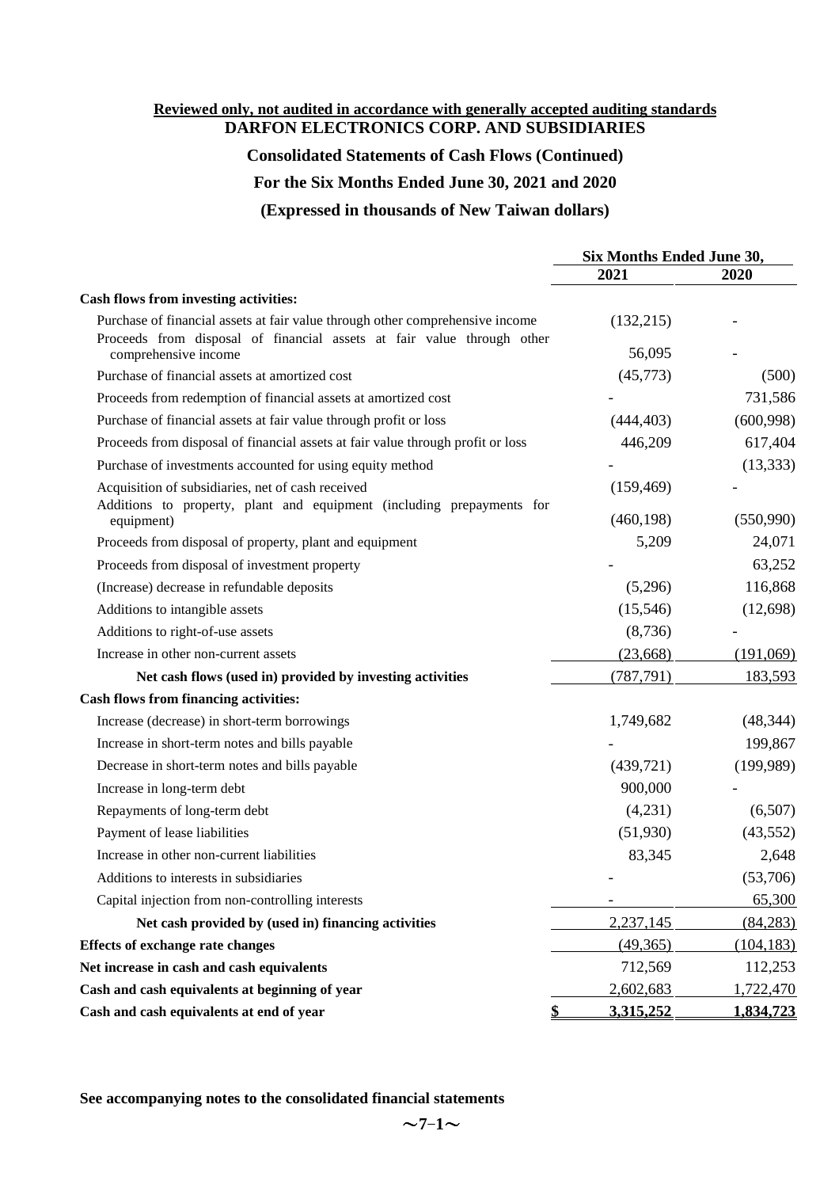**Reviewed only, not audited in accordance with generally accepted auditing standards**

**DARFON ELECTRONICS CORP. AND SUBSIDIARIES**

**Consolidated Statements of Cash Flows (Continued)**

**For the Six Months Ended June 30, 2021 and 2020**

**(Expressed in thousands of New Taiwan dollars)**

| | Six Months Ended June 30, | |
|---|---|---|
| | 2021 | 2020 |
| **Cash flows from investing activities:** | | |
| Purchase of financial assets at fair value through other comprehensive income | (132,215) | - |
| Proceeds from disposal of financial assets at fair value through other comprehensive income | 56,095 | - |
| Purchase of financial assets at amortized cost | (45,773) | (500) |
| Proceeds from redemption of financial assets at amortized cost | - | 731,586 |
| Purchase of financial assets at fair value through profit or loss | (444,403) | (600,998) |
| Proceeds from disposal of financial assets at fair value through profit or loss | 446,209 | 617,404 |
| Purchase of investments accounted for using equity method | - | (13,333) |
| Acquisition of subsidiaries, net of cash received | (159,469) | - |
| Additions to property, plant and equipment (including prepayments for equipment) | (460,198) | (550,990) |
| Proceeds from disposal of property, plant and equipment | 5,209 | 24,071 |
| Proceeds from disposal of investment property | - | 63,252 |
| (Increase) decrease in refundable deposits | (5,296) | 116,868 |
| Additions to intangible assets | (15,546) | (12,698) |
| Additions to right-of-use assets | (8,736) | - |
| Increase in other non-current assets | (23,668) | (191,069) |
| **Net cash flows (used in) provided by investing activities** | (787,791) | 183,593 |
| **Cash flows from financing activities:** | | |
| Increase (decrease) in short-term borrowings | 1,749,682 | (48,344) |
| Increase in short-term notes and bills payable | - | 199,867 |
| Decrease in short-term notes and bills payable | (439,721) | (199,989) |
| Increase in long-term debt | 900,000 | - |
| Repayments of long-term debt | (4,231) | (6,507) |
| Payment of lease liabilities | (51,930) | (43,552) |
| Increase in other non-current liabilities | 83,345 | 2,648 |
| Additions to interests in subsidiaries | - | (53,706) |
| Capital injection from non-controlling interests | - | 65,300 |
| **Net cash provided by (used in) financing activities** | 2,237,145 | (84,283) |
| **Effects of exchange rate changes** | (49,365) | (104,183) |
| **Net increase in cash and cash equivalents** | 712,569 | 112,253 |
| **Cash and cash equivalents at beginning of year** | 2,602,683 | 1,722,470 |
| **Cash and cash equivalents at end of year** | $ 3,315,252 | 1,834,723 |

**See accompanying notes to the consolidated financial statements**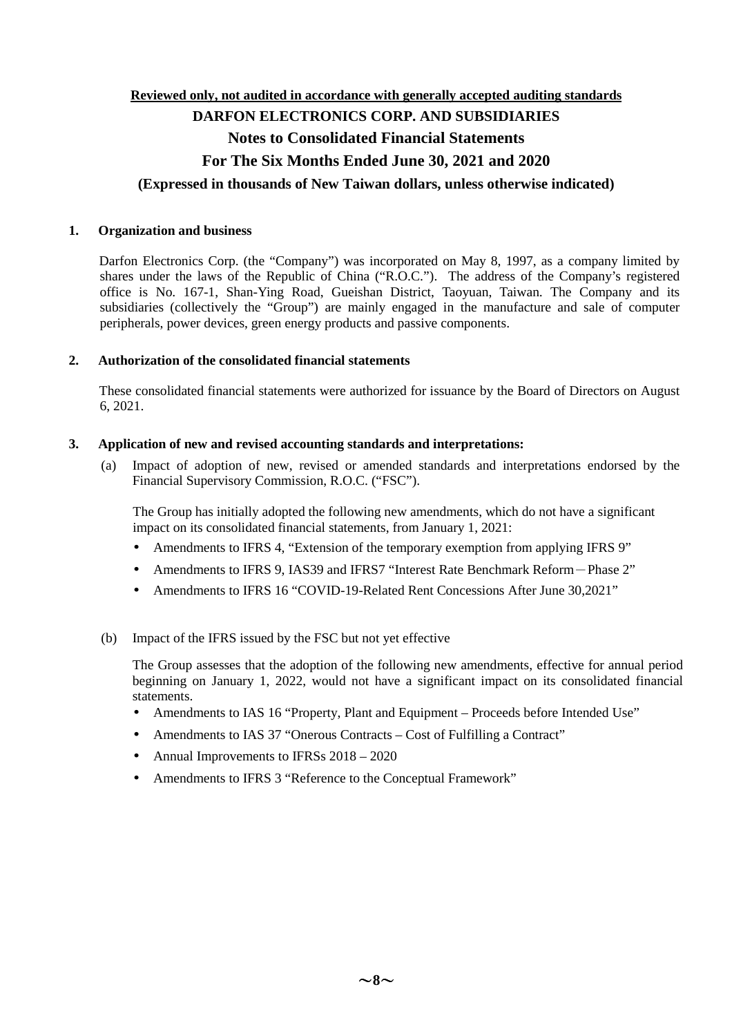**Reviewed only, not audited in accordance with generally accepted auditing standards**

# DARFON ELECTRONICS CORP. AND SUBSIDIARIES

## Notes to Consolidated Financial Statements

## For The Six Months Ended June 30, 2021 and 2020

### (Expressed in thousands of New Taiwan dollars, unless otherwise indicated)

**1. Organization and business**

Darfon Electronics Corp. (the "Company") was incorporated on May 8, 1997, as a company limited by shares under the laws of the Republic of China ("R.O.C."). The address of the Company's registered office is No. 167-1, Shan-Ying Road, Gueishan District, Taoyuan, Taiwan. The Company and its subsidiaries (collectively the "Group") are mainly engaged in the manufacture and sale of computer peripherals, power devices, green energy products and passive components.

**2. Authorization of the consolidated financial statements**

These consolidated financial statements were authorized for issuance by the Board of Directors on August 6, 2021.

**3. Application of new and revised accounting standards and interpretations:**

(a) Impact of adoption of new, revised or amended standards and interpretations endorsed by the Financial Supervisory Commission, R.O.C. ("FSC").

The Group has initially adopted the following new amendments, which do not have a significant impact on its consolidated financial statements, from January 1, 2021:

- Amendments to IFRS 4, "Extension of the temporary exemption from applying IFRS 9"
- Amendments to IFRS 9, IAS39 and IFRS7 "Interest Rate Benchmark Reform－Phase 2"
- Amendments to IFRS 16 "COVID-19-Related Rent Concessions After June 30,2021"

(b) Impact of the IFRS issued by the FSC but not yet effective

The Group assesses that the adoption of the following new amendments, effective for annual period beginning on January 1, 2022, would not have a significant impact on its consolidated financial statements.

- Amendments to IAS 16 "Property, Plant and Equipment – Proceeds before Intended Use"
- Amendments to IAS 37 "Onerous Contracts – Cost of Fulfilling a Contract"
- Annual Improvements to IFRSs 2018 – 2020
- Amendments to IFRS 3 "Reference to the Conceptual Framework"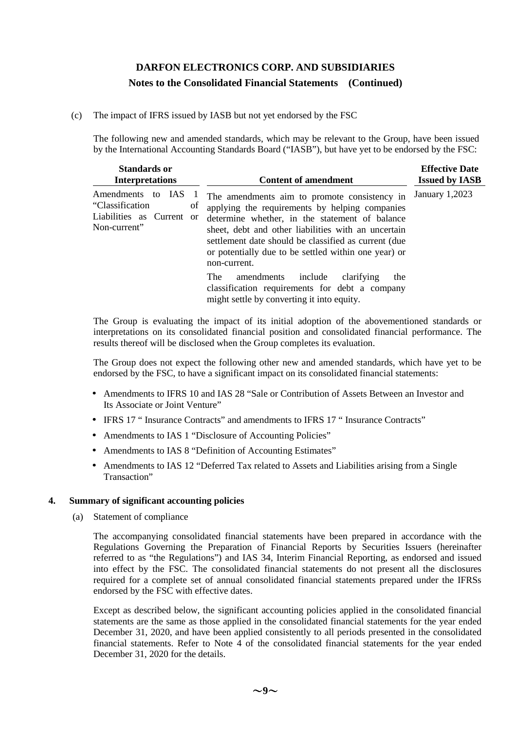(c) The impact of IFRS issued by IASB but not yet endorsed by the FSC

The following new and amended standards, which may be relevant to the Group, have been issued by the International Accounting Standards Board ("IASB"), but have yet to be endorsed by the FSC:

| Standards or Interpretations | Content of amendment | Effective Date Issued by IASB |
|---|---|---|
| Amendments to IAS 1 "Classification of Liabilities as Current or Non-current" | The amendments aim to promote consistency in applying the requirements by helping companies determine whether, in the statement of balance sheet, debt and other liabilities with an uncertain settlement date should be classified as current (due or potentially due to be settled within one year) or non-current.<br><br>The amendments include clarifying the classification requirements for debt a company might settle by converting it into equity. | January 1,2023 |

The Group is evaluating the impact of its initial adoption of the abovementioned standards or interpretations on its consolidated financial position and consolidated financial performance. The results thereof will be disclosed when the Group completes its evaluation.

The Group does not expect the following other new and amended standards, which have yet to be endorsed by the FSC, to have a significant impact on its consolidated financial statements:

- Amendments to IFRS 10 and IAS 28 "Sale or Contribution of Assets Between an Investor and Its Associate or Joint Venture"
- IFRS 17 " Insurance Contracts" and amendments to IFRS 17 " Insurance Contracts"
- Amendments to IAS 1 "Disclosure of Accounting Policies"
- Amendments to IAS 8 "Definition of Accounting Estimates"
- Amendments to IAS 12 "Deferred Tax related to Assets and Liabilities arising from a Single Transaction"

## 4. Summary of significant accounting policies

(a) Statement of compliance

The accompanying consolidated financial statements have been prepared in accordance with the Regulations Governing the Preparation of Financial Reports by Securities Issuers (hereinafter referred to as "the Regulations") and IAS 34, Interim Financial Reporting, as endorsed and issued into effect by the FSC. The consolidated financial statements do not present all the disclosures required for a complete set of annual consolidated financial statements prepared under the IFRSs endorsed by the FSC with effective dates.

Except as described below, the significant accounting policies applied in the consolidated financial statements are the same as those applied in the consolidated financial statements for the year ended December 31, 2020, and have been applied consistently to all periods presented in the consolidated financial statements. Refer to Note 4 of the consolidated financial statements for the year ended December 31, 2020 for the details.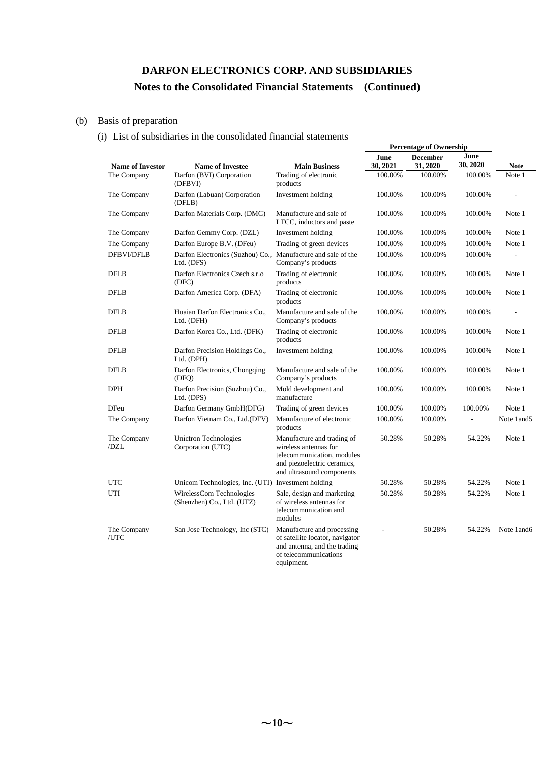# DARFON ELECTRONICS CORP. AND SUBSIDIARIES

## Notes to the Consolidated Financial Statements (Continued)

(b) Basis of preparation

(i) List of subsidiaries in the consolidated financial statements

| | | | Percentage of Ownership | | | |
|---|---|---|---|---|---|---|
| **Name of Investor** | **Name of Investee** | **Main Business** | **June 30, 2021** | **December 31, 2020** | **June 30, 2020** | **Note** |
| The Company | Darfon (BVI) Corporation (DFBVI) | Trading of electronic products | 100.00% | 100.00% | 100.00% | Note 1 |
| The Company | Darfon (Labuan) Corporation (DFLB) | Investment holding | 100.00% | 100.00% | 100.00% | - |
| The Company | Darfon Materials Corp. (DMC) | Manufacture and sale of LTCC, inductors and paste | 100.00% | 100.00% | 100.00% | Note 1 |
| The Company | Darfon Gemmy Corp. (DZL) | Investment holding | 100.00% | 100.00% | 100.00% | Note 1 |
| The Company | Darfon Europe B.V. (DFeu) | Trading of green devices | 100.00% | 100.00% | 100.00% | Note 1 |
| DFBVI/DFLB | Darfon Electronics (Suzhou) Co., Ltd. (DFS) | Manufacture and sale of the Company's products | 100.00% | 100.00% | 100.00% | - |
| DFLB | Darfon Electronics Czech s.r.o (DFC) | Trading of electronic products | 100.00% | 100.00% | 100.00% | Note 1 |
| DFLB | Darfon America Corp. (DFA) | Trading of electronic products | 100.00% | 100.00% | 100.00% | Note 1 |
| DFLB | Huaian Darfon Electronics Co., Ltd. (DFH) | Manufacture and sale of the Company's products | 100.00% | 100.00% | 100.00% | - |
| DFLB | Darfon Korea Co., Ltd. (DFK) | Trading of electronic products | 100.00% | 100.00% | 100.00% | Note 1 |
| DFLB | Darfon Precision Holdings Co., Ltd. (DPH) | Investment holding | 100.00% | 100.00% | 100.00% | Note 1 |
| DFLB | Darfon Electronics, Chongqing (DFQ) | Manufacture and sale of the Company's products | 100.00% | 100.00% | 100.00% | Note 1 |
| DPH | Darfon Precision (Suzhou) Co., Ltd. (DPS) | Mold development and manufacture | 100.00% | 100.00% | 100.00% | Note 1 |
| DFeu | Darfon Germany GmbH(DFG) | Trading of green devices | 100.00% | 100.00% | 100.00% | Note 1 |
| The Company | Darfon Vietnam Co., Ltd.(DFV) | Manufacture of electronic products | 100.00% | 100.00% | - | Note 1and5 |
| The Company /DZL | Unictron Technologies Corporation (UTC) | Manufacture and trading of wireless antennas for telecommunication, modules and piezoelectric ceramics, and ultrasound components | 50.28% | 50.28% | 54.22% | Note 1 |
| UTC | Unicom Technologies, Inc. (UTI) | Investment holding | 50.28% | 50.28% | 54.22% | Note 1 |
| UTI | WirelessCom Technologies (Shenzhen) Co., Ltd. (UTZ) | Sale, design and marketing of wireless antennas for telecommunication and modules | 50.28% | 50.28% | 54.22% | Note 1 |
| The Company /UTC | San Jose Technology, Inc (STC) | Manufacture and processing of satellite locator, navigator and antenna, and the trading of telecommunications equipment. | - | 50.28% | 54.22% | Note 1and6 |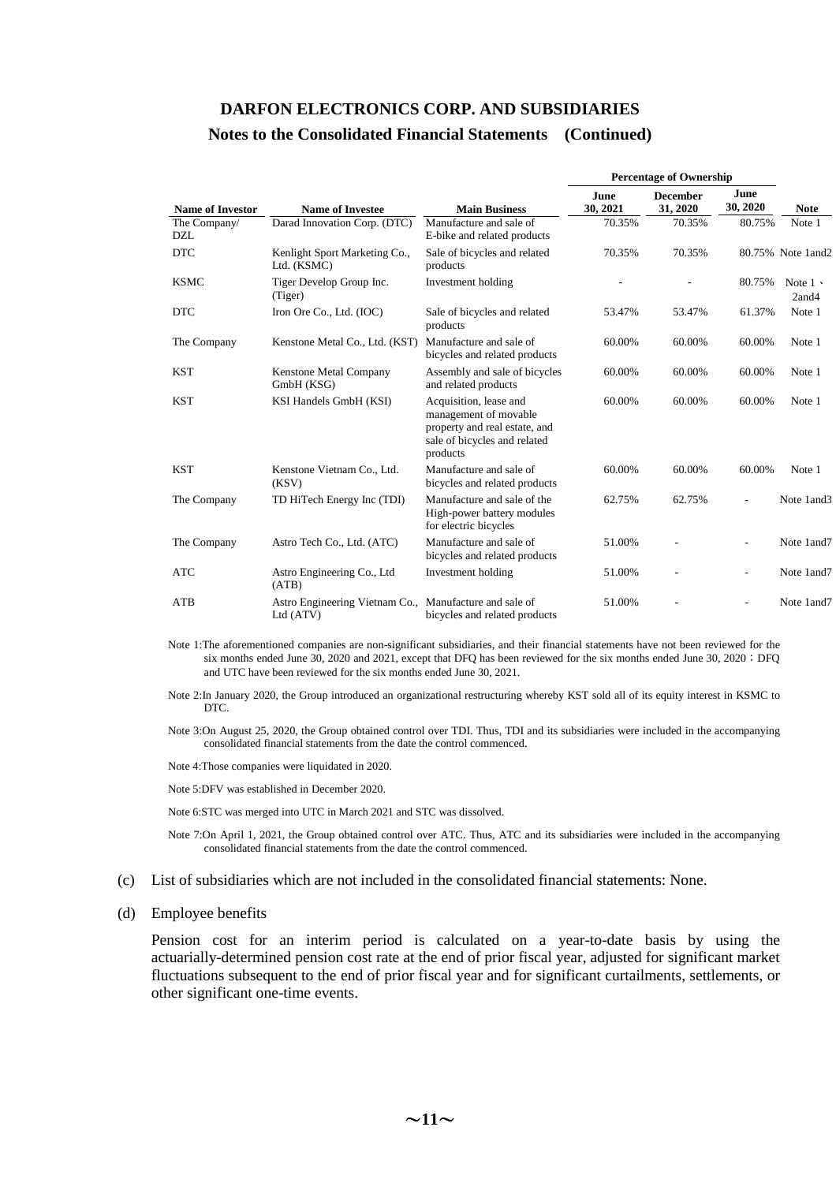# DARFON ELECTRONICS CORP. AND SUBSIDIARIES

## Notes to the Consolidated Financial Statements (Continued)

| Name of Investor | Name of Investee | Main Business | Percentage of Ownership | | | Note |
|---|---|---|---|---|---|---|
| | | | June 30, 2021 | December 31, 2020 | June 30, 2020 | |
| The Company/ DZL | Darad Innovation Corp. (DTC) | Manufacture and sale of E-bike and related products | 70.35% | 70.35% | 80.75% | Note 1 |
| DTC | Kenlight Sport Marketing Co., Ltd. (KSMC) | Sale of bicycles and related products | 70.35% | 70.35% | 80.75% | Note 1and2 |
| KSMC | Tiger Develop Group Inc. (Tiger) | Investment holding | - | - | 80.75% | Note 1、2and4 |
| DTC | Iron Ore Co., Ltd. (IOC) | Sale of bicycles and related products | 53.47% | 53.47% | 61.37% | Note 1 |
| The Company | Kenstone Metal Co., Ltd. (KST) | Manufacture and sale of bicycles and related products | 60.00% | 60.00% | 60.00% | Note 1 |
| KST | Kenstone Metal Company GmbH (KSG) | Assembly and sale of bicycles and related products | 60.00% | 60.00% | 60.00% | Note 1 |
| KST | KSI Handels GmbH (KSI) | Acquisition, lease and management of movable property and real estate, and sale of bicycles and related products | 60.00% | 60.00% | 60.00% | Note 1 |
| KST | Kenstone Vietnam Co., Ltd. (KSV) | Manufacture and sale of bicycles and related products | 60.00% | 60.00% | 60.00% | Note 1 |
| The Company | TD HiTech Energy Inc (TDI) | Manufacture and sale of the High-power battery modules for electric bicycles | 62.75% | 62.75% | - | Note 1and3 |
| The Company | Astro Tech Co., Ltd. (ATC) | Manufacture and sale of bicycles and related products | 51.00% | - | - | Note 1and7 |
| ATC | Astro Engineering Co., Ltd (ATB) | Investment holding | 51.00% | - | - | Note 1and7 |
| ATB | Astro Engineering Vietnam Co., Ltd (ATV) | Manufacture and sale of bicycles and related products | 51.00% | - | - | Note 1and7 |

Note 1:The aforementioned companies are non-significant subsidiaries, and their financial statements have not been reviewed for the six months ended June 30, 2020 and 2021, except that DFQ has been reviewed for the six months ended June 30, 2020；DFQ and UTC have been reviewed for the six months ended June 30, 2021.

Note 2:In January 2020, the Group introduced an organizational restructuring whereby KST sold all of its equity interest in KSMC to DTC.

Note 3:On August 25, 2020, the Group obtained control over TDI. Thus, TDI and its subsidiaries were included in the accompanying consolidated financial statements from the date the control commenced.

Note 4:Those companies were liquidated in 2020.

Note 5:DFV was established in December 2020.

Note 6:STC was merged into UTC in March 2021 and STC was dissolved.

Note 7:On April 1, 2021, the Group obtained control over ATC. Thus, ATC and its subsidiaries were included in the accompanying consolidated financial statements from the date the control commenced.

(c) List of subsidiaries which are not included in the consolidated financial statements: None.

(d) Employee benefits

Pension cost for an interim period is calculated on a year-to-date basis by using the actuarially-determined pension cost rate at the end of prior fiscal year, adjusted for significant market fluctuations subsequent to the end of prior fiscal year and for significant curtailments, settlements, or other significant one-time events.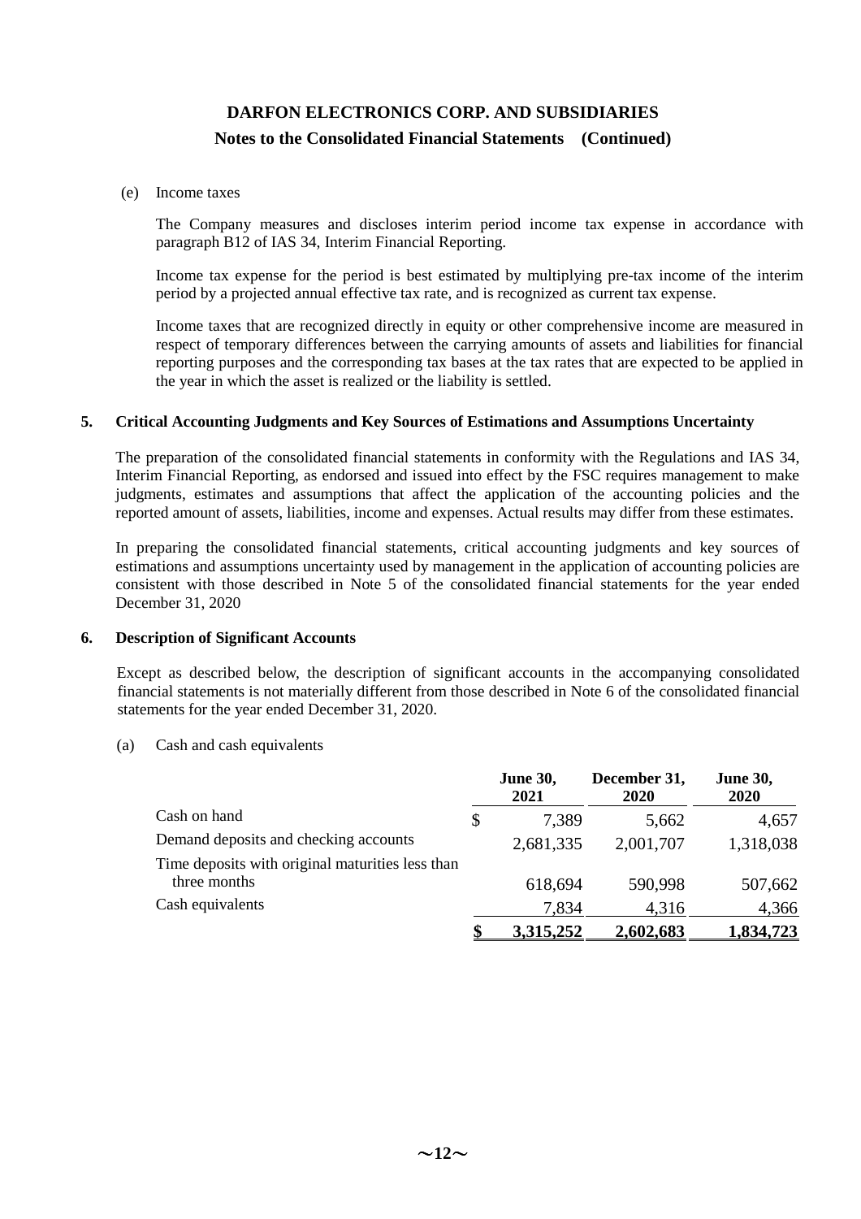# DARFON ELECTRONICS CORP. AND SUBSIDIARIES

## Notes to the Consolidated Financial Statements (Continued)

(e) Income taxes

The Company measures and discloses interim period income tax expense in accordance with paragraph B12 of IAS 34, Interim Financial Reporting.

Income tax expense for the period is best estimated by multiplying pre-tax income of the interim period by a projected annual effective tax rate, and is recognized as current tax expense.

Income taxes that are recognized directly in equity or other comprehensive income are measured in respect of temporary differences between the carrying amounts of assets and liabilities for financial reporting purposes and the corresponding tax bases at the tax rates that are expected to be applied in the year in which the asset is realized or the liability is settled.

### 5. Critical Accounting Judgments and Key Sources of Estimations and Assumptions Uncertainty

The preparation of the consolidated financial statements in conformity with the Regulations and IAS 34, Interim Financial Reporting, as endorsed and issued into effect by the FSC requires management to make judgments, estimates and assumptions that affect the application of the accounting policies and the reported amount of assets, liabilities, income and expenses. Actual results may differ from these estimates.

In preparing the consolidated financial statements, critical accounting judgments and key sources of estimations and assumptions uncertainty used by management in the application of accounting policies are consistent with those described in Note 5 of the consolidated financial statements for the year ended December 31, 2020

### 6. Description of Significant Accounts

Except as described below, the description of significant accounts in the accompanying consolidated financial statements is not materially different from those described in Note 6 of the consolidated financial statements for the year ended December 31, 2020.

(a) Cash and cash equivalents

| | June 30, 2021 | December 31, 2020 | June 30, 2020 |
|---|---|---|---|
| Cash on hand | $ 7,389 | 5,662 | 4,657 |
| Demand deposits and checking accounts | 2,681,335 | 2,001,707 | 1,318,038 |
| Time deposits with original maturities less than three months | 618,694 | 590,998 | 507,662 |
| Cash equivalents | 7,834 | 4,316 | 4,366 |
| | **$ 3,315,252** | **2,602,683** | **1,834,723** |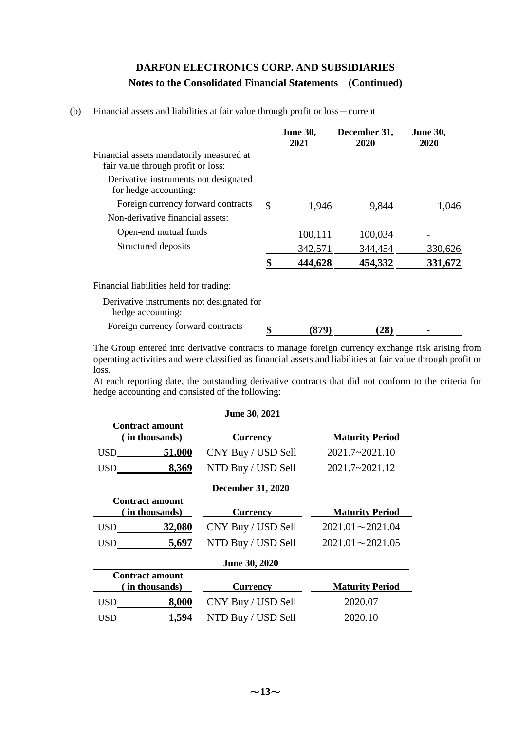**DARFON ELECTRONICS CORP. AND SUBSIDIARIES**

**Notes to the Consolidated Financial Statements (Continued)**

(b) Financial assets and liabilities at fair value through profit or loss－current

| | June 30, 2021 | December 31, 2020 | June 30, 2020 |
|---|---|---|---|
| Financial assets mandatorily measured at fair value through profit or loss: | | | |
| Derivative instruments not designated for hedge accounting: | | | |
| Foreign currency forward contracts | $ 1,946 | 9,844 | 1,046 |
| Non-derivative financial assets: | | | |
| Open-end mutual funds | 100,111 | 100,034 | - |
| Structured deposits | 342,571 | 344,454 | 330,626 |
| | $ 444,628 | 454,332 | 331,672 |
| Financial liabilities held for trading: | | | |
| Derivative instruments not designated for hedge accounting: | | | |
| Foreign currency forward contracts | $ (879) | (28) | - |

The Group entered into derivative contracts to manage foreign currency exchange risk arising from operating activities and were classified as financial assets and liabilities at fair value through profit or loss.

At each reporting date, the outstanding derivative contracts that did not conform to the criteria for hedge accounting and consisted of the following:

**June 30, 2021**

| Contract amount (in thousands) | Currency | Maturity Period |
|---|---|---|
| USD 51,000 | CNY Buy / USD Sell | 2021.7~2021.10 |
| USD 8,369 | NTD Buy / USD Sell | 2021.7~2021.12 |

**December 31, 2020**

| Contract amount (in thousands) | Currency | Maturity Period |
|---|---|---|
| USD 32,080 | CNY Buy / USD Sell | 2021.01～2021.04 |
| USD 5,697 | NTD Buy / USD Sell | 2021.01～2021.05 |

**June 30, 2020**

| Contract amount (in thousands) | Currency | Maturity Period |
|---|---|---|
| USD 8,000 | CNY Buy / USD Sell | 2020.07 |
| USD 1,594 | NTD Buy / USD Sell | 2020.10 |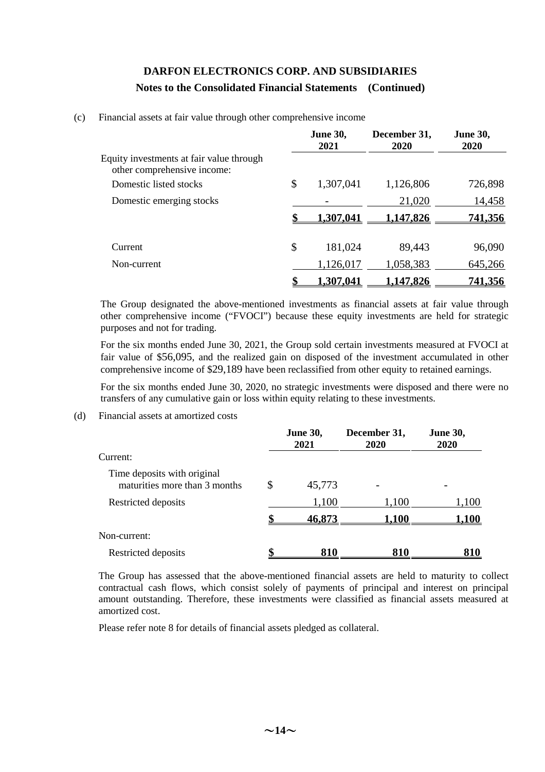(c) Financial assets at fair value through other comprehensive income

| | June 30, 2021 | December 31, 2020 | June 30, 2020 |
|---|---|---|---|
| Equity investments at fair value through other comprehensive income: | | | |
| Domestic listed stocks | $ 1,307,041 | 1,126,806 | 726,898 |
| Domestic emerging stocks | - | 21,020 | 14,458 |
| | **$ 1,307,041** | **1,147,826** | **741,356** |
| Current | $ 181,024 | 89,443 | 96,090 |
| Non-current | 1,126,017 | 1,058,383 | 645,266 |
| | **$ 1,307,041** | **1,147,826** | **741,356** |

The Group designated the above-mentioned investments as financial assets at fair value through other comprehensive income ("FVOCI") because these equity investments are held for strategic purposes and not for trading.

For the six months ended June 30, 2021, the Group sold certain investments measured at FVOCI at fair value of $56,095, and the realized gain on disposed of the investment accumulated in other comprehensive income of $29,189 have been reclassified from other equity to retained earnings.

For the six months ended June 30, 2020, no strategic investments were disposed and there were no transfers of any cumulative gain or loss within equity relating to these investments.

(d) Financial assets at amortized costs

| | June 30, 2021 | December 31, 2020 | June 30, 2020 |
|---|---|---|---|
| Current: | | | |
| Time deposits with original maturities more than 3 months | $ 45,773 | - | - |
| Restricted deposits | 1,100 | 1,100 | 1,100 |
| | **$ 46,873** | **1,100** | **1,100** |
| Non-current: | | | |
| Restricted deposits | **$ 810** | **810** | **810** |

The Group has assessed that the above-mentioned financial assets are held to maturity to collect contractual cash flows, which consist solely of payments of principal and interest on principal amount outstanding. Therefore, these investments were classified as financial assets measured at amortized cost.

Please refer note 8 for details of financial assets pledged as collateral.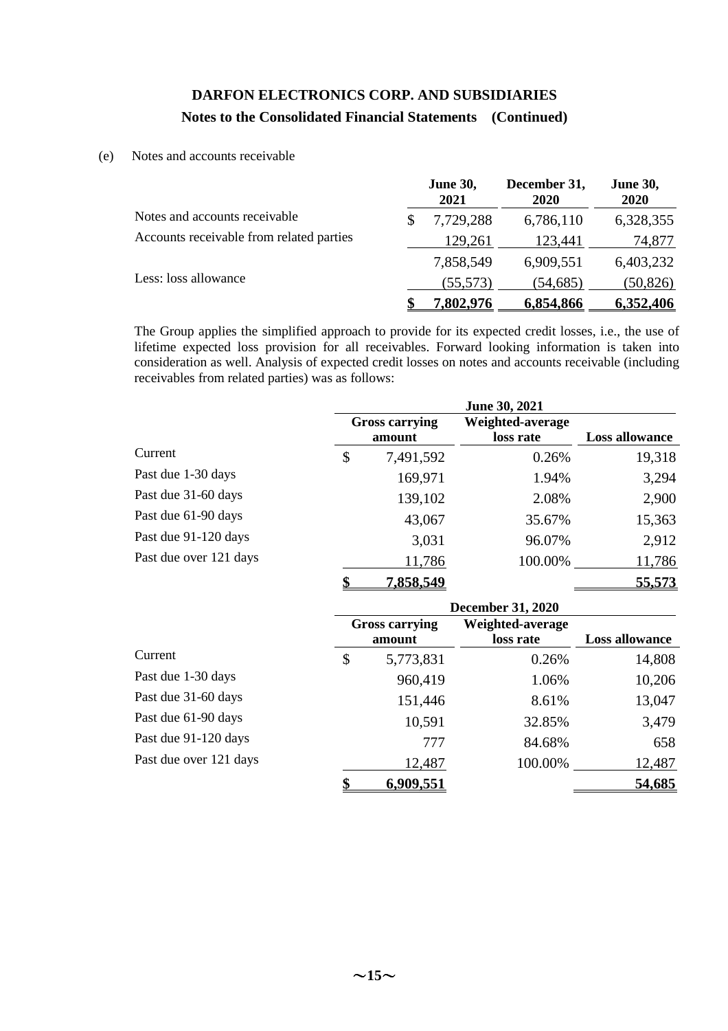# DARFON ELECTRONICS CORP. AND SUBSIDIARIES

## Notes to the Consolidated Financial Statements (Continued)

(e) Notes and accounts receivable

| | June 30, 2021 | December 31, 2020 | June 30, 2020 |
|---|---|---|---|
| Notes and accounts receivable | $ 7,729,288 | 6,786,110 | 6,328,355 |
| Accounts receivable from related parties | 129,261 | 123,441 | 74,877 |
| | 7,858,549 | 6,909,551 | 6,403,232 |
| Less: loss allowance | (55,573) | (54,685) | (50,826) |
| | $ 7,802,976 | 6,854,866 | 6,352,406 |

The Group applies the simplified approach to provide for its expected credit losses, i.e., the use of lifetime expected loss provision for all receivables. Forward looking information is taken into consideration as well. Analysis of expected credit losses on notes and accounts receivable (including receivables from related parties) was as follows:

| | June 30, 2021 | | |
|---|---|---|---|
| | Gross carrying amount | Weighted-average loss rate | Loss allowance |
| Current | $ 7,491,592 | 0.26% | 19,318 |
| Past due 1-30 days | 169,971 | 1.94% | 3,294 |
| Past due 31-60 days | 139,102 | 2.08% | 2,900 |
| Past due 61-90 days | 43,067 | 35.67% | 15,363 |
| Past due 91-120 days | 3,031 | 96.07% | 2,912 |
| Past due over 121 days | 11,786 | 100.00% | 11,786 |
| | $ 7,858,549 | | 55,573 |

| | December 31, 2020 | | |
|---|---|---|---|
| | Gross carrying amount | Weighted-average loss rate | Loss allowance |
| Current | $ 5,773,831 | 0.26% | 14,808 |
| Past due 1-30 days | 960,419 | 1.06% | 10,206 |
| Past due 31-60 days | 151,446 | 8.61% | 13,047 |
| Past due 61-90 days | 10,591 | 32.85% | 3,479 |
| Past due 91-120 days | 777 | 84.68% | 658 |
| Past due over 121 days | 12,487 | 100.00% | 12,487 |
| | $ 6,909,551 | | 54,685 |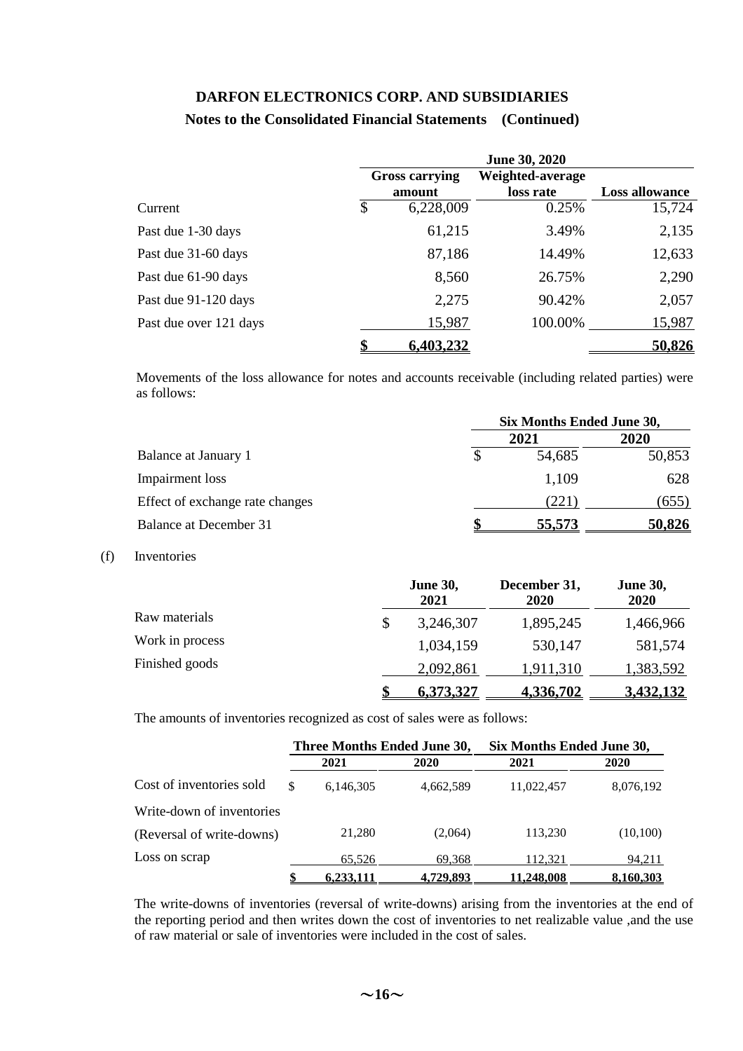| | June 30, 2020 | | |
|---|---|---|---|
| | Gross carrying amount | Weighted-average loss rate | Loss allowance |
| Current | $ 6,228,009 | 0.25% | 15,724 |
| Past due 1-30 days | 61,215 | 3.49% | 2,135 |
| Past due 31-60 days | 87,186 | 14.49% | 12,633 |
| Past due 61-90 days | 8,560 | 26.75% | 2,290 |
| Past due 91-120 days | 2,275 | 90.42% | 2,057 |
| Past due over 121 days | 15,987 | 100.00% | 15,987 |
| | $ 6,403,232 | | 50,826 |

Movements of the loss allowance for notes and accounts receivable (including related parties) were as follows:

| | Six Months Ended June 30, | |
|---|---|---|
| | 2021 | 2020 |
| Balance at January 1 | $ 54,685 | 50,853 |
| Impairment loss | 1,109 | 628 |
| Effect of exchange rate changes | (221) | (655) |
| Balance at December 31 | $ 55,573 | 50,826 |

(f) Inventories

| | June 30, 2021 | December 31, 2020 | June 30, 2020 |
|---|---|---|---|
| Raw materials | $ 3,246,307 | 1,895,245 | 1,466,966 |
| Work in process | 1,034,159 | 530,147 | 581,574 |
| Finished goods | 2,092,861 | 1,911,310 | 1,383,592 |
| | $ 6,373,327 | 4,336,702 | 3,432,132 |

The amounts of inventories recognized as cost of sales were as follows:

| | Three Months Ended June 30, | | Six Months Ended June 30, | |
|---|---|---|---|---|
| | 2021 | 2020 | 2021 | 2020 |
| Cost of inventories sold | $ 6,146,305 | 4,662,589 | 11,022,457 | 8,076,192 |
| Write-down of inventories | | | | |
| (Reversal of write-downs) | 21,280 | (2,064) | 113,230 | (10,100) |
| Loss on scrap | 65,526 | 69,368 | 112,321 | 94,211 |
| | $ 6,233,111 | 4,729,893 | 11,248,008 | 8,160,303 |

The write-downs of inventories (reversal of write-downs) arising from the inventories at the end of the reporting period and then writes down the cost of inventories to net realizable value ,and the use of raw material or sale of inventories were included in the cost of sales.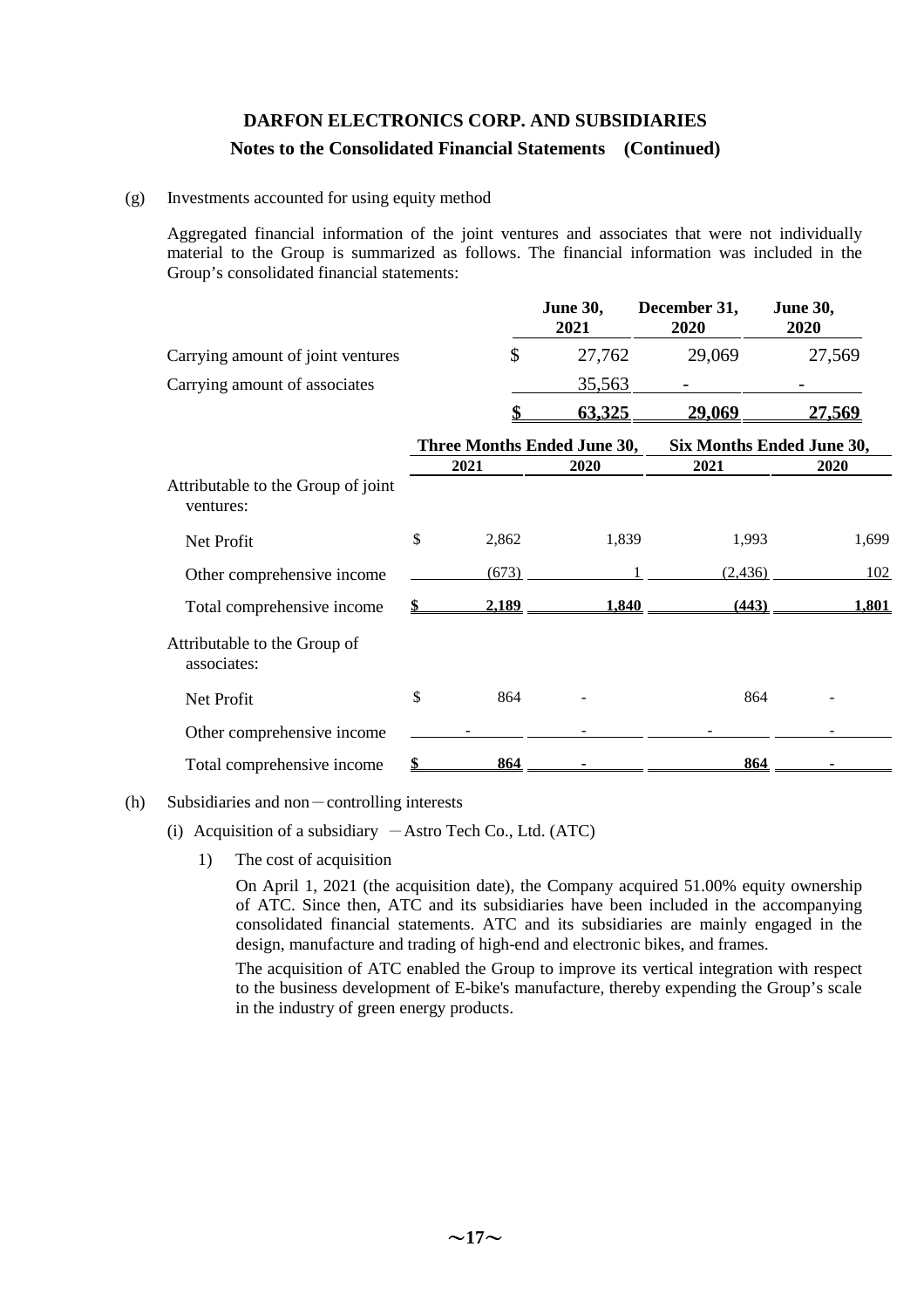# DARFON ELECTRONICS CORP. AND SUBSIDIARIES

## Notes to the Consolidated Financial Statements (Continued)

(g) Investments accounted for using equity method

Aggregated financial information of the joint ventures and associates that were not individually material to the Group is summarized as follows. The financial information was included in the Group's consolidated financial statements:

| | June 30, 2021 | December 31, 2020 | June 30, 2020 |
|---|---|---|---|
| Carrying amount of joint ventures | $ 27,762 | 29,069 | 27,569 |
| Carrying amount of associates | 35,563 | - | - |
| | **$ 63,325** | **29,069** | **27,569** |

| | Three Months Ended June 30, | | Six Months Ended June 30, | |
|---|---|---|---|---|
| | 2021 | 2020 | 2021 | 2020 |
| Attributable to the Group of joint ventures: | | | | |
| Net Profit | $ 2,862 | 1,839 | 1,993 | 1,699 |
| Other comprehensive income | (673) | 1 | (2,436) | 102 |
| Total comprehensive income | **$ 2,189** | **1,840** | **(443)** | **1,801** |
| Attributable to the Group of associates: | | | | |
| Net Profit | $ 864 | - | 864 | - |
| Other comprehensive income | - | - | - | - |
| Total comprehensive income | **$ 864** | **-** | **864** | **-** |

(h) Subsidiaries and non－controlling interests

(i) Acquisition of a subsidiary －Astro Tech Co., Ltd. (ATC)

1) The cost of acquisition

On April 1, 2021 (the acquisition date), the Company acquired 51.00% equity ownership of ATC. Since then, ATC and its subsidiaries have been included in the accompanying consolidated financial statements. ATC and its subsidiaries are mainly engaged in the design, manufacture and trading of high-end and electronic bikes, and frames.

The acquisition of ATC enabled the Group to improve its vertical integration with respect to the business development of E-bike's manufacture, thereby expending the Group's scale in the industry of green energy products.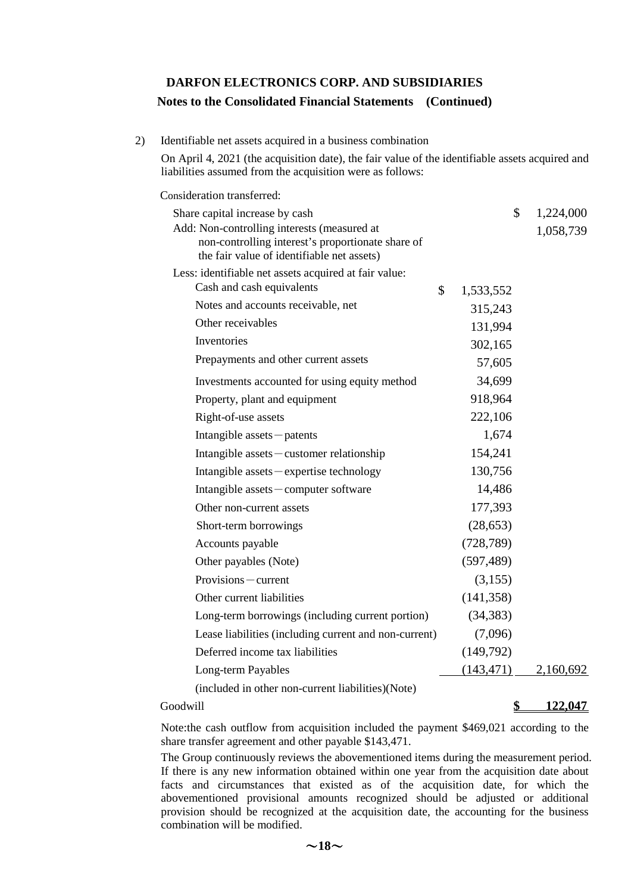**DARFON ELECTRONICS CORP. AND SUBSIDIARIES**

**Notes to the Consolidated Financial Statements (Continued)**

2) Identifiable net assets acquired in a business combination

On April 4, 2021 (the acquisition date), the fair value of the identifiable assets acquired and liabilities assumed from the acquisition were as follows:

| | | |
|---|---|---|
| Consideration transferred: | | |
| Share capital increase by cash | | $ 1,224,000 |
| Add: Non-controlling interests (measured at non-controlling interest's proportionate share of the fair value of identifiable net assets) | | 1,058,739 |
| Less: identifiable net assets acquired at fair value: | | |
| Cash and cash equivalents | $ 1,533,552 | |
| Notes and accounts receivable, net | 315,243 | |
| Other receivables | 131,994 | |
| Inventories | 302,165 | |
| Prepayments and other current assets | 57,605 | |
| Investments accounted for using equity method | 34,699 | |
| Property, plant and equipment | 918,964 | |
| Right-of-use assets | 222,106 | |
| Intangible assets－patents | 1,674 | |
| Intangible assets－customer relationship | 154,241 | |
| Intangible assets－expertise technology | 130,756 | |
| Intangible assets－computer software | 14,486 | |
| Other non-current assets | 177,393 | |
| Short-term borrowings | (28,653) | |
| Accounts payable | (728,789) | |
| Other payables (Note) | (597,489) | |
| Provisions－current | (3,155) | |
| Other current liabilities | (141,358) | |
| Long-term borrowings (including current portion) | (34,383) | |
| Lease liabilities (including current and non-current) | (7,096) | |
| Deferred income tax liabilities | (149,792) | |
| Long-term Payables (included in other non-current liabilities)(Note) | (143,471) | 2,160,692 |
| Goodwill | | $ 122,047 |

Note:the cash outflow from acquisition included the payment $469,021 according to the share transfer agreement and other payable $143,471.

The Group continuously reviews the abovementioned items during the measurement period. If there is any new information obtained within one year from the acquisition date about facts and circumstances that existed as of the acquisition date, for which the abovementioned provisional amounts recognized should be adjusted or additional provision should be recognized at the acquisition date, the accounting for the business combination will be modified.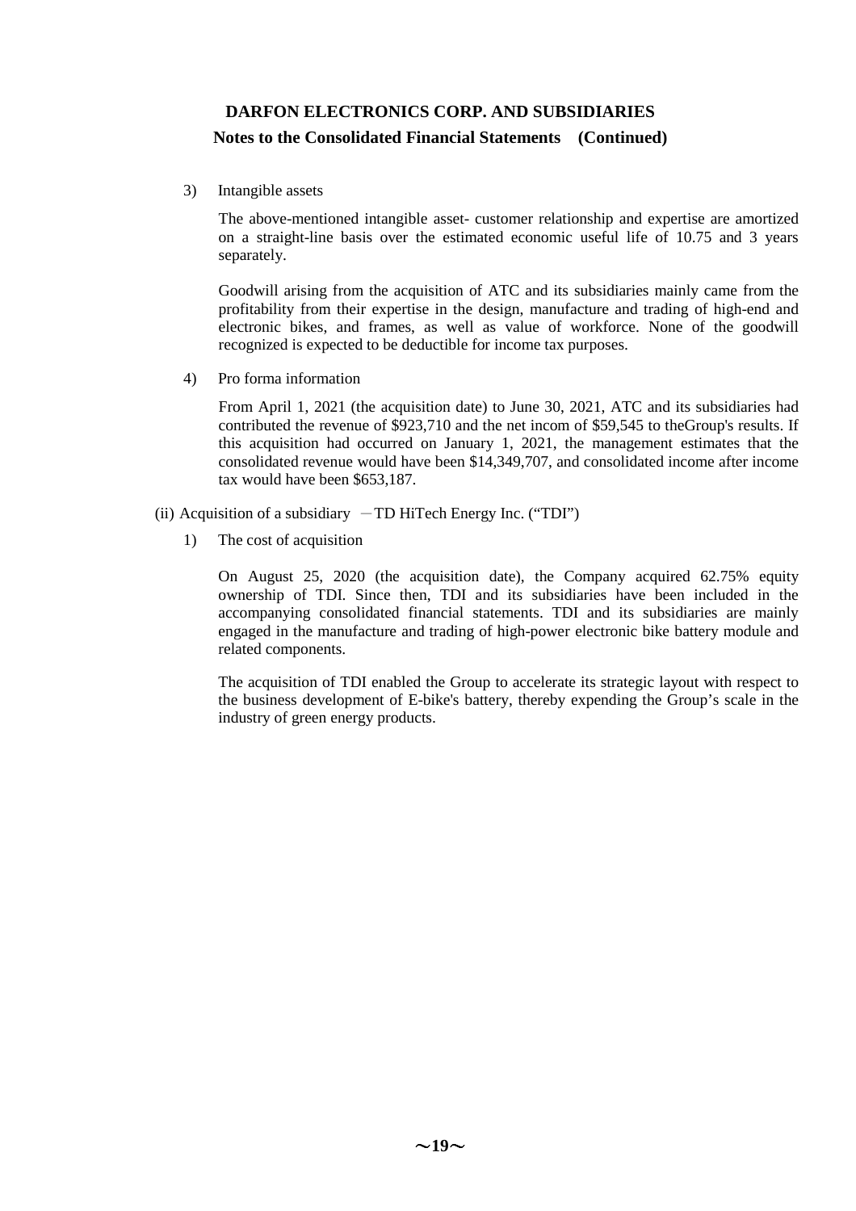3) Intangible assets

The above-mentioned intangible asset- customer relationship and expertise are amortized on a straight-line basis over the estimated economic useful life of 10.75 and 3 years separately.

Goodwill arising from the acquisition of ATC and its subsidiaries mainly came from the profitability from their expertise in the design, manufacture and trading of high-end and electronic bikes, and frames, as well as value of workforce. None of the goodwill recognized is expected to be deductible for income tax purposes.

4) Pro forma information

From April 1, 2021 (the acquisition date) to June 30, 2021, ATC and its subsidiaries had contributed the revenue of $923,710 and the net incom of $59,545 to theGroup's results. If this acquisition had occurred on January 1, 2021, the management estimates that the consolidated revenue would have been $14,349,707, and consolidated income after income tax would have been $653,187.

(ii) Acquisition of a subsidiary －TD HiTech Energy Inc. (“TDI”)

1) The cost of acquisition

On August 25, 2020 (the acquisition date), the Company acquired 62.75% equity ownership of TDI. Since then, TDI and its subsidiaries have been included in the accompanying consolidated financial statements. TDI and its subsidiaries are mainly engaged in the manufacture and trading of high-power electronic bike battery module and related components.

The acquisition of TDI enabled the Group to accelerate its strategic layout with respect to the business development of E-bike's battery, thereby expending the Group’s scale in the industry of green energy products.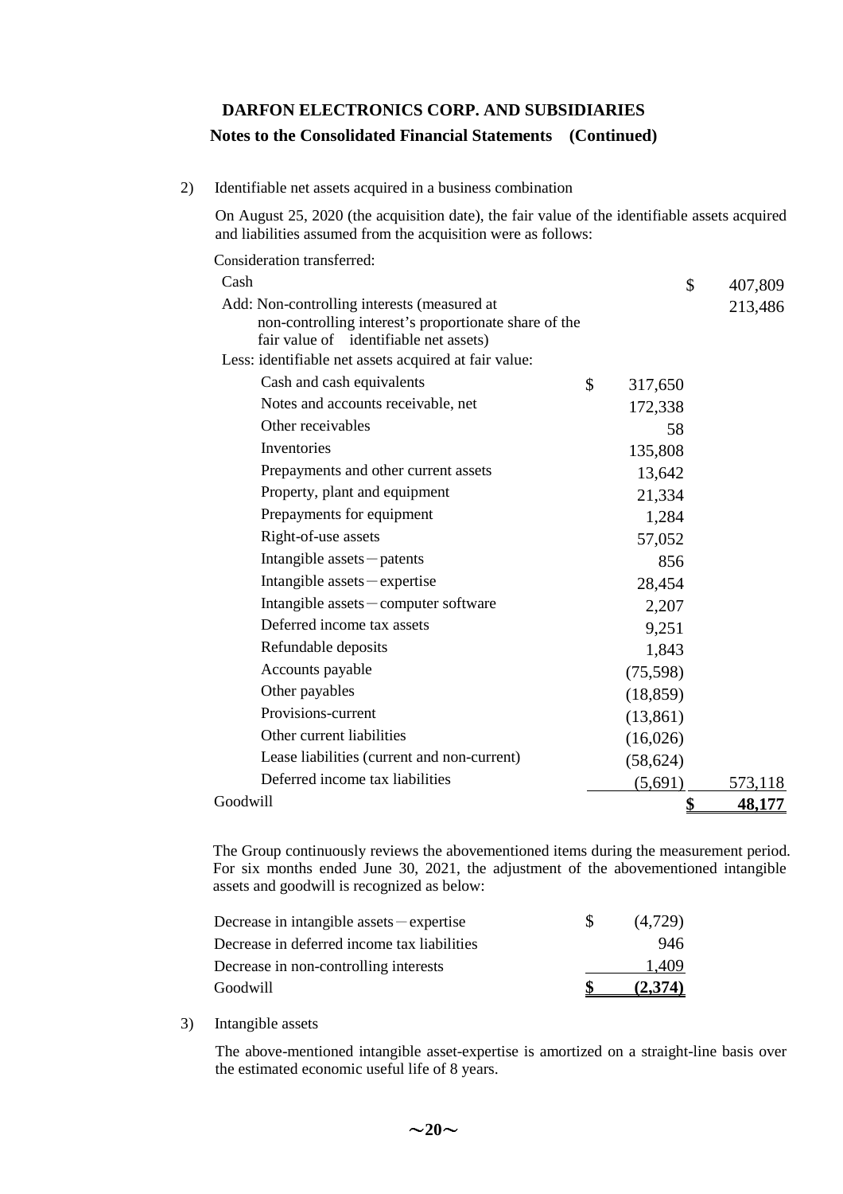# DARFON ELECTRONICS CORP. AND SUBSIDIARIES

## Notes to the Consolidated Financial Statements (Continued)

2) Identifiable net assets acquired in a business combination

On August 25, 2020 (the acquisition date), the fair value of the identifiable assets acquired and liabilities assumed from the acquisition were as follows:

| | | |
|---|---|---|
| Consideration transferred: | | |
| Cash | | $ 407,809 |
| Add: Non-controlling interests (measured at non-controlling interest's proportionate share of the fair value of identifiable net assets) | | 213,486 |
| Less: identifiable net assets acquired at fair value: | | |
| Cash and cash equivalents | $ 317,650 | |
| Notes and accounts receivable, net | 172,338 | |
| Other receivables | 58 | |
| Inventories | 135,808 | |
| Prepayments and other current assets | 13,642 | |
| Property, plant and equipment | 21,334 | |
| Prepayments for equipment | 1,284 | |
| Right-of-use assets | 57,052 | |
| Intangible assets－patents | 856 | |
| Intangible assets－expertise | 28,454 | |
| Intangible assets－computer software | 2,207 | |
| Deferred income tax assets | 9,251 | |
| Refundable deposits | 1,843 | |
| Accounts payable | (75,598) | |
| Other payables | (18,859) | |
| Provisions-current | (13,861) | |
| Other current liabilities | (16,026) | |
| Lease liabilities (current and non-current) | (58,624) | |
| Deferred income tax liabilities | (5,691) | 573,118 |
| Goodwill | | $ 48,177 |

The Group continuously reviews the abovementioned items during the measurement period. For six months ended June 30, 2021, the adjustment of the abovementioned intangible assets and goodwill is recognized as below:

| | |
|---|---|
| Decrease in intangible assets－expertise | $ (4,729) |
| Decrease in deferred income tax liabilities | 946 |
| Decrease in non-controlling interests | 1,409 |
| Goodwill | $ (2,374) |

3) Intangible assets

The above-mentioned intangible asset-expertise is amortized on a straight-line basis over the estimated economic useful life of 8 years.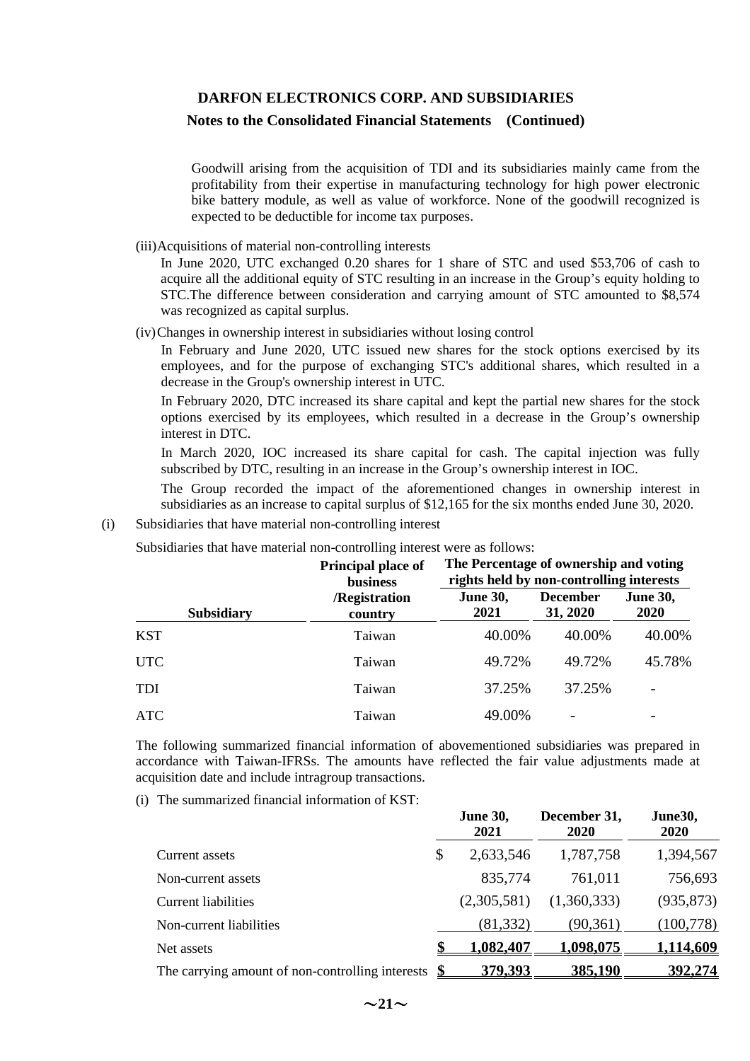# DARFON ELECTRONICS CORP. AND SUBSIDIARIES

## Notes to the Consolidated Financial Statements (Continued)

Goodwill arising from the acquisition of TDI and its subsidiaries mainly came from the profitability from their expertise in manufacturing technology for high power electronic bike battery module, as well as value of workforce. None of the goodwill recognized is expected to be deductible for income tax purposes.

(iii) Acquisitions of material non-controlling interests

In June 2020, UTC exchanged 0.20 shares for 1 share of STC and used $53,706 of cash to acquire all the additional equity of STC resulting in an increase in the Group's equity holding to STC.The difference between consideration and carrying amount of STC amounted to $8,574 was recognized as capital surplus.

(iv) Changes in ownership interest in subsidiaries without losing control

In February and June 2020, UTC issued new shares for the stock options exercised by its employees, and for the purpose of exchanging STC's additional shares, which resulted in a decrease in the Group's ownership interest in UTC.

In February 2020, DTC increased its share capital and kept the partial new shares for the stock options exercised by its employees, which resulted in a decrease in the Group's ownership interest in DTC.

In March 2020, IOC increased its share capital for cash. The capital injection was fully subscribed by DTC, resulting in an increase in the Group's ownership interest in IOC.

The Group recorded the impact of the aforementioned changes in ownership interest in subsidiaries as an increase to capital surplus of $12,165 for the six months ended June 30, 2020.

(i) Subsidiaries that have material non-controlling interest

Subsidiaries that have material non-controlling interest were as follows:

| Subsidiary | Principal place of business /Registration country | The Percentage of ownership and voting rights held by non-controlling interests | | |
|---|---|---|---|---|
| | | **June 30, 2021** | **December 31, 2020** | **June 30, 2020** |
| KST | Taiwan | 40.00% | 40.00% | 40.00% |
| UTC | Taiwan | 49.72% | 49.72% | 45.78% |
| TDI | Taiwan | 37.25% | 37.25% | - |
| ATC | Taiwan | 49.00% | - | - |

The following summarized financial information of abovementioned subsidiaries was prepared in accordance with Taiwan-IFRSs. The amounts have reflected the fair value adjustments made at acquisition date and include intragroup transactions.

(i) The summarized financial information of KST:

| | June 30, 2021 | December 31, 2020 | June30, 2020 |
|---|---|---|---|
| Current assets | $ 2,633,546 | 1,787,758 | 1,394,567 |
| Non-current assets | 835,774 | 761,011 | 756,693 |
| Current liabilities | (2,305,581) | (1,360,333) | (935,873) |
| Non-current liabilities | (81,332) | (90,361) | (100,778) |
| Net assets | $ 1,082,407 | 1,098,075 | 1,114,609 |
| The carrying amount of non-controlling interests | $ 379,393 | 385,190 | 392,274 |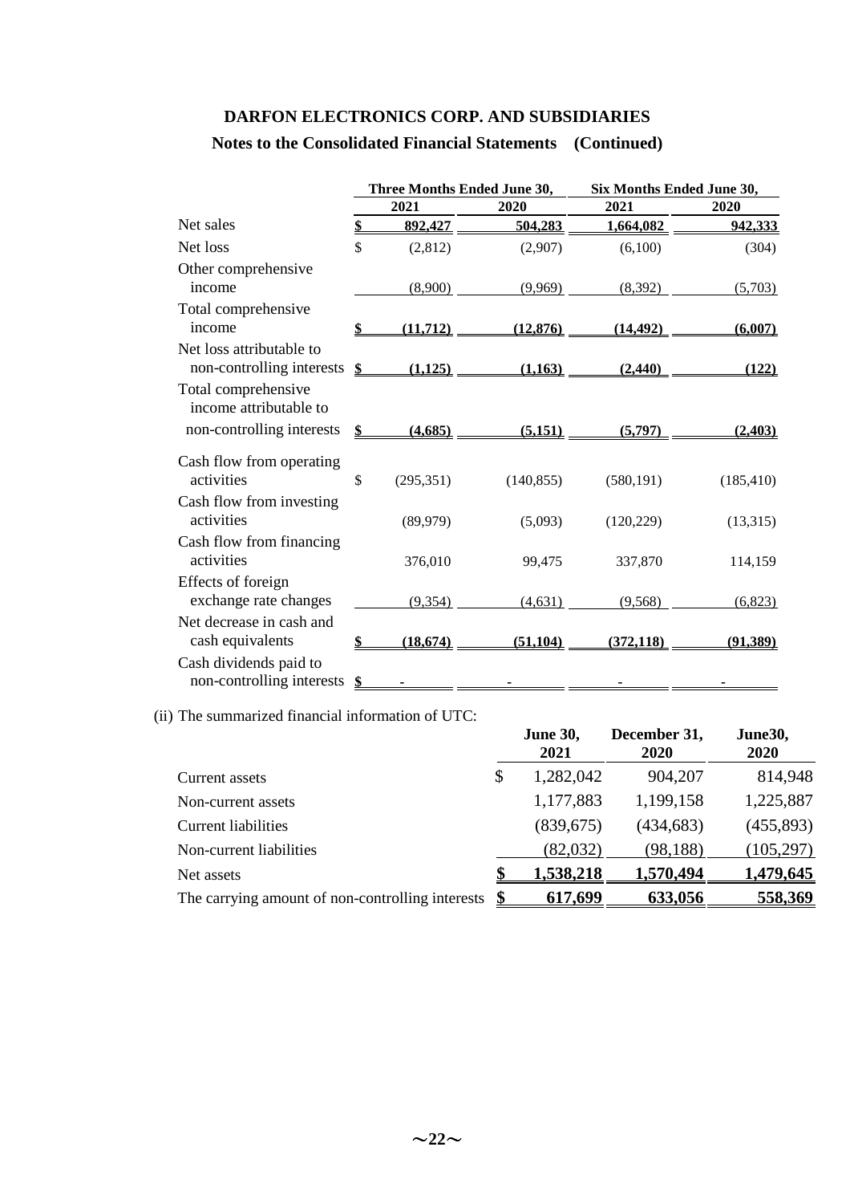# DARFON ELECTRONICS CORP. AND SUBSIDIARIES

## Notes to the Consolidated Financial Statements (Continued)

| | Three Months Ended June 30, | | Six Months Ended June 30, | |
|---|---|---|---|---|
| | 2021 | 2020 | 2021 | 2020 |
| Net sales | $ 892,427 | 504,283 | 1,664,082 | 942,333 |
| Net loss | $ (2,812) | (2,907) | (6,100) | (304) |
| Other comprehensive income | (8,900) | (9,969) | (8,392) | (5,703) |
| Total comprehensive income | $ (11,712) | (12,876) | (14,492) | (6,007) |
| Net loss attributable to non-controlling interests | $ (1,125) | (1,163) | (2,440) | (122) |
| Total comprehensive income attributable to non-controlling interests | $ (4,685) | (5,151) | (5,797) | (2,403) |
| Cash flow from operating activities | $ (295,351) | (140,855) | (580,191) | (185,410) |
| Cash flow from investing activities | (89,979) | (5,093) | (120,229) | (13,315) |
| Cash flow from financing activities | 376,010 | 99,475 | 337,870 | 114,159 |
| Effects of foreign exchange rate changes | (9,354) | (4,631) | (9,568) | (6,823) |
| Net decrease in cash and cash equivalents | $ (18,674) | (51,104) | (372,118) | (91,389) |
| Cash dividends paid to non-controlling interests | $ - | - | - | - |

(ii) The summarized financial information of UTC:

| | June 30, 2021 | December 31, 2020 | June30, 2020 |
|---|---|---|---|
| Current assets | $ 1,282,042 | 904,207 | 814,948 |
| Non-current assets | 1,177,883 | 1,199,158 | 1,225,887 |
| Current liabilities | (839,675) | (434,683) | (455,893) |
| Non-current liabilities | (82,032) | (98,188) | (105,297) |
| Net assets | $ 1,538,218 | 1,570,494 | 1,479,645 |
| The carrying amount of non-controlling interests | $ 617,699 | 633,056 | 558,369 |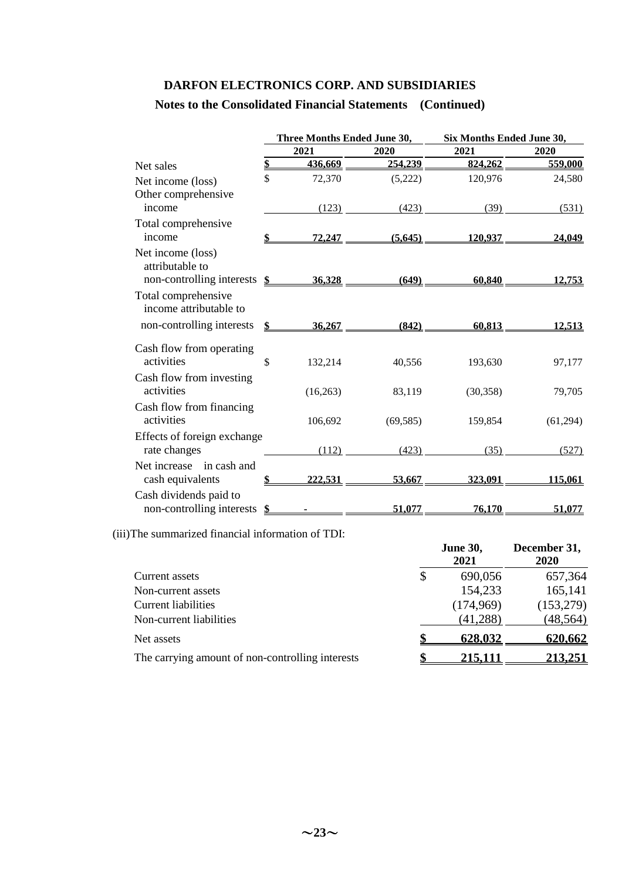**DARFON ELECTRONICS CORP. AND SUBSIDIARIES**

**Notes to the Consolidated Financial Statements (Continued)**

| | Three Months Ended June 30, | | Six Months Ended June 30, | |
|---|---|---|---|---|
| | 2021 | 2020 | 2021 | 2020 |
| Net sales | $ 436,669 | 254,239 | 824,262 | 559,000 |
| Net income (loss) | $ 72,370 | (5,222) | 120,976 | 24,580 |
| Other comprehensive income | (123) | (423) | (39) | (531) |
| Total comprehensive income | $ 72,247 | (5,645) | 120,937 | 24,049 |
| Net income (loss) attributable to non-controlling interests | $ 36,328 | (649) | 60,840 | 12,753 |
| Total comprehensive income attributable to non-controlling interests | $ 36,267 | (842) | 60,813 | 12,513 |
| Cash flow from operating activities | $ 132,214 | 40,556 | 193,630 | 97,177 |
| Cash flow from investing activities | (16,263) | 83,119 | (30,358) | 79,705 |
| Cash flow from financing activities | 106,692 | (69,585) | 159,854 | (61,294) |
| Effects of foreign exchange rate changes | (112) | (423) | (35) | (527) |
| Net increase in cash and cash equivalents | $ 222,531 | 53,667 | 323,091 | 115,061 |
| Cash dividends paid to non-controlling interests | $ - | 51,077 | 76,170 | 51,077 |

(iii)The summarized financial information of TDI:

| | June 30, 2021 | December 31, 2020 |
|---|---|---|
| Current assets | $ 690,056 | 657,364 |
| Non-current assets | 154,233 | 165,141 |
| Current liabilities | (174,969) | (153,279) |
| Non-current liabilities | (41,288) | (48,564) |
| Net assets | $ 628,032 | 620,662 |
| The carrying amount of non-controlling interests | $ 215,111 | 213,251 |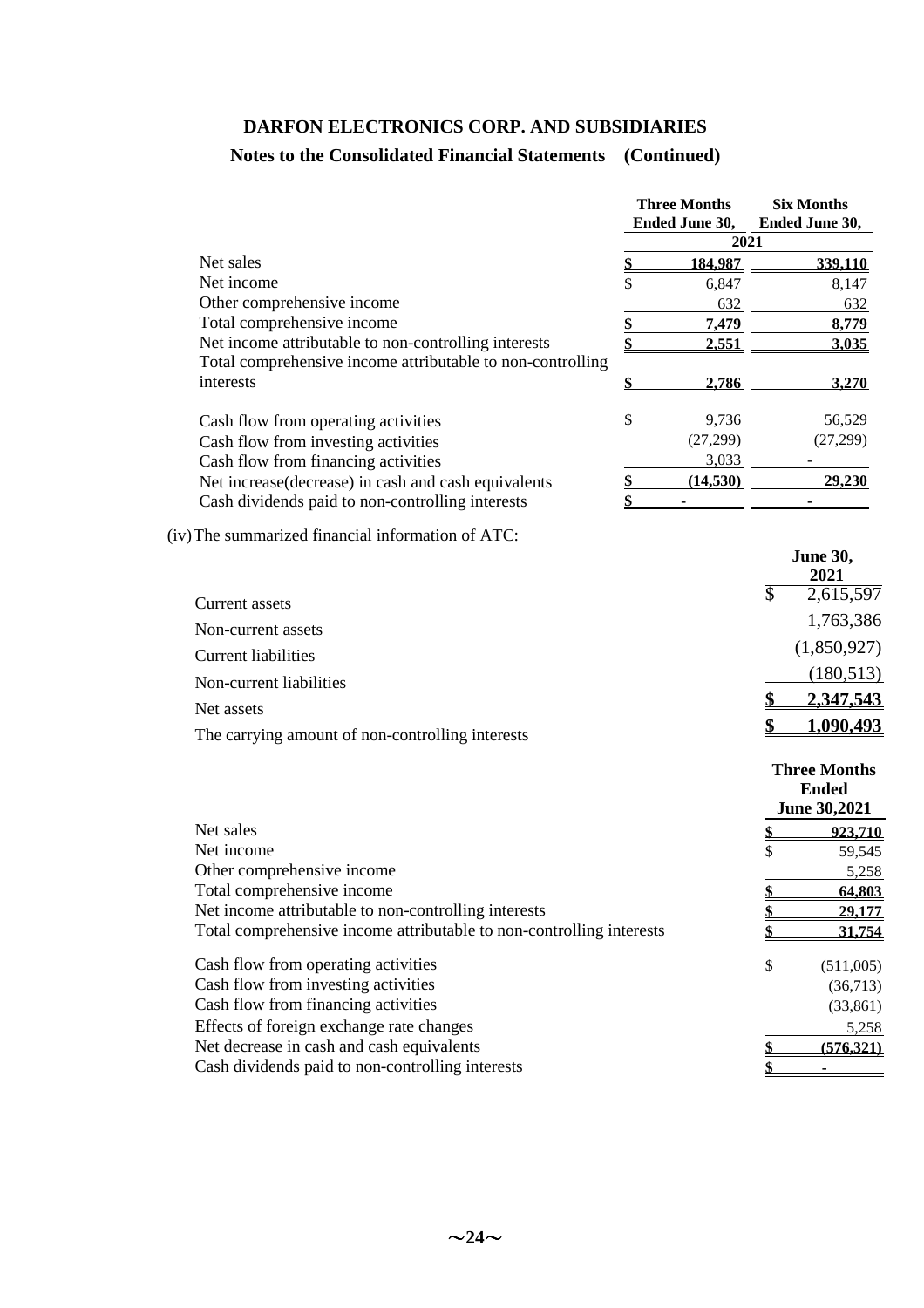## DARFON ELECTRONICS CORP. AND SUBSIDIARIES

## Notes to the Consolidated Financial Statements (Continued)

| | Three Months Ended June 30, | Six Months Ended June 30, |
|---|---|---|
| | 2021 | |
| Net sales | $ 184,987 | 339,110 |
| Net income | $ 6,847 | 8,147 |
| Other comprehensive income | 632 | 632 |
| Total comprehensive income | $ 7,479 | 8,779 |
| Net income attributable to non-controlling interests | $ 2,551 | 3,035 |
| Total comprehensive income attributable to non-controlling interests | $ 2,786 | 3,270 |
| Cash flow from operating activities | $ 9,736 | 56,529 |
| Cash flow from investing activities | (27,299) | (27,299) |
| Cash flow from financing activities | 3,033 | - |
| Net increase(decrease) in cash and cash equivalents | $ (14,530) | 29,230 |
| Cash dividends paid to non-controlling interests | $ - | - |

(iv) The summarized financial information of ATC:

| | June 30, 2021 |
|---|---|
| Current assets | $ 2,615,597 |
| Non-current assets | 1,763,386 |
| Current liabilities | (1,850,927) |
| Non-current liabilities | (180,513) |
| Net assets | $ 2,347,543 |
| The carrying amount of non-controlling interests | $ 1,090,493 |

| | Three Months Ended June 30,2021 |
|---|---|
| Net sales | $ 923,710 |
| Net income | $ 59,545 |
| Other comprehensive income | 5,258 |
| Total comprehensive income | $ 64,803 |
| Net income attributable to non-controlling interests | $ 29,177 |
| Total comprehensive income attributable to non-controlling interests | $ 31,754 |
| Cash flow from operating activities | $ (511,005) |
| Cash flow from investing activities | (36,713) |
| Cash flow from financing activities | (33,861) |
| Effects of foreign exchange rate changes | 5,258 |
| Net decrease in cash and cash equivalents | $ (576,321) |
| Cash dividends paid to non-controlling interests | $ - |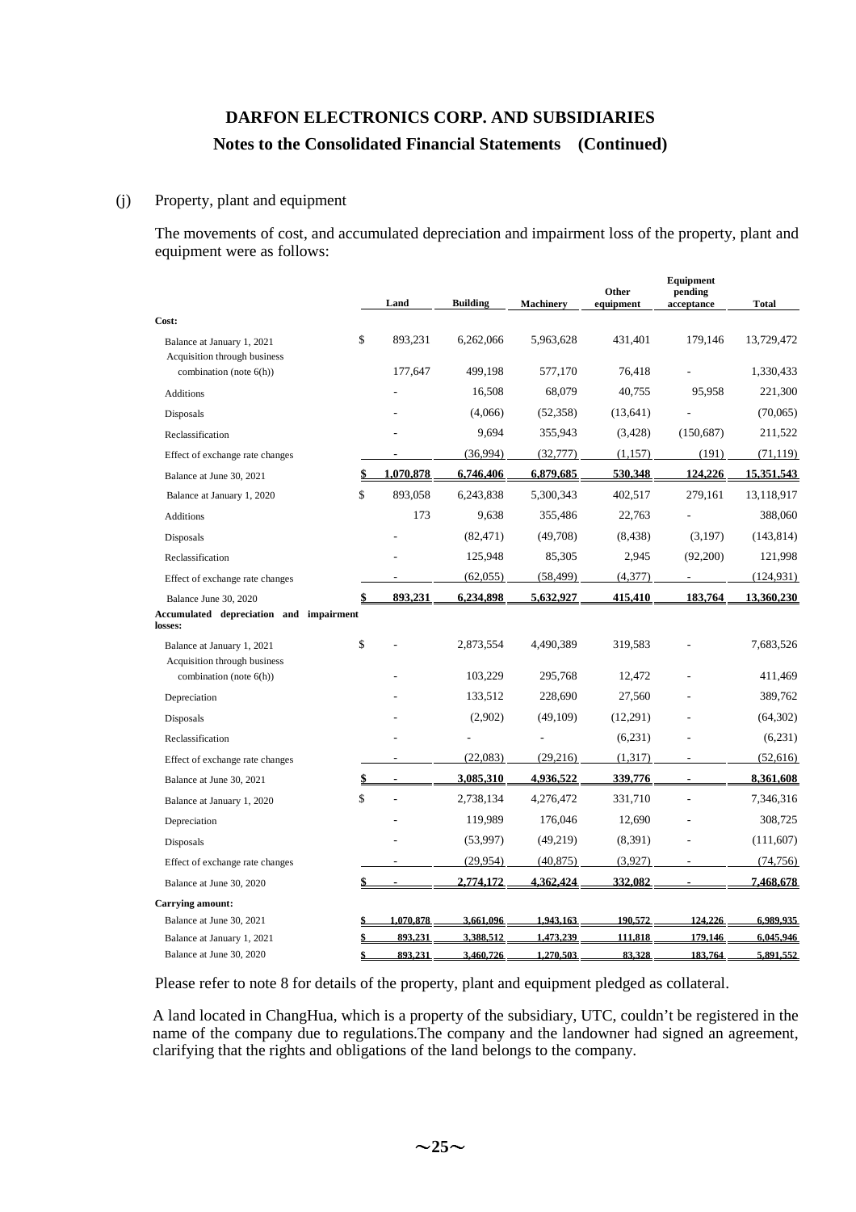# DARFON ELECTRONICS CORP. AND SUBSIDIARIES

## Notes to the Consolidated Financial Statements (Continued)

(j) Property, plant and equipment

The movements of cost, and accumulated depreciation and impairment loss of the property, plant and equipment were as follows:

| | Land | Building | Machinery | Other equipment | Equipment pending acceptance | Total |
|---|---|---|---|---|---|---|
| **Cost:** | | | | | | |
| Balance at January 1, 2021 | $ 893,231 | 6,262,066 | 5,963,628 | 431,401 | 179,146 | 13,729,472 |
| Acquisition through business combination (note 6(h)) | 177,647 | 499,198 | 577,170 | 76,418 | - | 1,330,433 |
| Additions | - | 16,508 | 68,079 | 40,755 | 95,958 | 221,300 |
| Disposals | - | (4,066) | (52,358) | (13,641) | - | (70,065) |
| Reclassification | - | 9,694 | 355,943 | (3,428) | (150,687) | 211,522 |
| Effect of exchange rate changes | - | (36,994) | (32,777) | (1,157) | (191) | (71,119) |
| Balance at June 30, 2021 | $ 1,070,878 | 6,746,406 | 6,879,685 | 530,348 | 124,226 | 15,351,543 |
| Balance at January 1, 2020 | $ 893,058 | 6,243,838 | 5,300,343 | 402,517 | 279,161 | 13,118,917 |
| Additions | 173 | 9,638 | 355,486 | 22,763 | - | 388,060 |
| Disposals | - | (82,471) | (49,708) | (8,438) | (3,197) | (143,814) |
| Reclassification | - | 125,948 | 85,305 | 2,945 | (92,200) | 121,998 |
| Effect of exchange rate changes | - | (62,055) | (58,499) | (4,377) | - | (124,931) |
| Balance June 30, 2020 | $ 893,231 | 6,234,898 | 5,632,927 | 415,410 | 183,764 | 13,360,230 |
| **Accumulated depreciation and impairment losses:** | | | | | | |
| Balance at January 1, 2021 | $ - | 2,873,554 | 4,490,389 | 319,583 | - | 7,683,526 |
| Acquisition through business combination (note 6(h)) | - | 103,229 | 295,768 | 12,472 | - | 411,469 |
| Depreciation | - | 133,512 | 228,690 | 27,560 | - | 389,762 |
| Disposals | - | (2,902) | (49,109) | (12,291) | - | (64,302) |
| Reclassification | - | - | - | (6,231) | - | (6,231) |
| Effect of exchange rate changes | - | (22,083) | (29,216) | (1,317) | - | (52,616) |
| Balance at June 30, 2021 | $ - | 3,085,310 | 4,936,522 | 339,776 | - | 8,361,608 |
| Balance at January 1, 2020 | $ - | 2,738,134 | 4,276,472 | 331,710 | - | 7,346,316 |
| Depreciation | - | 119,989 | 176,046 | 12,690 | - | 308,725 |
| Disposals | - | (53,997) | (49,219) | (8,391) | - | (111,607) |
| Effect of exchange rate changes | - | (29,954) | (40,875) | (3,927) | - | (74,756) |
| Balance at June 30, 2020 | $ - | 2,774,172 | 4,362,424 | 332,082 | - | 7,468,678 |
| **Carrying amount:** | | | | | | |
| Balance at June 30, 2021 | $ 1,070,878 | 3,661,096 | 1,943,163 | 190,572 | 124,226 | 6,989,935 |
| Balance at January 1, 2021 | $ 893,231 | 3,388,512 | 1,473,239 | 111,818 | 179,146 | 6,045,946 |
| Balance at June 30, 2020 | $ 893,231 | 3,460,726 | 1,270,503 | 83,328 | 183,764 | 5,891,552 |

Please refer to note 8 for details of the property, plant and equipment pledged as collateral.

A land located in ChangHua, which is a property of the subsidiary, UTC, couldn't be registered in the name of the company due to regulations.The company and the landowner had signed an agreement, clarifying that the rights and obligations of the land belongs to the company.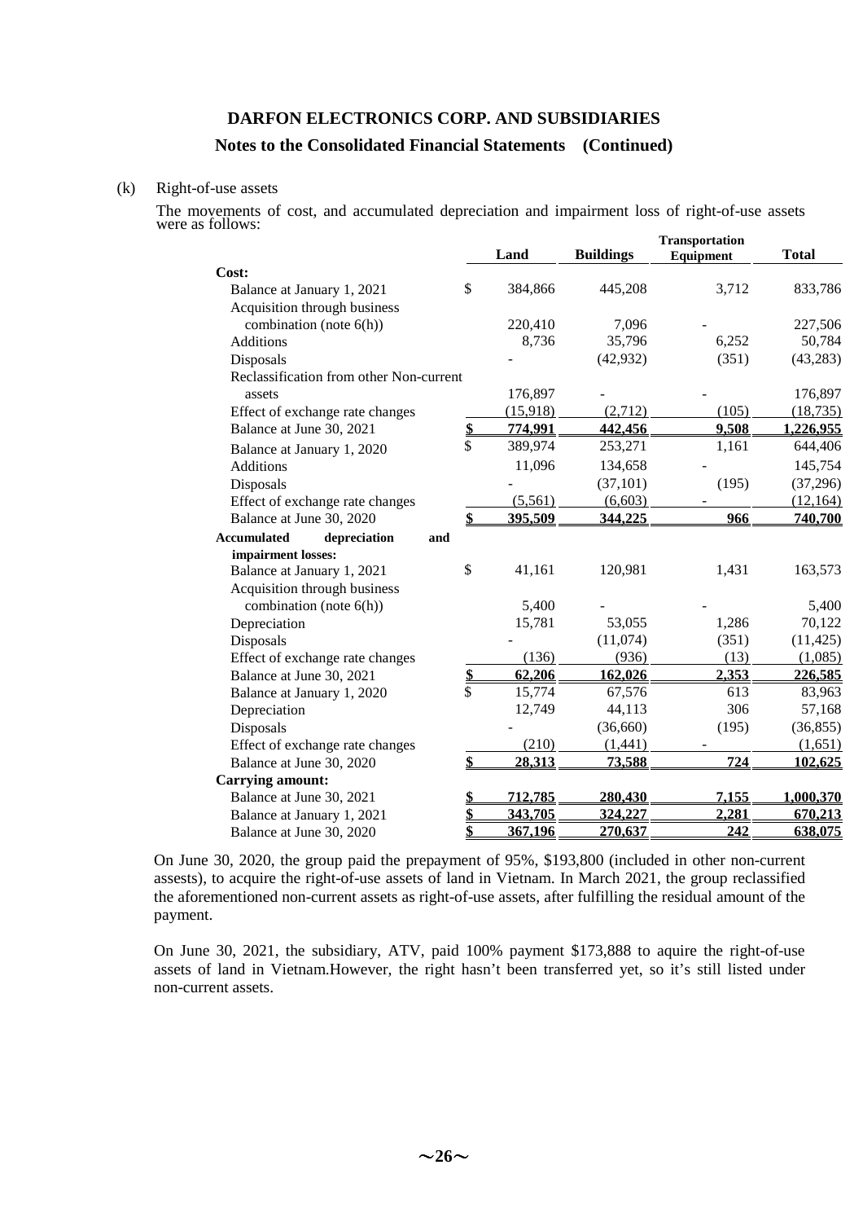# DARFON ELECTRONICS CORP. AND SUBSIDIARIES

## Notes to the Consolidated Financial Statements (Continued)

(k) Right-of-use assets

The movements of cost, and accumulated depreciation and impairment loss of right-of-use assets were as follows:

| | Land | Buildings | Transportation Equipment | Total |
|---|---|---|---|---|
| **Cost:** | | | | |
| Balance at January 1, 2021 | $ 384,866 | 445,208 | 3,712 | 833,786 |
| Acquisition through business combination (note 6(h)) | 220,410 | 7,096 | - | 227,506 |
| Additions | 8,736 | 35,796 | 6,252 | 50,784 |
| Disposals | - | (42,932) | (351) | (43,283) |
| Reclassification from other Non-current assets | 176,897 | - | - | 176,897 |
| Effect of exchange rate changes | (15,918) | (2,712) | (105) | (18,735) |
| Balance at June 30, 2021 | $ 774,991 | 442,456 | 9,508 | 1,226,955 |
| Balance at January 1, 2020 | $ 389,974 | 253,271 | 1,161 | 644,406 |
| Additions | 11,096 | 134,658 | - | 145,754 |
| Disposals | - | (37,101) | (195) | (37,296) |
| Effect of exchange rate changes | (5,561) | (6,603) | - | (12,164) |
| Balance at June 30, 2020 | $ 395,509 | 344,225 | 966 | 740,700 |
| **Accumulated depreciation and impairment losses:** | | | | |
| Balance at January 1, 2021 | $ 41,161 | 120,981 | 1,431 | 163,573 |
| Acquisition through business combination (note 6(h)) | 5,400 | - | - | 5,400 |
| Depreciation | 15,781 | 53,055 | 1,286 | 70,122 |
| Disposals | - | (11,074) | (351) | (11,425) |
| Effect of exchange rate changes | (136) | (936) | (13) | (1,085) |
| Balance at June 30, 2021 | $ 62,206 | 162,026 | 2,353 | 226,585 |
| Balance at January 1, 2020 | $ 15,774 | 67,576 | 613 | 83,963 |
| Depreciation | 12,749 | 44,113 | 306 | 57,168 |
| Disposals | - | (36,660) | (195) | (36,855) |
| Effect of exchange rate changes | (210) | (1,441) | - | (1,651) |
| Balance at June 30, 2020 | $ 28,313 | 73,588 | 724 | 102,625 |
| **Carrying amount:** | | | | |
| Balance at June 30, 2021 | $ 712,785 | 280,430 | 7,155 | 1,000,370 |
| Balance at January 1, 2021 | $ 343,705 | 324,227 | 2,281 | 670,213 |
| Balance at June 30, 2020 | $ 367,196 | 270,637 | 242 | 638,075 |

On June 30, 2020, the group paid the prepayment of 95%, $193,800 (included in other non-current assests), to acquire the right-of-use assets of land in Vietnam. In March 2021, the group reclassified the aforementioned non-current assets as right-of-use assets, after fulfilling the residual amount of the payment.

On June 30, 2021, the subsidiary, ATV, paid 100% payment $173,888 to aquire the right-of-use assets of land in Vietnam.However, the right hasn't been transferred yet, so it's still listed under non-current assets.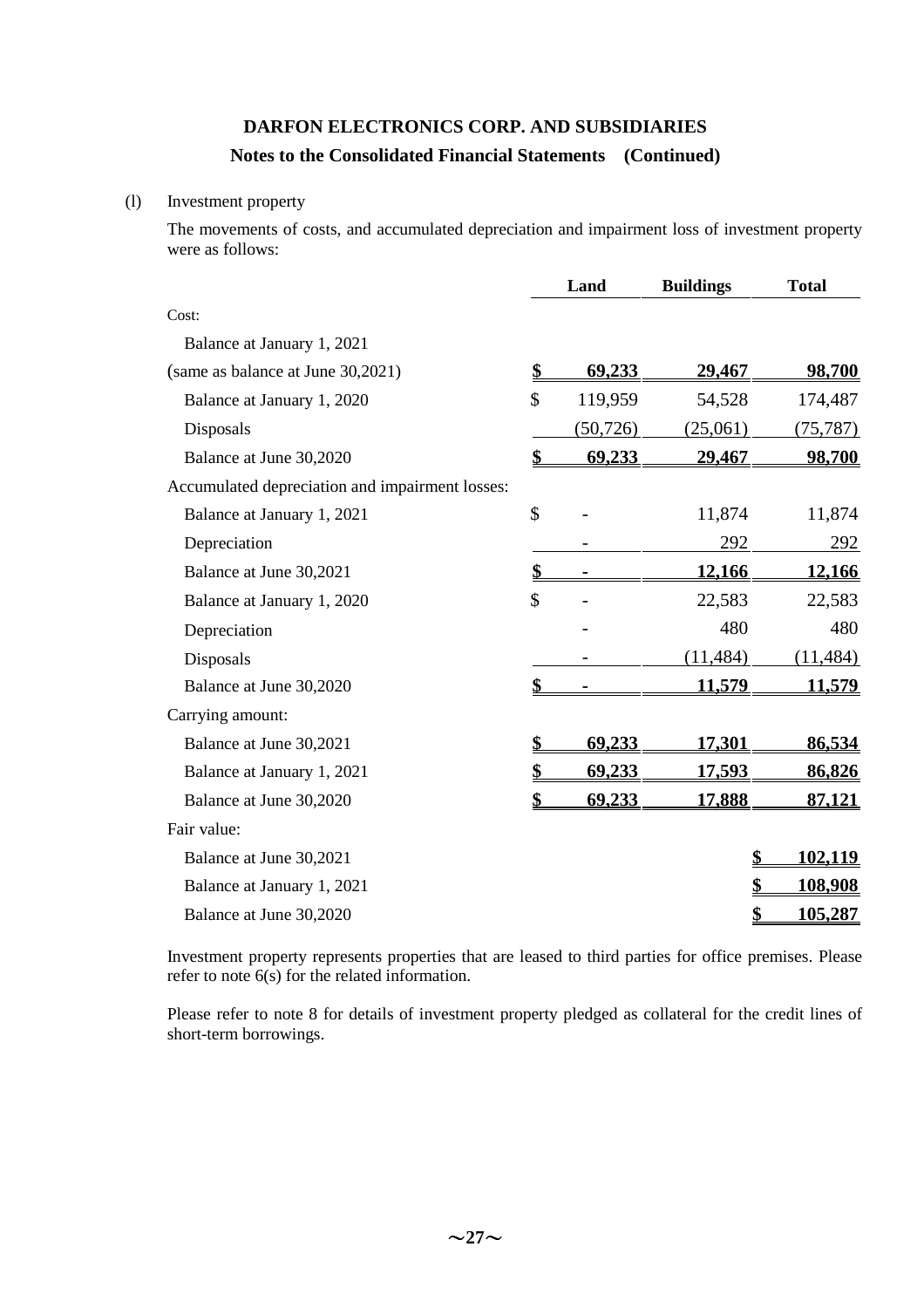# DARFON ELECTRONICS CORP. AND SUBSIDIARIES

## Notes to the Consolidated Financial Statements (Continued)

(l) Investment property

The movements of costs, and accumulated depreciation and impairment loss of investment property were as follows:

| | Land | Buildings | Total |
|---|---|---|---|
| Cost: | | | |
| Balance at January 1, 2021 (same as balance at June 30,2021) | $ 69,233 | 29,467 | 98,700 |
| Balance at January 1, 2020 | $ 119,959 | 54,528 | 174,487 |
| Disposals | (50,726) | (25,061) | (75,787) |
| Balance at June 30,2020 | $ 69,233 | 29,467 | 98,700 |
| Accumulated depreciation and impairment losses: | | | |
| Balance at January 1, 2021 | $ - | 11,874 | 11,874 |
| Depreciation | - | 292 | 292 |
| Balance at June 30,2021 | $ - | 12,166 | 12,166 |
| Balance at January 1, 2020 | $ - | 22,583 | 22,583 |
| Depreciation | - | 480 | 480 |
| Disposals | - | (11,484) | (11,484) |
| Balance at June 30,2020 | $ - | 11,579 | 11,579 |
| Carrying amount: | | | |
| Balance at June 30,2021 | $ 69,233 | 17,301 | 86,534 |
| Balance at January 1, 2021 | $ 69,233 | 17,593 | 86,826 |
| Balance at June 30,2020 | $ 69,233 | 17,888 | 87,121 |
| Fair value: | | | |
| Balance at June 30,2021 | | | $ 102,119 |
| Balance at January 1, 2021 | | | $ 108,908 |
| Balance at June 30,2020 | | | $ 105,287 |

Investment property represents properties that are leased to third parties for office premises. Please refer to note 6(s) for the related information.

Please refer to note 8 for details of investment property pledged as collateral for the credit lines of short-term borrowings.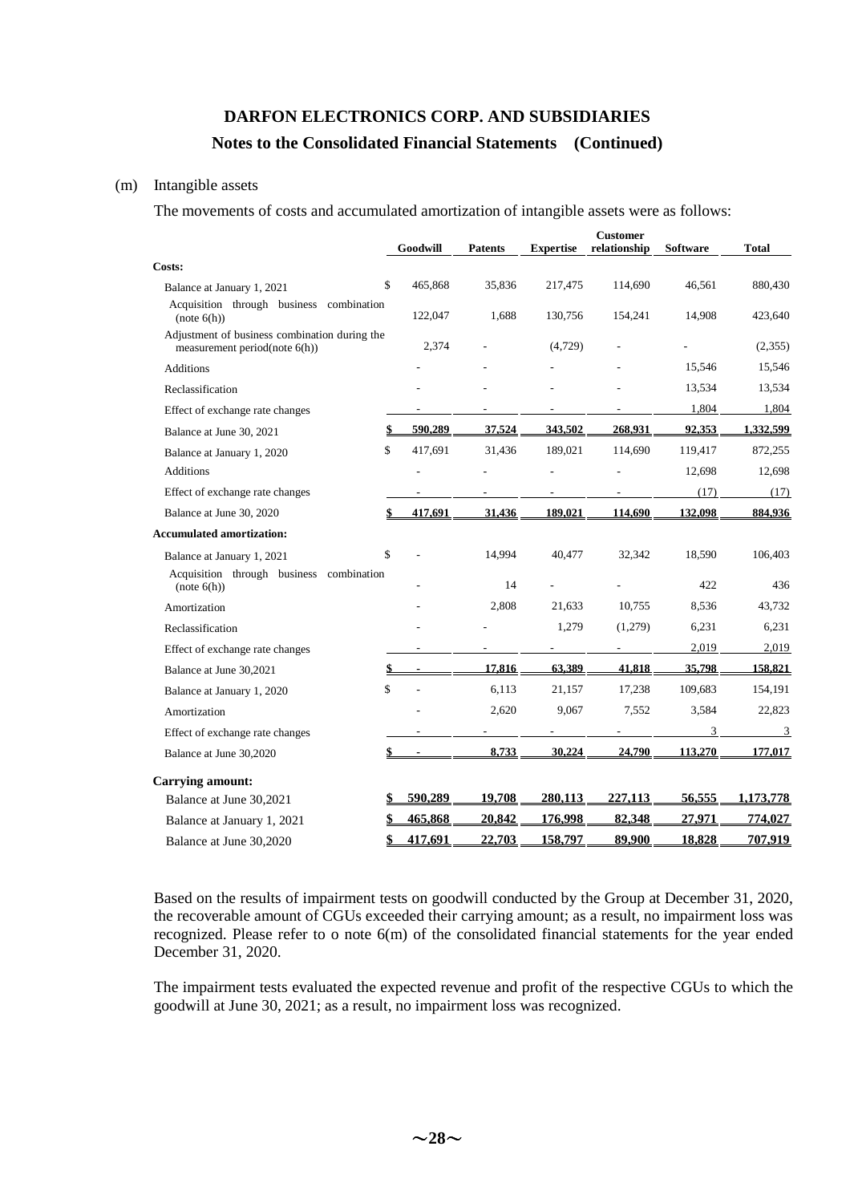# DARFON ELECTRONICS CORP. AND SUBSIDIARIES

## Notes to the Consolidated Financial Statements (Continued)

(m) Intangible assets

The movements of costs and accumulated amortization of intangible assets were as follows:

| | Goodwill | Patents | Expertise | Customer relationship | Software | Total |
|---|---|---|---|---|---|---|
| **Costs:** | | | | | | |
| Balance at January 1, 2021 | $ 465,868 | 35,836 | 217,475 | 114,690 | 46,561 | 880,430 |
| Acquisition through business combination (note 6(h)) | 122,047 | 1,688 | 130,756 | 154,241 | 14,908 | 423,640 |
| Adjustment of business combination during the measurement period(note 6(h)) | 2,374 | - | (4,729) | - | - | (2,355) |
| Additions | - | - | - | - | 15,546 | 15,546 |
| Reclassification | - | - | - | - | 13,534 | 13,534 |
| Effect of exchange rate changes | - | - | - | - | 1,804 | 1,804 |
| Balance at June 30, 2021 | $ 590,289 | 37,524 | 343,502 | 268,931 | 92,353 | 1,332,599 |
| Balance at January 1, 2020 | $ 417,691 | 31,436 | 189,021 | 114,690 | 119,417 | 872,255 |
| Additions | - | - | - | - | 12,698 | 12,698 |
| Effect of exchange rate changes | - | - | - | - | (17) | (17) |
| Balance at June 30, 2020 | $ 417,691 | 31,436 | 189,021 | 114,690 | 132,098 | 884,936 |
| **Accumulated amortization:** | | | | | | |
| Balance at January 1, 2021 | $ - | 14,994 | 40,477 | 32,342 | 18,590 | 106,403 |
| Acquisition through business combination (note 6(h)) | - | 14 | - | - | 422 | 436 |
| Amortization | - | 2,808 | 21,633 | 10,755 | 8,536 | 43,732 |
| Reclassification | - | - | 1,279 | (1,279) | 6,231 | 6,231 |
| Effect of exchange rate changes | - | - | - | - | 2,019 | 2,019 |
| Balance at June 30,2021 | $ - | 17,816 | 63,389 | 41,818 | 35,798 | 158,821 |
| Balance at January 1, 2020 | $ - | 6,113 | 21,157 | 17,238 | 109,683 | 154,191 |
| Amortization | - | 2,620 | 9,067 | 7,552 | 3,584 | 22,823 |
| Effect of exchange rate changes | - | - | - | - | 3 | 3 |
| Balance at June 30,2020 | $ - | 8,733 | 30,224 | 24,790 | 113,270 | 177,017 |
| **Carrying amount:** | | | | | | |
| Balance at June 30,2021 | $ 590,289 | 19,708 | 280,113 | 227,113 | 56,555 | 1,173,778 |
| Balance at January 1, 2021 | $ 465,868 | 20,842 | 176,998 | 82,348 | 27,971 | 774,027 |
| Balance at June 30,2020 | $ 417,691 | 22,703 | 158,797 | 89,900 | 18,828 | 707,919 |

Based on the results of impairment tests on goodwill conducted by the Group at December 31, 2020, the recoverable amount of CGUs exceeded their carrying amount; as a result, no impairment loss was recognized. Please refer to o note 6(m) of the consolidated financial statements for the year ended December 31, 2020.

The impairment tests evaluated the expected revenue and profit of the respective CGUs to which the goodwill at June 30, 2021; as a result, no impairment loss was recognized.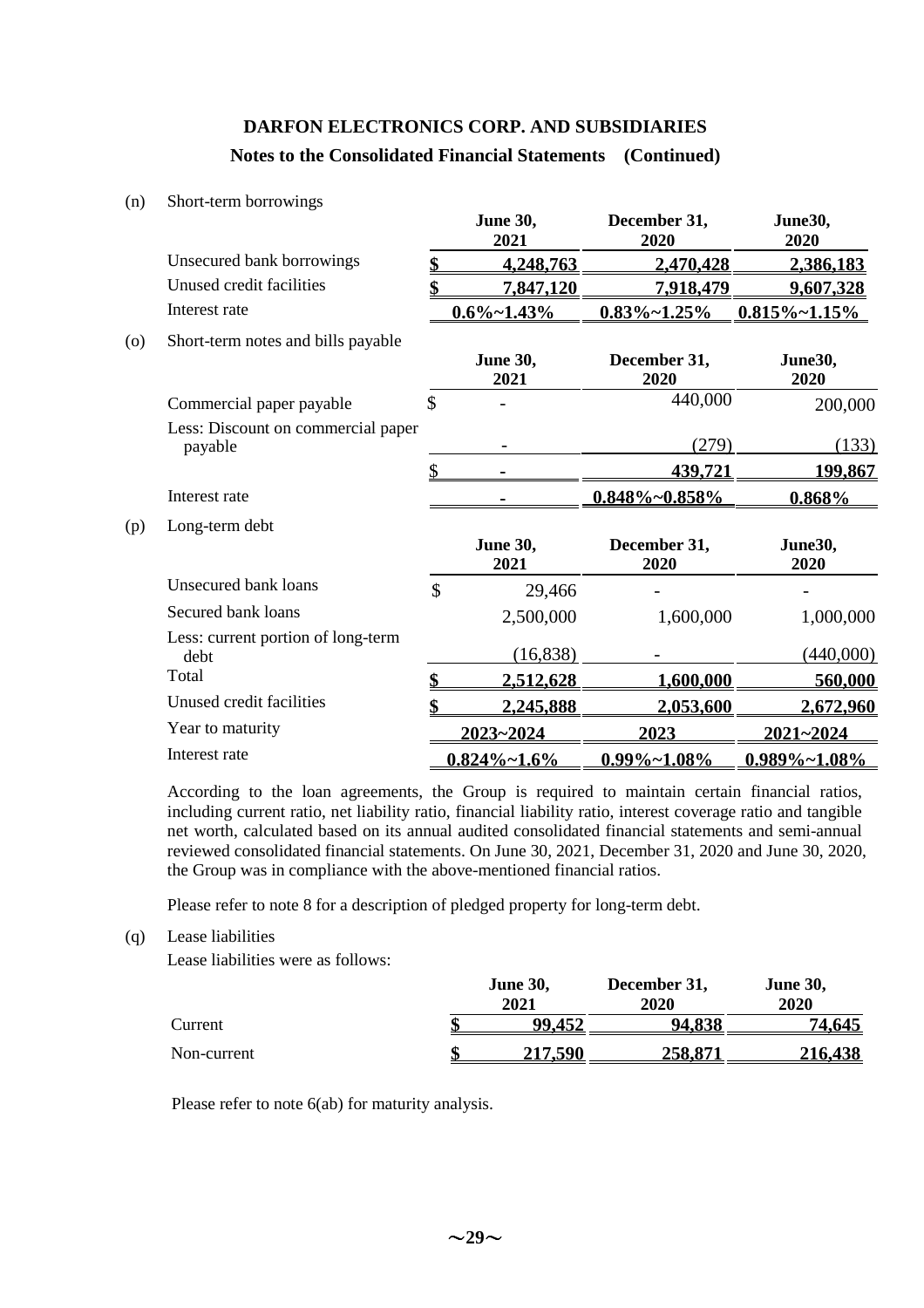# DARFON ELECTRONICS CORP. AND SUBSIDIARIES

## Notes to the Consolidated Financial Statements (Continued)

(n) Short-term borrowings

| | June 30, 2021 | December 31, 2020 | June30, 2020 |
|---|---|---|---|
| Unsecured bank borrowings | $ 4,248,763 | 2,470,428 | 2,386,183 |
| Unused credit facilities | $ 7,847,120 | 7,918,479 | 9,607,328 |
| Interest rate | 0.6%~1.43% | 0.83%~1.25% | 0.815%~1.15% |

(o) Short-term notes and bills payable

| | June 30, 2021 | December 31, 2020 | June30, 2020 |
|---|---|---|---|
| Commercial paper payable | $ - | 440,000 | 200,000 |
| Less: Discount on commercial paper payable | - | (279) | (133) |
| | $ - | 439,721 | 199,867 |
| Interest rate | - | 0.848%~0.858% | 0.868% |

(p) Long-term debt

| | June 30, 2021 | December 31, 2020 | June30, 2020 |
|---|---|---|---|
| Unsecured bank loans | $ 29,466 | - | - |
| Secured bank loans | 2,500,000 | 1,600,000 | 1,000,000 |
| Less: current portion of long-term debt | (16,838) | - | (440,000) |
| Total | $ 2,512,628 | 1,600,000 | 560,000 |
| Unused credit facilities | $ 2,245,888 | 2,053,600 | 2,672,960 |
| Year to maturity | 2023~2024 | 2023 | 2021~2024 |
| Interest rate | 0.824%~1.6% | 0.99%~1.08% | 0.989%~1.08% |

According to the loan agreements, the Group is required to maintain certain financial ratios, including current ratio, net liability ratio, financial liability ratio, interest coverage ratio and tangible net worth, calculated based on its annual audited consolidated financial statements and semi-annual reviewed consolidated financial statements. On June 30, 2021, December 31, 2020 and June 30, 2020, the Group was in compliance with the above-mentioned financial ratios.

Please refer to note 8 for a description of pledged property for long-term debt.

(q) Lease liabilities

Lease liabilities were as follows:

| | June 30, 2021 | December 31, 2020 | June 30, 2020 |
|---|---|---|---|
| Current | $ 99,452 | 94,838 | 74,645 |
| Non-current | $ 217,590 | 258,871 | 216,438 |

Please refer to note 6(ab) for maturity analysis.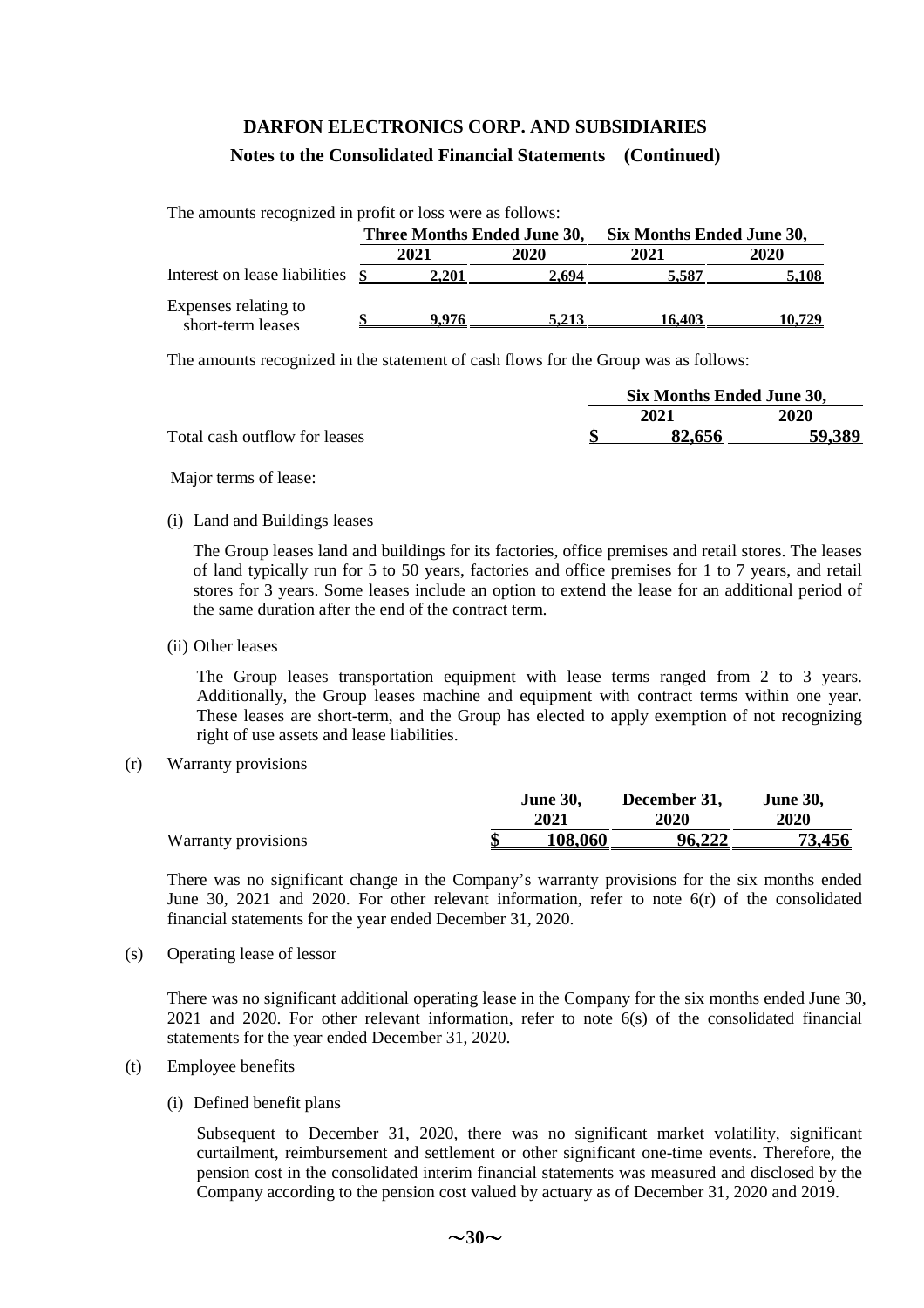The amounts recognized in profit or loss were as follows:

| | Three Months Ended June 30, | | Six Months Ended June 30, | |
|---|---|---|---|---|
| | 2021 | 2020 | 2021 | 2020 |
| Interest on lease liabilities | $ 2,201 | 2,694 | 5,587 | 5,108 |
| Expenses relating to short-term leases | $ 9,976 | 5,213 | 16,403 | 10,729 |

The amounts recognized in the statement of cash flows for the Group was as follows:

| | Six Months Ended June 30, | |
|---|---|---|
| | 2021 | 2020 |
| Total cash outflow for leases | $ 82,656 | 59,389 |

Major terms of lease:

(i) Land and Buildings leases

The Group leases land and buildings for its factories, office premises and retail stores. The leases of land typically run for 5 to 50 years, factories and office premises for 1 to 7 years, and retail stores for 3 years. Some leases include an option to extend the lease for an additional period of the same duration after the end of the contract term.

(ii) Other leases

The Group leases transportation equipment with lease terms ranged from 2 to 3 years. Additionally, the Group leases machine and equipment with contract terms within one year. These leases are short-term, and the Group has elected to apply exemption of not recognizing right of use assets and lease liabilities.

(r) Warranty provisions

| | June 30, 2021 | December 31, 2020 | June 30, 2020 |
|---|---|---|---|
| Warranty provisions | $ 108,060 | 96,222 | 73,456 |

There was no significant change in the Company's warranty provisions for the six months ended June 30, 2021 and 2020. For other relevant information, refer to note 6(r) of the consolidated financial statements for the year ended December 31, 2020.

(s) Operating lease of lessor

There was no significant additional operating lease in the Company for the six months ended June 30, 2021 and 2020. For other relevant information, refer to note 6(s) of the consolidated financial statements for the year ended December 31, 2020.

(t) Employee benefits

(i) Defined benefit plans

Subsequent to December 31, 2020, there was no significant market volatility, significant curtailment, reimbursement and settlement or other significant one-time events. Therefore, the pension cost in the consolidated interim financial statements was measured and disclosed by the Company according to the pension cost valued by actuary as of December 31, 2020 and 2019.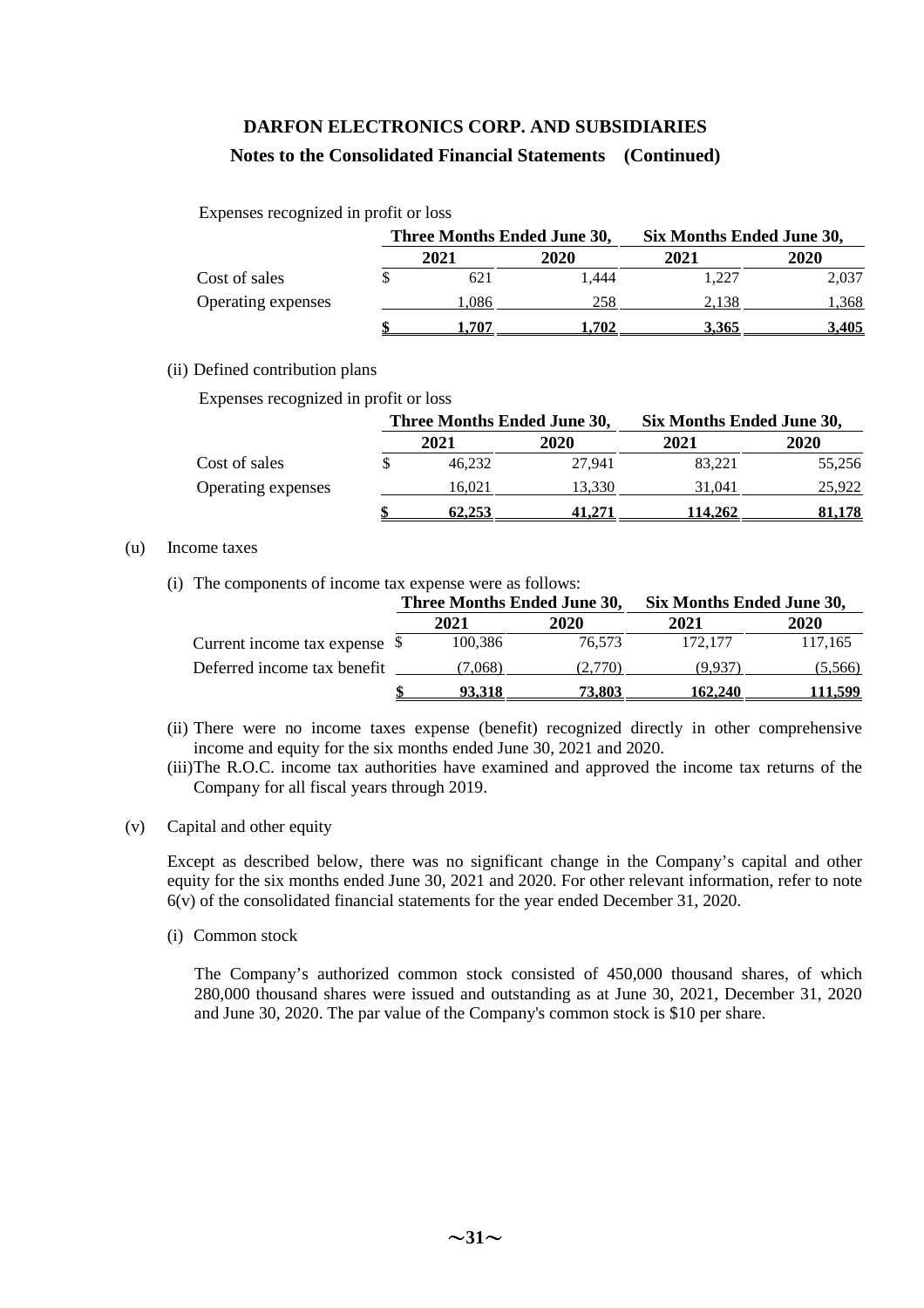**DARFON ELECTRONICS CORP. AND SUBSIDIARIES**

**Notes to the Consolidated Financial Statements (Continued)**

Expenses recognized in profit or loss

| | Three Months Ended June 30, | | Six Months Ended June 30, | |
|---|---|---|---|---|
| | **2021** | **2020** | **2021** | **2020** |
| Cost of sales | $ 621 | 1,444 | 1,227 | 2,037 |
| Operating expenses | 1,086 | 258 | 2,138 | 1,368 |
| | **$ 1,707** | **1,702** | **3,365** | **3,405** |

(ii) Defined contribution plans

Expenses recognized in profit or loss

| | Three Months Ended June 30, | | Six Months Ended June 30, | |
|---|---|---|---|---|
| | **2021** | **2020** | **2021** | **2020** |
| Cost of sales | $ 46,232 | 27,941 | 83,221 | 55,256 |
| Operating expenses | 16,021 | 13,330 | 31,041 | 25,922 |
| | **$ 62,253** | **41,271** | **114,262** | **81,178** |

(u) Income taxes

(i) The components of income tax expense were as follows:

| | Three Months Ended June 30, | | Six Months Ended June 30, | |
|---|---|---|---|---|
| | **2021** | **2020** | **2021** | **2020** |
| Current income tax expense | $ 100,386 | 76,573 | 172,177 | 117,165 |
| Deferred income tax benefit | (7,068) | (2,770) | (9,937) | (5,566) |
| | **$ 93,318** | **73,803** | **162,240** | **111,599** |

(ii) There were no income taxes expense (benefit) recognized directly in other comprehensive income and equity for the six months ended June 30, 2021 and 2020.

(iii) The R.O.C. income tax authorities have examined and approved the income tax returns of the Company for all fiscal years through 2019.

(v) Capital and other equity

Except as described below, there was no significant change in the Company's capital and other equity for the six months ended June 30, 2021 and 2020. For other relevant information, refer to note 6(v) of the consolidated financial statements for the year ended December 31, 2020.

(i) Common stock

The Company's authorized common stock consisted of 450,000 thousand shares, of which 280,000 thousand shares were issued and outstanding as at June 30, 2021, December 31, 2020 and June 30, 2020. The par value of the Company's common stock is $10 per share.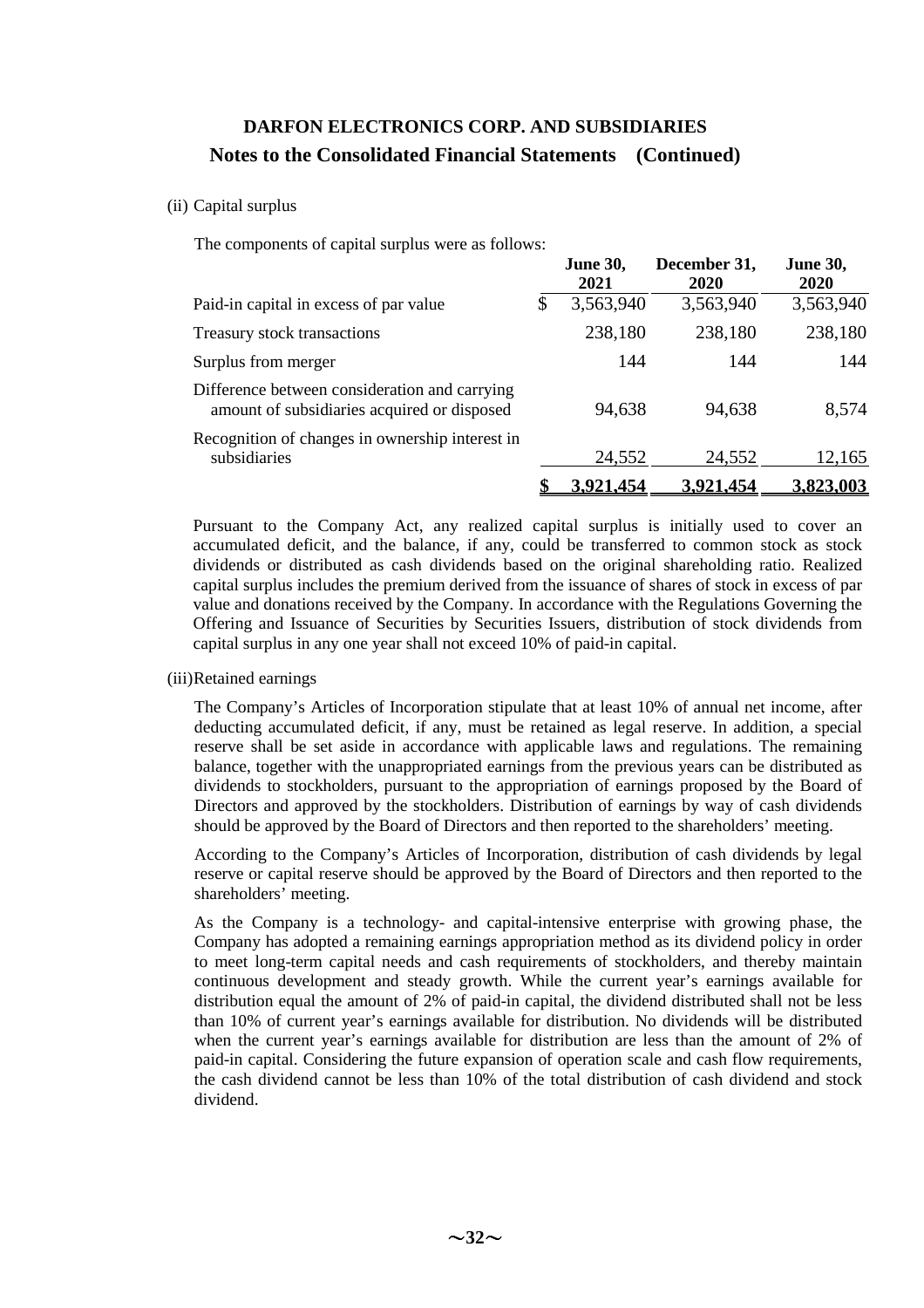(ii) Capital surplus

The components of capital surplus were as follows:

| | June 30, 2021 | December 31, 2020 | June 30, 2020 |
|---|---|---|---|
| Paid-in capital in excess of par value | $ 3,563,940 | 3,563,940 | 3,563,940 |
| Treasury stock transactions | 238,180 | 238,180 | 238,180 |
| Surplus from merger | 144 | 144 | 144 |
| Difference between consideration and carrying amount of subsidiaries acquired or disposed | 94,638 | 94,638 | 8,574 |
| Recognition of changes in ownership interest in subsidiaries | 24,552 | 24,552 | 12,165 |
| | $ 3,921,454 | 3,921,454 | 3,823,003 |

Pursuant to the Company Act, any realized capital surplus is initially used to cover an accumulated deficit, and the balance, if any, could be transferred to common stock as stock dividends or distributed as cash dividends based on the original shareholding ratio. Realized capital surplus includes the premium derived from the issuance of shares of stock in excess of par value and donations received by the Company. In accordance with the Regulations Governing the Offering and Issuance of Securities by Securities Issuers, distribution of stock dividends from capital surplus in any one year shall not exceed 10% of paid-in capital.

(iii) Retained earnings

The Company's Articles of Incorporation stipulate that at least 10% of annual net income, after deducting accumulated deficit, if any, must be retained as legal reserve. In addition, a special reserve shall be set aside in accordance with applicable laws and regulations. The remaining balance, together with the unappropriated earnings from the previous years can be distributed as dividends to stockholders, pursuant to the appropriation of earnings proposed by the Board of Directors and approved by the stockholders. Distribution of earnings by way of cash dividends should be approved by the Board of Directors and then reported to the shareholders' meeting.

According to the Company's Articles of Incorporation, distribution of cash dividends by legal reserve or capital reserve should be approved by the Board of Directors and then reported to the shareholders' meeting.

As the Company is a technology- and capital-intensive enterprise with growing phase, the Company has adopted a remaining earnings appropriation method as its dividend policy in order to meet long-term capital needs and cash requirements of stockholders, and thereby maintain continuous development and steady growth. While the current year's earnings available for distribution equal the amount of 2% of paid-in capital, the dividend distributed shall not be less than 10% of current year's earnings available for distribution. No dividends will be distributed when the current year's earnings available for distribution are less than the amount of 2% of paid-in capital. Considering the future expansion of operation scale and cash flow requirements, the cash dividend cannot be less than 10% of the total distribution of cash dividend and stock dividend.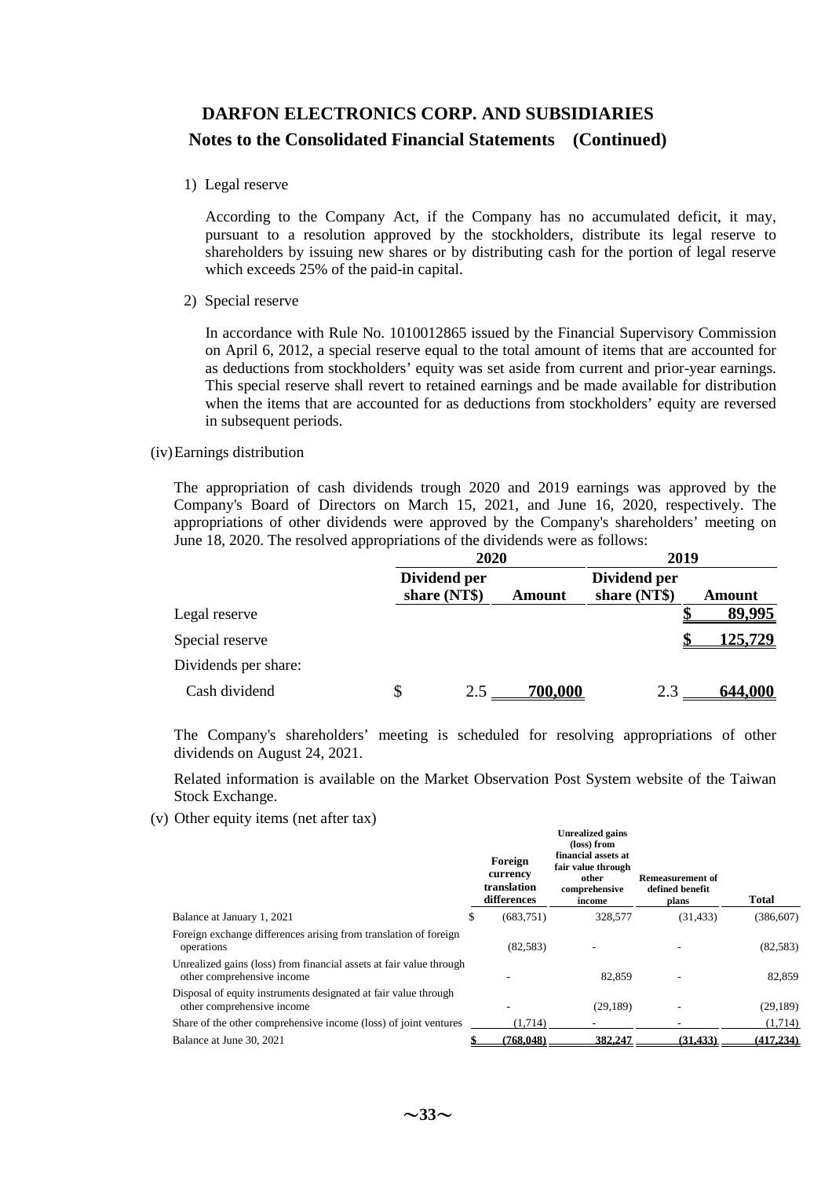# DARFON ELECTRONICS CORP. AND SUBSIDIARIES

## Notes to the Consolidated Financial Statements (Continued)

1) Legal reserve

According to the Company Act, if the Company has no accumulated deficit, it may, pursuant to a resolution approved by the stockholders, distribute its legal reserve to shareholders by issuing new shares or by distributing cash for the portion of legal reserve which exceeds 25% of the paid-in capital.

2) Special reserve

In accordance with Rule No. 1010012865 issued by the Financial Supervisory Commission on April 6, 2012, a special reserve equal to the total amount of items that are accounted for as deductions from stockholders' equity was set aside from current and prior-year earnings. This special reserve shall revert to retained earnings and be made available for distribution when the items that are accounted for as deductions from stockholders' equity are reversed in subsequent periods.

(iv) Earnings distribution

The appropriation of cash dividends trough 2020 and 2019 earnings was approved by the Company's Board of Directors on March 15, 2021, and June 16, 2020, respectively. The appropriations of other dividends were approved by the Company's shareholders' meeting on June 18, 2020. The resolved appropriations of the dividends were as follows:

| | 2020 | | 2019 | |
|---|---|---|---|---|
| | Dividend per share (NT$) | Amount | Dividend per share (NT$) | Amount |
| Legal reserve | | | | $ 89,995 |
| Special reserve | | | | $ 125,729 |
| Dividends per share: | | | | |
| Cash dividend | $ 2.5 | 700,000 | 2.3 | 644,000 |

The Company's shareholders' meeting is scheduled for resolving appropriations of other dividends on August 24, 2021.

Related information is available on the Market Observation Post System website of the Taiwan Stock Exchange.

(v) Other equity items (net after tax)

| | Foreign currency translation differences | Unrealized gains (loss) from financial assets at fair value through other comprehensive income | Remeasurement of defined benefit plans | Total |
|---|---|---|---|---|
| Balance at January 1, 2021 | $ (683,751) | 328,577 | (31,433) | (386,607) |
| Foreign exchange differences arising from translation of foreign operations | (82,583) | - | - | (82,583) |
| Unrealized gains (loss) from financial assets at fair value through other comprehensive income | - | 82,859 | - | 82,859 |
| Disposal of equity instruments designated at fair value through other comprehensive income | - | (29,189) | - | (29,189) |
| Share of the other comprehensive income (loss) of joint ventures | (1,714) | - | - | (1,714) |
| Balance at June 30, 2021 | $ (768,048) | 382,247 | (31,433) | (417,234) |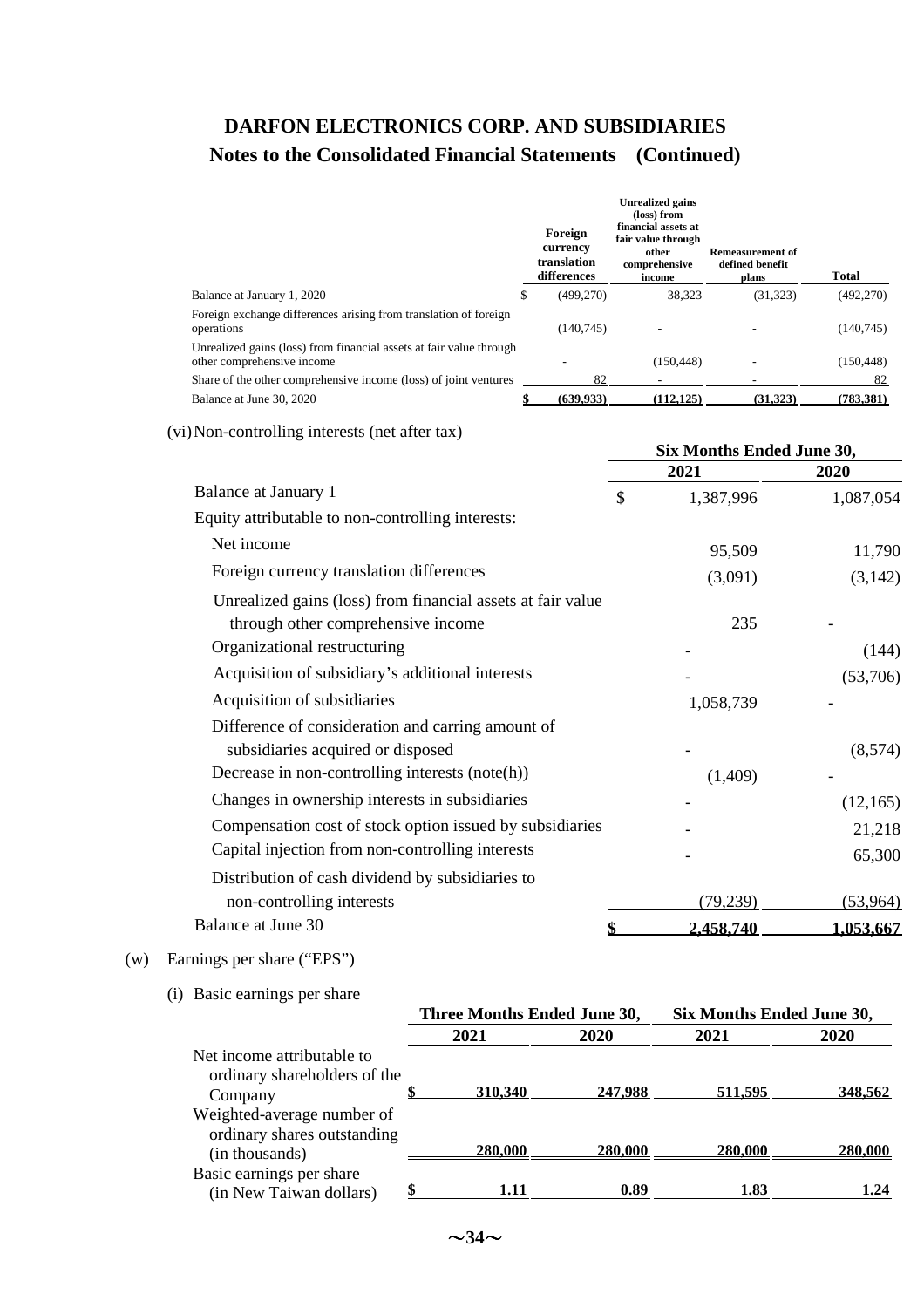# DARFON ELECTRONICS CORP. AND SUBSIDIARIES

## Notes to the Consolidated Financial Statements (Continued)

| | Foreign currency translation differences | Unrealized gains (loss) from financial assets at fair value through other comprehensive income | Remeasurement of defined benefit plans | Total |
|---|---|---|---|---|
| Balance at January 1, 2020 | $ (499,270) | 38,323 | (31,323) | (492,270) |
| Foreign exchange differences arising from translation of foreign operations | (140,745) | - | - | (140,745) |
| Unrealized gains (loss) from financial assets at fair value through other comprehensive income | - | (150,448) | - | (150,448) |
| Share of the other comprehensive income (loss) of joint ventures | 82 | - | - | 82 |
| Balance at June 30, 2020 | $ (639,933) | (112,125) | (31,323) | (783,381) |

(vi) Non-controlling interests (net after tax)

| | Six Months Ended June 30, 2021 | Six Months Ended June 30, 2020 |
|---|---|---|
| Balance at January 1 | $ 1,387,996 | 1,087,054 |
| Equity attributable to non-controlling interests: | | |
| Net income | 95,509 | 11,790 |
| Foreign currency translation differences | (3,091) | (3,142) |
| Unrealized gains (loss) from financial assets at fair value through other comprehensive income | 235 | - |
| Organizational restructuring | - | (144) |
| Acquisition of subsidiary's additional interests | - | (53,706) |
| Acquisition of subsidiaries | 1,058,739 | - |
| Difference of consideration and carring amount of subsidiaries acquired or disposed | - | (8,574) |
| Decrease in non-controlling interests (note(h)) | (1,409) | - |
| Changes in ownership interests in subsidiaries | - | (12,165) |
| Compensation cost of stock option issued by subsidiaries | - | 21,218 |
| Capital injection from non-controlling interests | - | 65,300 |
| Distribution of cash dividend by subsidiaries to non-controlling interests | (79,239) | (53,964) |
| Balance at June 30 | $ 2,458,740 | 1,053,667 |

(w) Earnings per share ("EPS")

(i) Basic earnings per share

| | Three Months Ended June 30, 2021 | Three Months Ended June 30, 2020 | Six Months Ended June 30, 2021 | Six Months Ended June 30, 2020 |
|---|---|---|---|---|
| Net income attributable to ordinary shareholders of the Company | $ 310,340 | 247,988 | 511,595 | 348,562 |
| Weighted-average number of ordinary shares outstanding (in thousands) | 280,000 | 280,000 | 280,000 | 280,000 |
| Basic earnings per share (in New Taiwan dollars) | $ 1.11 | 0.89 | 1.83 | 1.24 |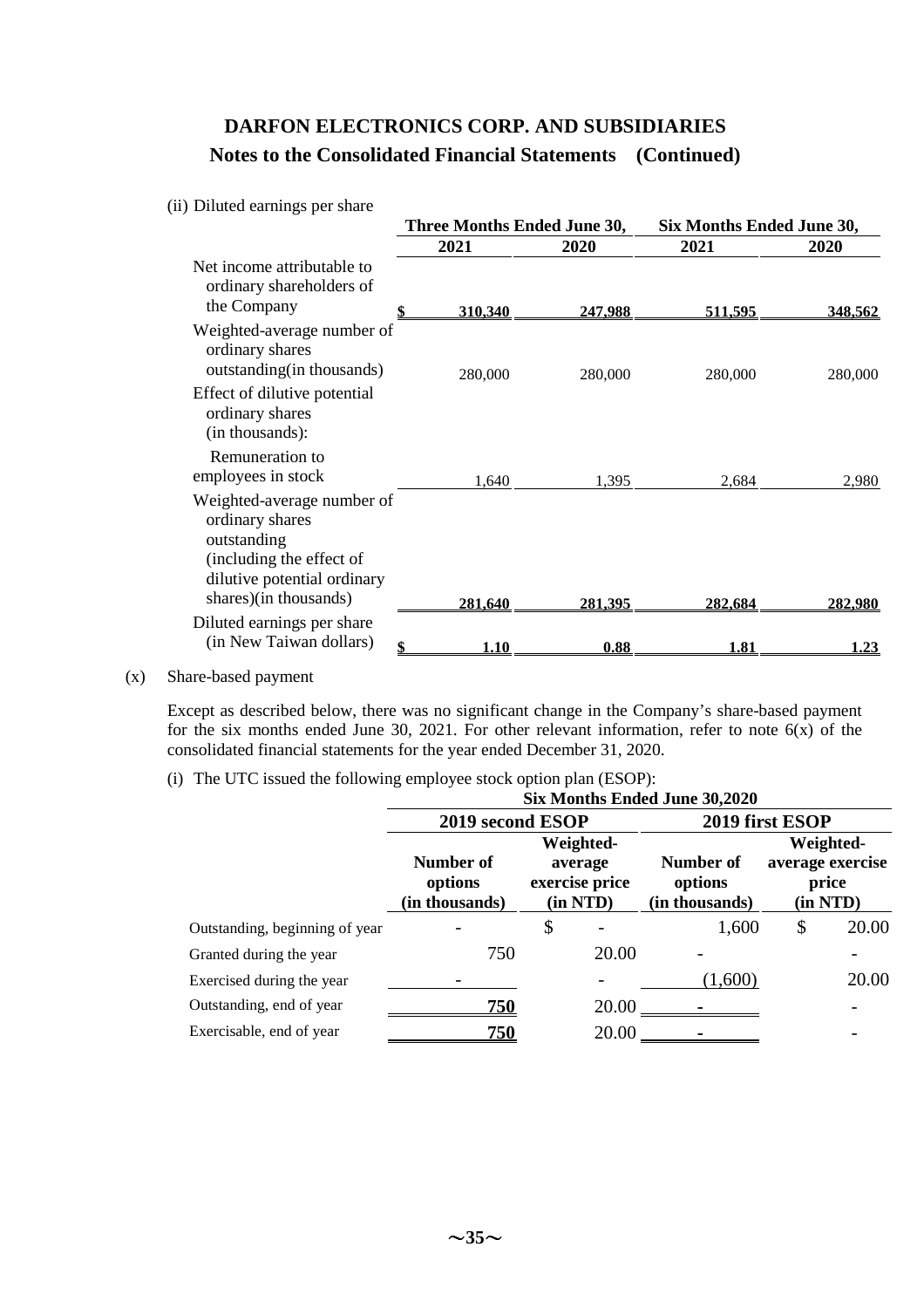# DARFON ELECTRONICS CORP. AND SUBSIDIARIES

## Notes to the Consolidated Financial Statements (Continued)

(ii) Diluted earnings per share

| | Three Months Ended June 30, | | Six Months Ended June 30, | |
|---|---|---|---|---|
| | 2021 | 2020 | 2021 | 2020 |
| Net income attributable to ordinary shareholders of the Company | $ 310,340 | 247,988 | 511,595 | 348,562 |
| Weighted-average number of ordinary shares outstanding(in thousands) | 280,000 | 280,000 | 280,000 | 280,000 |
| Effect of dilutive potential ordinary shares (in thousands): | | | | |
| Remuneration to employees in stock | 1,640 | 1,395 | 2,684 | 2,980 |
| Weighted-average number of ordinary shares outstanding (including the effect of dilutive potential ordinary shares)(in thousands) | 281,640 | 281,395 | 282,684 | 282,980 |
| Diluted earnings per share (in New Taiwan dollars) | $ 1.10 | 0.88 | 1.81 | 1.23 |

(x) Share-based payment

Except as described below, there was no significant change in the Company's share-based payment for the six months ended June 30, 2021. For other relevant information, refer to note 6(x) of the consolidated financial statements for the year ended December 31, 2020.

(i) The UTC issued the following employee stock option plan (ESOP):

| | Six Months Ended June 30,2020 | | | |
|---|---|---|---|---|
| | 2019 second ESOP | | 2019 first ESOP | |
| | Number of options (in thousands) | Weighted-average exercise price (in NTD) | Number of options (in thousands) | Weighted-average exercise price (in NTD) |
| Outstanding, beginning of year | - | $ - | 1,600 | $ 20.00 |
| Granted during the year | 750 | 20.00 | - | - |
| Exercised during the year | - | - | (1,600) | 20.00 |
| Outstanding, end of year | 750 | 20.00 | - | - |
| Exercisable, end of year | 750 | 20.00 | - | - |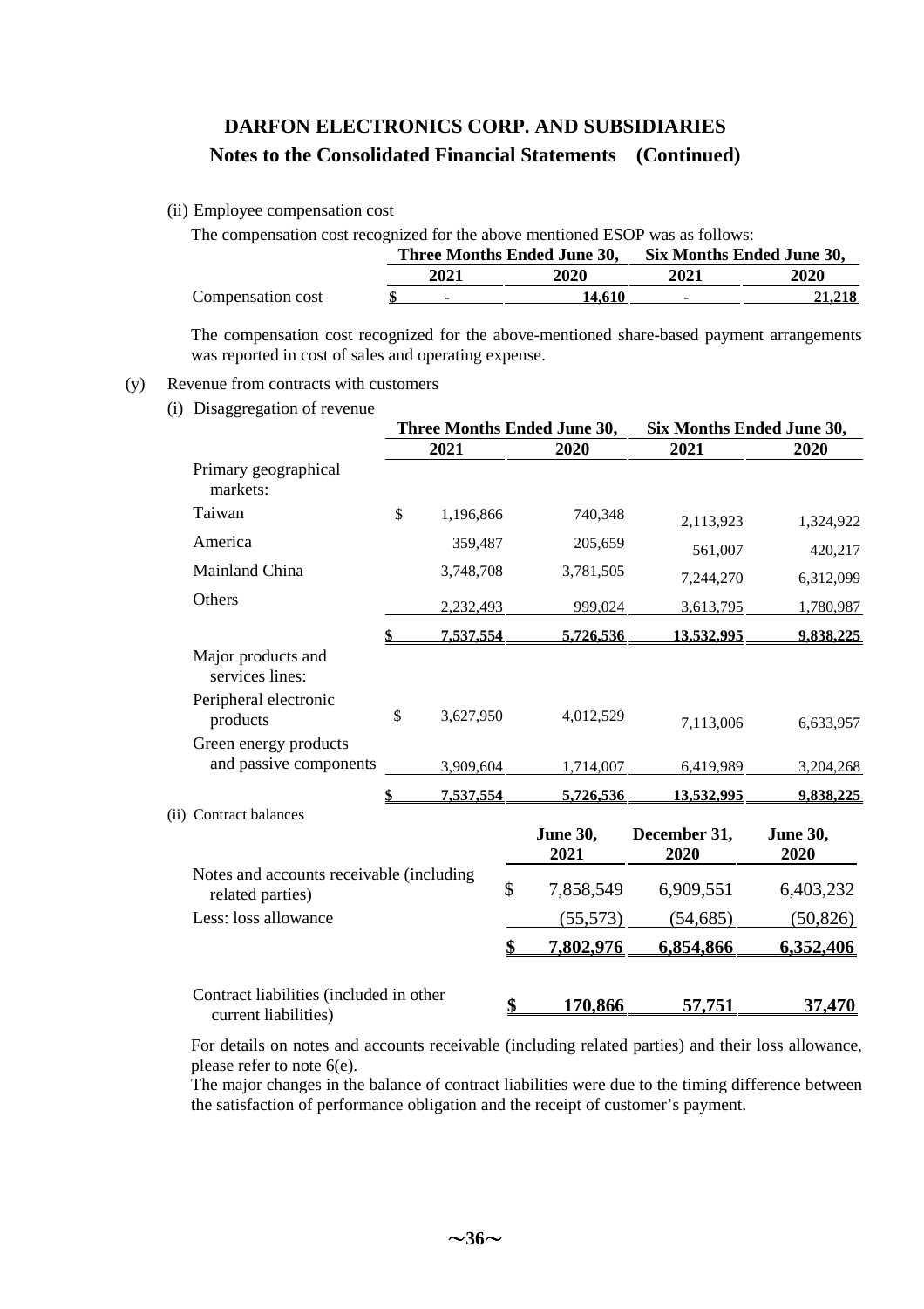# DARFON ELECTRONICS CORP. AND SUBSIDIARIES

## Notes to the Consolidated Financial Statements (Continued)

(ii) Employee compensation cost

The compensation cost recognized for the above mentioned ESOP was as follows:

| | Three Months Ended June 30, | | Six Months Ended June 30, | |
|---|---|---|---|---|
| | 2021 | 2020 | 2021 | 2020 |
| Compensation cost | $ - | 14,610 | - | 21,218 |

The compensation cost recognized for the above-mentioned share-based payment arrangements was reported in cost of sales and operating expense.

(y) Revenue from contracts with customers

(i) Disaggregation of revenue

| | Three Months Ended June 30, | | Six Months Ended June 30, | |
|---|---|---|---|---|
| | 2021 | 2020 | 2021 | 2020 |
| Primary geographical markets: | | | | |
| Taiwan | $ 1,196,866 | 740,348 | 2,113,923 | 1,324,922 |
| America | 359,487 | 205,659 | 561,007 | 420,217 |
| Mainland China | 3,748,708 | 3,781,505 | 7,244,270 | 6,312,099 |
| Others | 2,232,493 | 999,024 | 3,613,795 | 1,780,987 |
| | $ 7,537,554 | 5,726,536 | 13,532,995 | 9,838,225 |
| Major products and services lines: | | | | |
| Peripheral electronic products | $ 3,627,950 | 4,012,529 | 7,113,006 | 6,633,957 |
| Green energy products and passive components | 3,909,604 | 1,714,007 | 6,419,989 | 3,204,268 |
| | $ 7,537,554 | 5,726,536 | 13,532,995 | 9,838,225 |

(ii) Contract balances

| | June 30, 2021 | December 31, 2020 | June 30, 2020 |
|---|---|---|---|
| Notes and accounts receivable (including related parties) | $ 7,858,549 | 6,909,551 | 6,403,232 |
| Less: loss allowance | (55,573) | (54,685) | (50,826) |
| | $ 7,802,976 | 6,854,866 | 6,352,406 |
| Contract liabilities (included in other current liabilities) | $ 170,866 | 57,751 | 37,470 |

For details on notes and accounts receivable (including related parties) and their loss allowance, please refer to note 6(e).

The major changes in the balance of contract liabilities were due to the timing difference between the satisfaction of performance obligation and the receipt of customer's payment.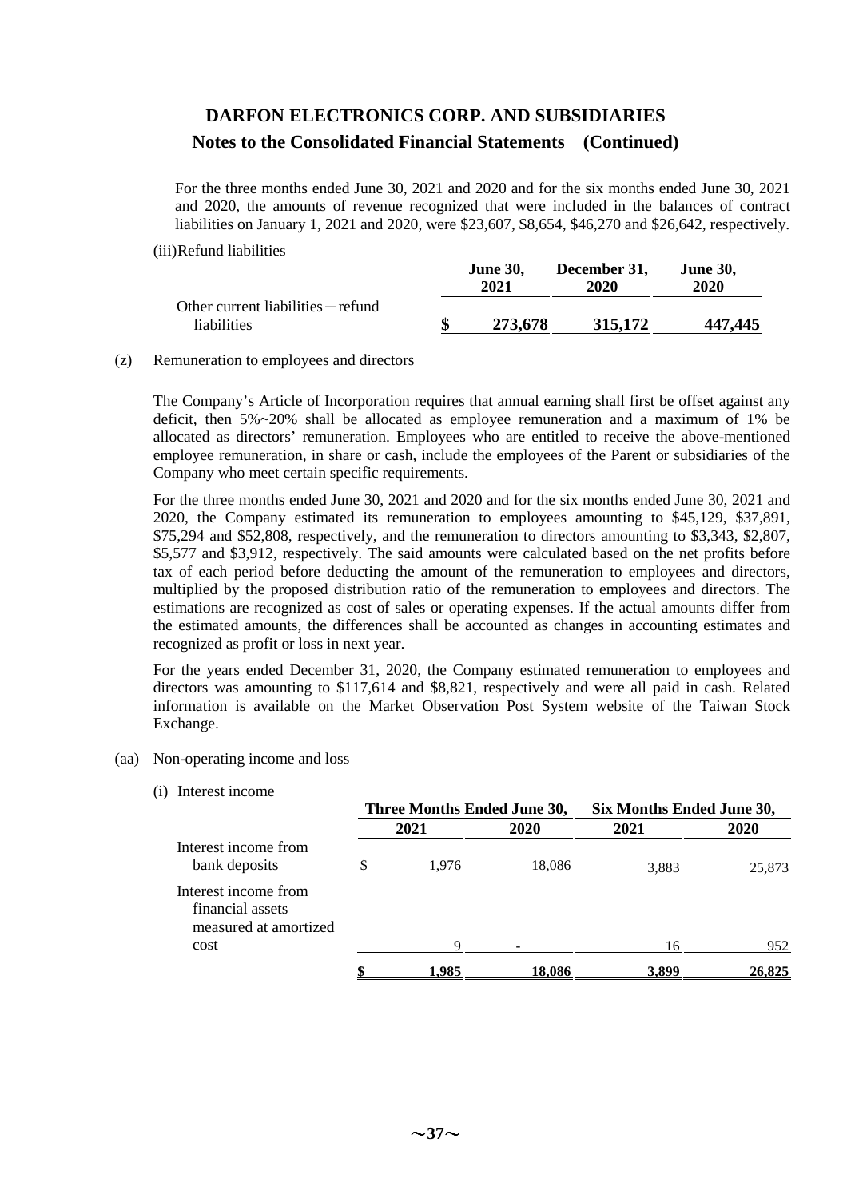## DARFON ELECTRONICS CORP. AND SUBSIDIARIES

### Notes to the Consolidated Financial Statements (Continued)

For the three months ended June 30, 2021 and 2020 and for the six months ended June 30, 2021 and 2020, the amounts of revenue recognized that were included in the balances of contract liabilities on January 1, 2021 and 2020, were $23,607, $8,654, $46,270 and $26,642, respectively.

(iii)Refund liabilities

| | June 30, 2021 | December 31, 2020 | June 30, 2020 |
|---|---|---|---|
| Other current liabilities－refund liabilities | $ 273,678 | 315,172 | 447,445 |

(z) Remuneration to employees and directors

The Company's Article of Incorporation requires that annual earning shall first be offset against any deficit, then 5%~20% shall be allocated as employee remuneration and a maximum of 1% be allocated as directors' remuneration. Employees who are entitled to receive the above-mentioned employee remuneration, in share or cash, include the employees of the Parent or subsidiaries of the Company who meet certain specific requirements.

For the three months ended June 30, 2021 and 2020 and for the six months ended June 30, 2021 and 2020, the Company estimated its remuneration to employees amounting to $45,129, $37,891, $75,294 and $52,808, respectively, and the remuneration to directors amounting to $3,343, $2,807, $5,577 and $3,912, respectively. The said amounts were calculated based on the net profits before tax of each period before deducting the amount of the remuneration to employees and directors, multiplied by the proposed distribution ratio of the remuneration to employees and directors. The estimations are recognized as cost of sales or operating expenses. If the actual amounts differ from the estimated amounts, the differences shall be accounted as changes in accounting estimates and recognized as profit or loss in next year.

For the years ended December 31, 2020, the Company estimated remuneration to employees and directors was amounting to $117,614 and $8,821, respectively and were all paid in cash. Related information is available on the Market Observation Post System website of the Taiwan Stock Exchange.

(aa) Non-operating income and loss

(i) Interest income

| | Three Months Ended June 30, | | Six Months Ended June 30, | |
|---|---|---|---|---|
| | 2021 | 2020 | 2021 | 2020 |
| Interest income from bank deposits | $ 1,976 | 18,086 | 3,883 | 25,873 |
| Interest income from financial assets measured at amortized cost | 9 | - | 16 | 952 |
| | $ 1,985 | 18,086 | 3,899 | 26,825 |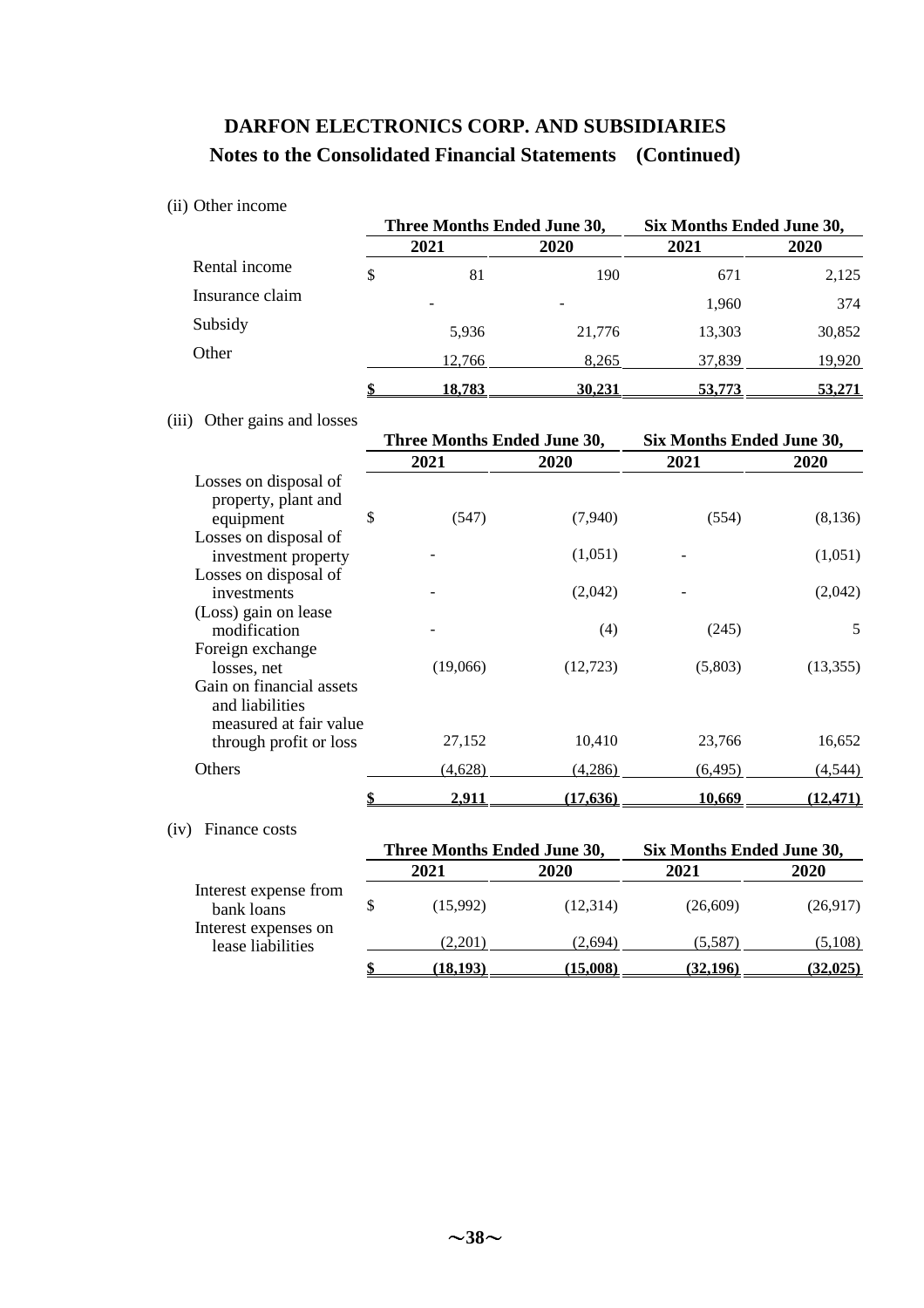# DARFON ELECTRONICS CORP. AND SUBSIDIARIES

## Notes to the Consolidated Financial Statements (Continued)

(ii) Other income

| | Three Months Ended June 30, | | Six Months Ended June 30, | |
|---|---|---|---|---|
| | 2021 | 2020 | 2021 | 2020 |
| Rental income | $ 81 | 190 | 671 | 2,125 |
| Insurance claim | - | - | 1,960 | 374 |
| Subsidy | 5,936 | 21,776 | 13,303 | 30,852 |
| Other | 12,766 | 8,265 | 37,839 | 19,920 |
| | $ 18,783 | 30,231 | 53,773 | 53,271 |

(iii) Other gains and losses

| | Three Months Ended June 30, | | Six Months Ended June 30, | |
|---|---|---|---|---|
| | 2021 | 2020 | 2021 | 2020 |
| Losses on disposal of property, plant and equipment | $ (547) | (7,940) | (554) | (8,136) |
| Losses on disposal of investment property | - | (1,051) | - | (1,051) |
| Losses on disposal of investments | - | (2,042) | - | (2,042) |
| (Loss) gain on lease modification | - | (4) | (245) | 5 |
| Foreign exchange losses, net | (19,066) | (12,723) | (5,803) | (13,355) |
| Gain on financial assets and liabilities measured at fair value through profit or loss | 27,152 | 10,410 | 23,766 | 16,652 |
| Others | (4,628) | (4,286) | (6,495) | (4,544) |
| | $ 2,911 | (17,636) | 10,669 | (12,471) |

(iv) Finance costs

| | Three Months Ended June 30, | | Six Months Ended June 30, | |
|---|---|---|---|---|
| | 2021 | 2020 | 2021 | 2020 |
| Interest expense from bank loans | $ (15,992) | (12,314) | (26,609) | (26,917) |
| Interest expenses on lease liabilities | (2,201) | (2,694) | (5,587) | (5,108) |
| | $ (18,193) | (15,008) | (32,196) | (32,025) |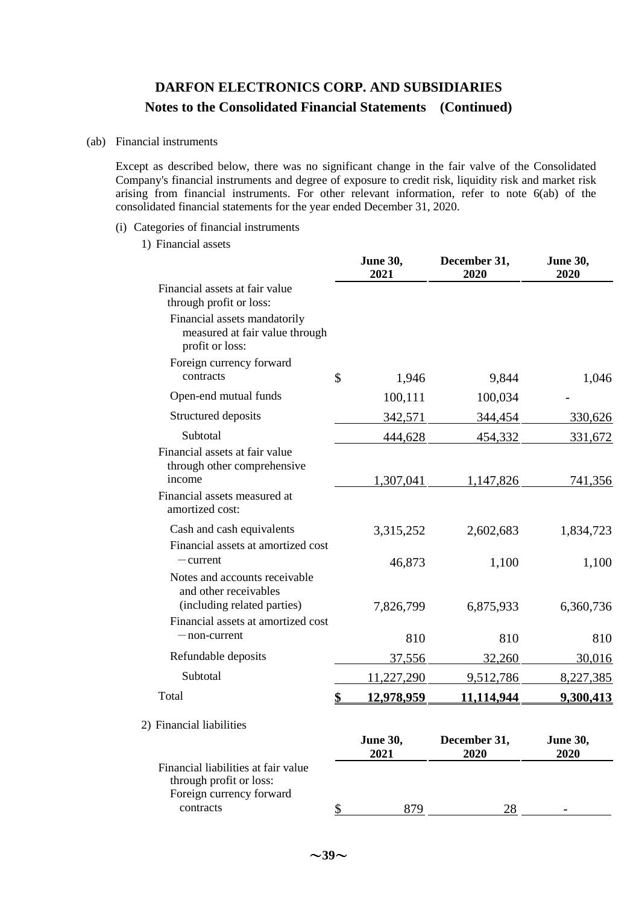# DARFON ELECTRONICS CORP. AND SUBSIDIARIES

## Notes to the Consolidated Financial Statements (Continued)

(ab) Financial instruments

Except as described below, there was no significant change in the fair valve of the Consolidated Company's financial instruments and degree of exposure to credit risk, liquidity risk and market risk arising from financial instruments. For other relevant information, refer to note 6(ab) of the consolidated financial statements for the year ended December 31, 2020.

(i) Categories of financial instruments

1) Financial assets

| | June 30, 2021 | December 31, 2020 | June 30, 2020 |
|---|---|---|---|
| Financial assets at fair value through profit or loss: | | | |
| Financial assets mandatorily measured at fair value through profit or loss: | | | |
| Foreign currency forward contracts | $ 1,946 | 9,844 | 1,046 |
| Open-end mutual funds | 100,111 | 100,034 | - |
| Structured deposits | 342,571 | 344,454 | 330,626 |
| Subtotal | 444,628 | 454,332 | 331,672 |
| Financial assets at fair value through other comprehensive income | 1,307,041 | 1,147,826 | 741,356 |
| Financial assets measured at amortized cost: | | | |
| Cash and cash equivalents | 3,315,252 | 2,602,683 | 1,834,723 |
| Financial assets at amortized cost －current | 46,873 | 1,100 | 1,100 |
| Notes and accounts receivable and other receivables (including related parties) | 7,826,799 | 6,875,933 | 6,360,736 |
| Financial assets at amortized cost －non-current | 810 | 810 | 810 |
| Refundable deposits | 37,556 | 32,260 | 30,016 |
| Subtotal | 11,227,290 | 9,512,786 | 8,227,385 |
| Total | $ 12,978,959 | 11,114,944 | 9,300,413 |

2) Financial liabilities

| | June 30, 2021 | December 31, 2020 | June 30, 2020 |
|---|---|---|---|
| Financial liabilities at fair value through profit or loss: | | | |
| Foreign currency forward contracts | $ 879 | 28 | - |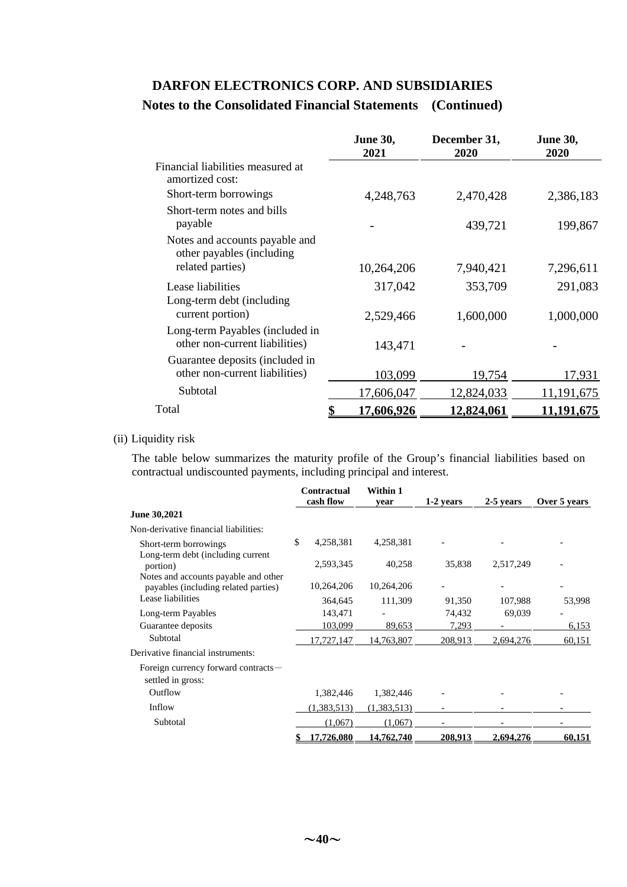**DARFON ELECTRONICS CORP. AND SUBSIDIARIES**
**Notes to the Consolidated Financial Statements (Continued)**

| | June 30, 2021 | December 31, 2020 | June 30, 2020 |
|---|---|---|---|
| Financial liabilities measured at amortized cost: | | | |
| Short-term borrowings | 4,248,763 | 2,470,428 | 2,386,183 |
| Short-term notes and bills payable | - | 439,721 | 199,867 |
| Notes and accounts payable and other payables (including related parties) | 10,264,206 | 7,940,421 | 7,296,611 |
| Lease liabilities | 317,042 | 353,709 | 291,083 |
| Long-term debt (including current portion) | 2,529,466 | 1,600,000 | 1,000,000 |
| Long-term Payables (included in other non-current liabilities) | 143,471 | - | - |
| Guarantee deposits (included in other non-current liabilities) | 103,099 | 19,754 | 17,931 |
| Subtotal | 17,606,047 | 12,824,033 | 11,191,675 |
| Total | $ 17,606,926 | 12,824,061 | 11,191,675 |

(ii) Liquidity risk

The table below summarizes the maturity profile of the Group's financial liabilities based on contractual undiscounted payments, including principal and interest.

| | Contractual cash flow | Within 1 year | 1-2 years | 2-5 years | Over 5 years |
|---|---|---|---|---|---|
| **June 30,2021** | | | | | |
| Non-derivative financial liabilities: | | | | | |
| Short-term borrowings | $ 4,258,381 | 4,258,381 | - | - | - |
| Long-term debt (including current portion) | 2,593,345 | 40,258 | 35,838 | 2,517,249 | - |
| Notes and accounts payable and other payables (including related parties) | 10,264,206 | 10,264,206 | - | - | - |
| Lease liabilities | 364,645 | 111,309 | 91,350 | 107,988 | 53,998 |
| Long-term Payables | 143,471 | - | 74,432 | 69,039 | - |
| Guarantee deposits | 103,099 | 89,653 | 7,293 | - | 6,153 |
| Subtotal | 17,727,147 | 14,763,807 | 208,913 | 2,694,276 | 60,151 |
| Derivative financial instruments: | | | | | |
| Foreign currency forward contracts－settled in gross: | | | | | |
| Outflow | 1,382,446 | 1,382,446 | - | - | - |
| Inflow | (1,383,513) | (1,383,513) | - | - | - |
| Subtotal | (1,067) | (1,067) | - | - | - |
| | $ 17,726,080 | 14,762,740 | 208,913 | 2,694,276 | 60,151 |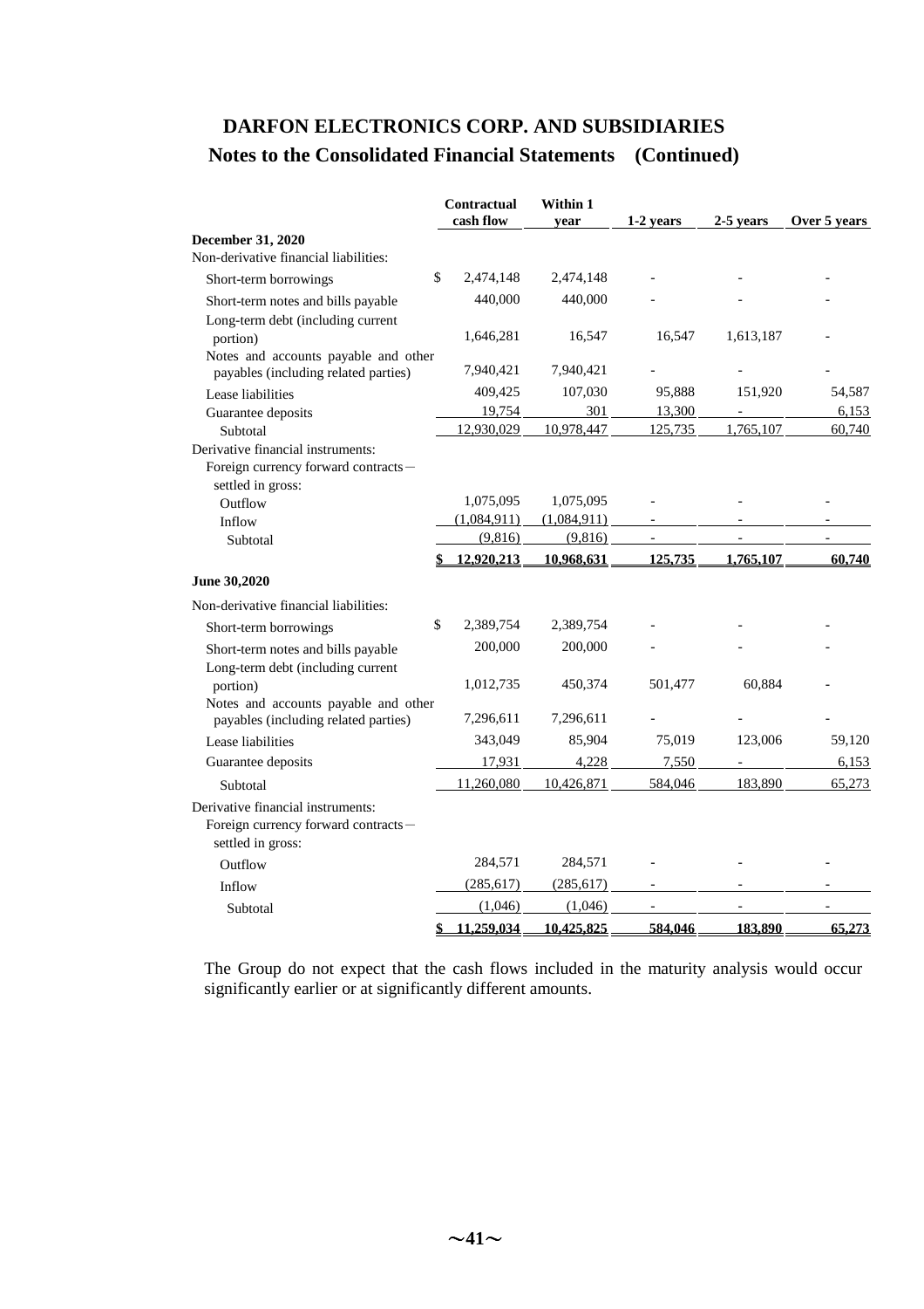# DARFON ELECTRONICS CORP. AND SUBSIDIARIES

## Notes to the Consolidated Financial Statements (Continued)

| | Contractual cash flow | Within 1 year | 1-2 years | 2-5 years | Over 5 years |
|---|---|---|---|---|---|
| **December 31, 2020** | | | | | |
| Non-derivative financial liabilities: | | | | | |
| Short-term borrowings | $ 2,474,148 | 2,474,148 | - | - | - |
| Short-term notes and bills payable | 440,000 | 440,000 | - | - | - |
| Long-term debt (including current portion) | 1,646,281 | 16,547 | 16,547 | 1,613,187 | - |
| Notes and accounts payable and other payables (including related parties) | 7,940,421 | 7,940,421 | - | - | - |
| Lease liabilities | 409,425 | 107,030 | 95,888 | 151,920 | 54,587 |
| Guarantee deposits | 19,754 | 301 | 13,300 | - | 6,153 |
| Subtotal | 12,930,029 | 10,978,447 | 125,735 | 1,765,107 | 60,740 |
| Derivative financial instruments: | | | | | |
| Foreign currency forward contracts－settled in gross: | | | | | |
| Outflow | 1,075,095 | 1,075,095 | - | - | - |
| Inflow | (1,084,911) | (1,084,911) | - | - | - |
| Subtotal | (9,816) | (9,816) | - | - | - |
| | **$ 12,920,213** | **10,968,631** | **125,735** | **1,765,107** | **60,740** |
| **June 30,2020** | | | | | |
| Non-derivative financial liabilities: | | | | | |
| Short-term borrowings | $ 2,389,754 | 2,389,754 | - | - | - |
| Short-term notes and bills payable | 200,000 | 200,000 | - | - | - |
| Long-term debt (including current portion) | 1,012,735 | 450,374 | 501,477 | 60,884 | - |
| Notes and accounts payable and other payables (including related parties) | 7,296,611 | 7,296,611 | - | - | - |
| Lease liabilities | 343,049 | 85,904 | 75,019 | 123,006 | 59,120 |
| Guarantee deposits | 17,931 | 4,228 | 7,550 | - | 6,153 |
| Subtotal | 11,260,080 | 10,426,871 | 584,046 | 183,890 | 65,273 |
| Derivative financial instruments: | | | | | |
| Foreign currency forward contracts－settled in gross: | | | | | |
| Outflow | 284,571 | 284,571 | - | - | - |
| Inflow | (285,617) | (285,617) | - | - | - |
| Subtotal | (1,046) | (1,046) | - | - | - |
| | **$ 11,259,034** | **10,425,825** | **584,046** | **183,890** | **65,273** |

The Group do not expect that the cash flows included in the maturity analysis would occur significantly earlier or at significantly different amounts.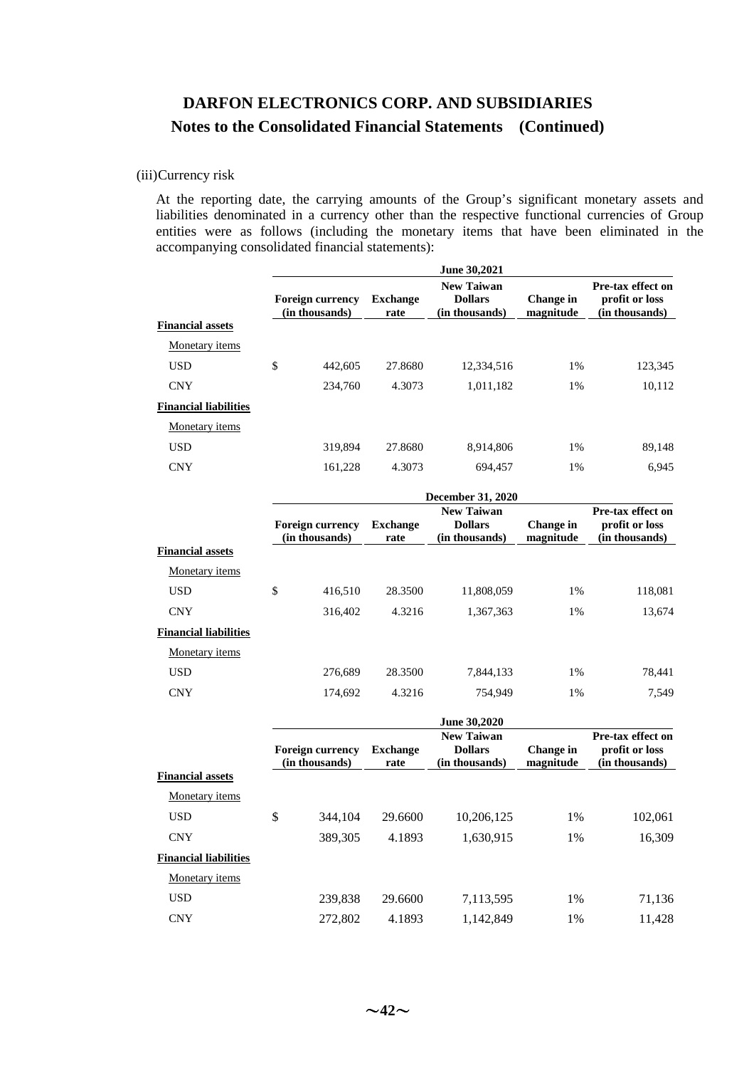# DARFON ELECTRONICS CORP. AND SUBSIDIARIES

## Notes to the Consolidated Financial Statements (Continued)

(iii)Currency risk

At the reporting date, the carrying amounts of the Group's significant monetary assets and liabilities denominated in a currency other than the respective functional currencies of Group entities were as follows (including the monetary items that have been eliminated in the accompanying consolidated financial statements):

| | June 30,2021 | | | | |
|---|---|---|---|---|---|
| | Foreign currency (in thousands) | Exchange rate | New Taiwan Dollars (in thousands) | Change in magnitude | Pre-tax effect on profit or loss (in thousands) |
| **Financial assets** | | | | | |
| Monetary items | | | | | |
| USD | $ 442,605 | 27.8680 | 12,334,516 | 1% | 123,345 |
| CNY | 234,760 | 4.3073 | 1,011,182 | 1% | 10,112 |
| **Financial liabilities** | | | | | |
| Monetary items | | | | | |
| USD | 319,894 | 27.8680 | 8,914,806 | 1% | 89,148 |
| CNY | 161,228 | 4.3073 | 694,457 | 1% | 6,945 |

| | December 31, 2020 | | | | |
|---|---|---|---|---|---|
| | Foreign currency (in thousands) | Exchange rate | New Taiwan Dollars (in thousands) | Change in magnitude | Pre-tax effect on profit or loss (in thousands) |
| **Financial assets** | | | | | |
| Monetary items | | | | | |
| USD | $ 416,510 | 28.3500 | 11,808,059 | 1% | 118,081 |
| CNY | 316,402 | 4.3216 | 1,367,363 | 1% | 13,674 |
| **Financial liabilities** | | | | | |
| Monetary items | | | | | |
| USD | 276,689 | 28.3500 | 7,844,133 | 1% | 78,441 |
| CNY | 174,692 | 4.3216 | 754,949 | 1% | 7,549 |

| | June 30,2020 | | | | |
|---|---|---|---|---|---|
| | Foreign currency (in thousands) | Exchange rate | New Taiwan Dollars (in thousands) | Change in magnitude | Pre-tax effect on profit or loss (in thousands) |
| **Financial assets** | | | | | |
| Monetary items | | | | | |
| USD | $ 344,104 | 29.6600 | 10,206,125 | 1% | 102,061 |
| CNY | 389,305 | 4.1893 | 1,630,915 | 1% | 16,309 |
| **Financial liabilities** | | | | | |
| Monetary items | | | | | |
| USD | 239,838 | 29.6600 | 7,113,595 | 1% | 71,136 |
| CNY | 272,802 | 4.1893 | 1,142,849 | 1% | 11,428 |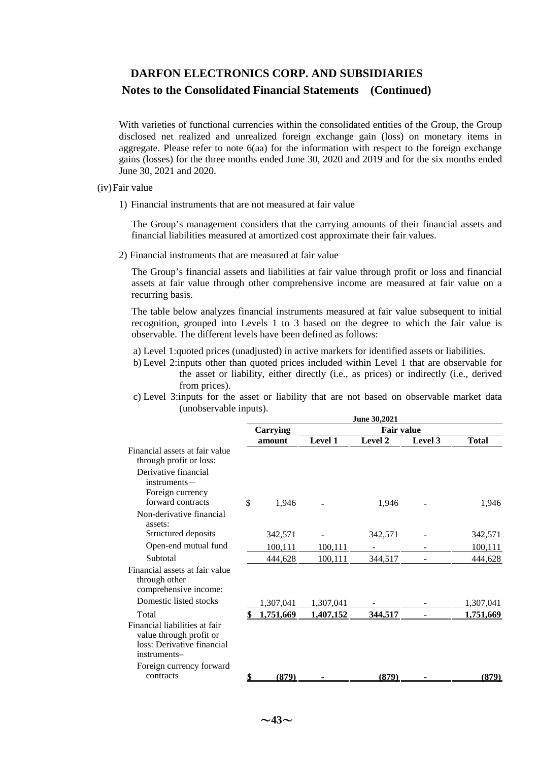With varieties of functional currencies within the consolidated entities of the Group, the Group disclosed net realized and unrealized foreign exchange gain (loss) on monetary items in aggregate. Please refer to note 6(aa) for the information with respect to the foreign exchange gains (losses) for the three months ended June 30, 2020 and 2019 and for the six months ended June 30, 2021 and 2020.

(iv) Fair value

1) Financial instruments that are not measured at fair value

The Group's management considers that the carrying amounts of their financial assets and financial liabilities measured at amortized cost approximate their fair values.

2) Financial instruments that are measured at fair value

The Group's financial assets and liabilities at fair value through profit or loss and financial assets at fair value through other comprehensive income are measured at fair value on a recurring basis.

The table below analyzes financial instruments measured at fair value subsequent to initial recognition, grouped into Levels 1 to 3 based on the degree to which the fair value is observable. The different levels have been defined as follows:

a) Level 1:quoted prices (unadjusted) in active markets for identified assets or liabilities.

b) Level 2:inputs other than quoted prices included within Level 1 that are observable for the asset or liability, either directly (i.e., as prices) or indirectly (i.e., derived from prices).

c) Level 3:inputs for the asset or liability that are not based on observable market data (unobservable inputs).

| | June 30,2021 | | | | |
|---|---|---|---|---|---|
| | Carrying | Fair value | | | |
| | amount | Level 1 | Level 2 | Level 3 | Total |
| Financial assets at fair value through profit or loss: | | | | | |
| Derivative financial instruments－Foreign currency forward contracts | $ 1,946 | - | 1,946 | - | 1,946 |
| Non-derivative financial assets: | | | | | |
| Structured deposits | 342,571 | - | 342,571 | - | 342,571 |
| Open-end mutual fund | 100,111 | 100,111 | - | - | 100,111 |
| Subtotal | 444,628 | 100,111 | 344,517 | - | 444,628 |
| Financial assets at fair value through other comprehensive income: | | | | | |
| Domestic listed stocks | 1,307,041 | 1,307,041 | - | - | 1,307,041 |
| Total | $ 1,751,669 | 1,407,152 | 344,517 | - | 1,751,669 |
| Financial liabilities at fair value through profit or loss: Derivative financial instruments– | | | | | |
| Foreign currency forward contracts | $ (879) | - | (879) | - | (879) |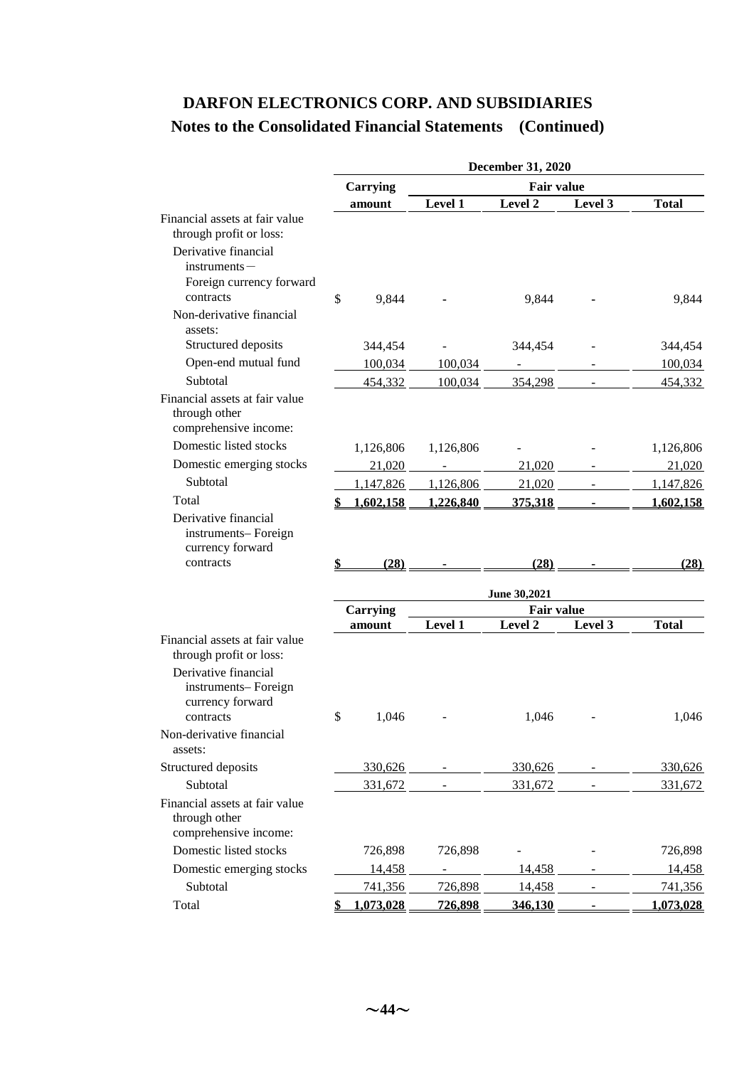# DARFON ELECTRONICS CORP. AND SUBSIDIARIES
## Notes to the Consolidated Financial Statements (Continued)

| | December 31, 2020 | | | | |
|---|---|---|---|---|---|
| | Carrying amount | Fair value | | | |
| | | Level 1 | Level 2 | Level 3 | Total |
| Financial assets at fair value through profit or loss: | | | | | |
| Derivative financial instruments－Foreign currency forward contracts | $ 9,844 | - | 9,844 | - | 9,844 |
| Non-derivative financial assets: | | | | | |
| Structured deposits | 344,454 | - | 344,454 | - | 344,454 |
| Open-end mutual fund | 100,034 | 100,034 | - | - | 100,034 |
| Subtotal | 454,332 | 100,034 | 354,298 | - | 454,332 |
| Financial assets at fair value through other comprehensive income: | | | | | |
| Domestic listed stocks | 1,126,806 | 1,126,806 | - | - | 1,126,806 |
| Domestic emerging stocks | 21,020 | - | 21,020 | - | 21,020 |
| Subtotal | 1,147,826 | 1,126,806 | 21,020 | - | 1,147,826 |
| Total | $ 1,602,158 | 1,226,840 | 375,318 | - | 1,602,158 |
| Derivative financial instruments– Foreign currency forward contracts | $ (28) | - | (28) | - | (28) |

| | June 30,2021 | | | | |
|---|---|---|---|---|---|
| | Carrying amount | Fair value | | | |
| | | Level 1 | Level 2 | Level 3 | Total |
| Financial assets at fair value through profit or loss: | | | | | |
| Derivative financial instruments– Foreign currency forward contracts | $ 1,046 | - | 1,046 | - | 1,046 |
| Non-derivative financial assets: | | | | | |
| Structured deposits | 330,626 | - | 330,626 | - | 330,626 |
| Subtotal | 331,672 | - | 331,672 | - | 331,672 |
| Financial assets at fair value through other comprehensive income: | | | | | |
| Domestic listed stocks | 726,898 | 726,898 | - | - | 726,898 |
| Domestic emerging stocks | 14,458 | - | 14,458 | - | 14,458 |
| Subtotal | 741,356 | 726,898 | 14,458 | - | 741,356 |
| Total | $ 1,073,028 | 726,898 | 346,130 | - | 1,073,028 |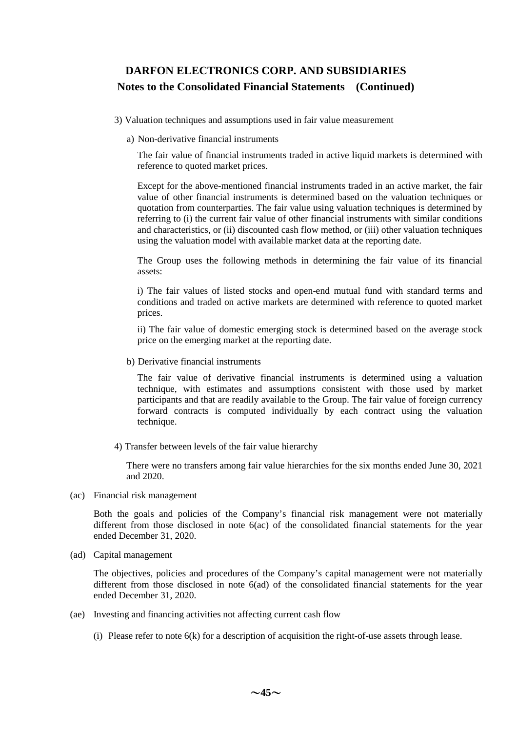3) Valuation techniques and assumptions used in fair value measurement

a) Non-derivative financial instruments

The fair value of financial instruments traded in active liquid markets is determined with reference to quoted market prices.

Except for the above-mentioned financial instruments traded in an active market, the fair value of other financial instruments is determined based on the valuation techniques or quotation from counterparties. The fair value using valuation techniques is determined by referring to (i) the current fair value of other financial instruments with similar conditions and characteristics, or (ii) discounted cash flow method, or (iii) other valuation techniques using the valuation model with available market data at the reporting date.

The Group uses the following methods in determining the fair value of its financial assets:

i) The fair values of listed stocks and open-end mutual fund with standard terms and conditions and traded on active markets are determined with reference to quoted market prices.

ii) The fair value of domestic emerging stock is determined based on the average stock price on the emerging market at the reporting date.

b) Derivative financial instruments

The fair value of derivative financial instruments is determined using a valuation technique, with estimates and assumptions consistent with those used by market participants and that are readily available to the Group. The fair value of foreign currency forward contracts is computed individually by each contract using the valuation technique.

4) Transfer between levels of the fair value hierarchy

There were no transfers among fair value hierarchies for the six months ended June 30, 2021 and 2020.

(ac) Financial risk management

Both the goals and policies of the Company's financial risk management were not materially different from those disclosed in note 6(ac) of the consolidated financial statements for the year ended December 31, 2020.

(ad) Capital management

The objectives, policies and procedures of the Company's capital management were not materially different from those disclosed in note 6(ad) of the consolidated financial statements for the year ended December 31, 2020.

(ae) Investing and financing activities not affecting current cash flow

(i) Please refer to note 6(k) for a description of acquisition the right-of-use assets through lease.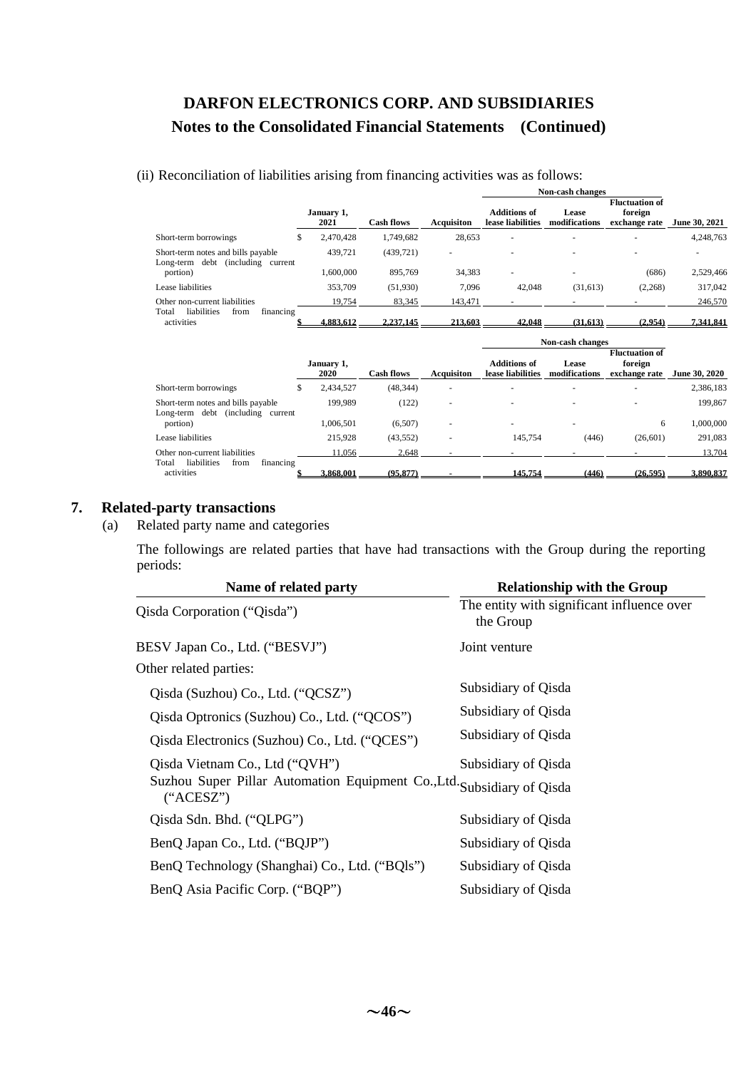# DARFON ELECTRONICS CORP. AND SUBSIDIARIES

## Notes to the Consolidated Financial Statements (Continued)

(ii) Reconciliation of liabilities arising from financing activities was as follows:

| | | | | Non-cash changes | | | |
|---|---|---|---|---|---|---|---|
| | January 1, 2021 | Cash flows | Acquisiton | Additions of lease liabilities | Lease modifications | Fluctuation of foreign exchange rate | June 30, 2021 |
| Short-term borrowings | $ 2,470,428 | 1,749,682 | 28,653 | - | - | - | 4,248,763 |
| Short-term notes and bills payable | 439,721 | (439,721) | - | - | - | - | - |
| Long-term debt (including current portion) | 1,600,000 | 895,769 | 34,383 | - | - | (686) | 2,529,466 |
| Lease liabilities | 353,709 | (51,930) | 7,096 | 42,048 | (31,613) | (2,268) | 317,042 |
| Other non-current liabilities | 19,754 | 83,345 | 143,471 | - | - | - | 246,570 |
| Total liabilities from financing activities | $ 4,883,612 | 2,237,145 | 213,603 | 42,048 | (31,613) | (2,954) | 7,341,841 |

| | | | | Non-cash changes | | | |
|---|---|---|---|---|---|---|---|
| | January 1, 2020 | Cash flows | Acquisiton | Additions of lease liabilities | Lease modifications | Fluctuation of foreign exchange rate | June 30, 2020 |
| Short-term borrowings | $ 2,434,527 | (48,344) | - | - | - | - | 2,386,183 |
| Short-term notes and bills payable | 199,989 | (122) | - | - | - | - | 199,867 |
| Long-term debt (including current portion) | 1,006,501 | (6,507) | - | - | - | 6 | 1,000,000 |
| Lease liabilities | 215,928 | (43,552) | - | 145,754 | (446) | (26,601) | 291,083 |
| Other non-current liabilities | 11,056 | 2,648 | - | - | - | - | 13,704 |
| Total liabilities from financing activities | $ 3,868,001 | (95,877) | - | 145,754 | (446) | (26,595) | 3,890,837 |

## 7. Related-party transactions

(a) Related party name and categories

The followings are related parties that have had transactions with the Group during the reporting periods:

| Name of related party | Relationship with the Group |
|---|---|
| Qisda Corporation ("Qisda") | The entity with significant influence over the Group |
| BESV Japan Co., Ltd. ("BESVJ") | Joint venture |
| Other related parties: | |
| Qisda (Suzhou) Co., Ltd. ("QCSZ") | Subsidiary of Qisda |
| Qisda Optronics (Suzhou) Co., Ltd. ("QCOS") | Subsidiary of Qisda |
| Qisda Electronics (Suzhou) Co., Ltd. ("QCES") | Subsidiary of Qisda |
| Qisda Vietnam Co., Ltd ("QVH") | Subsidiary of Qisda |
| Suzhou Super Pillar Automation Equipment Co.,Ltd. ("ACESZ") | Subsidiary of Qisda |
| Qisda Sdn. Bhd. ("QLPG") | Subsidiary of Qisda |
| BenQ Japan Co., Ltd. ("BQJP") | Subsidiary of Qisda |
| BenQ Technology (Shanghai) Co., Ltd. ("BQls") | Subsidiary of Qisda |
| BenQ Asia Pacific Corp. ("BQP") | Subsidiary of Qisda |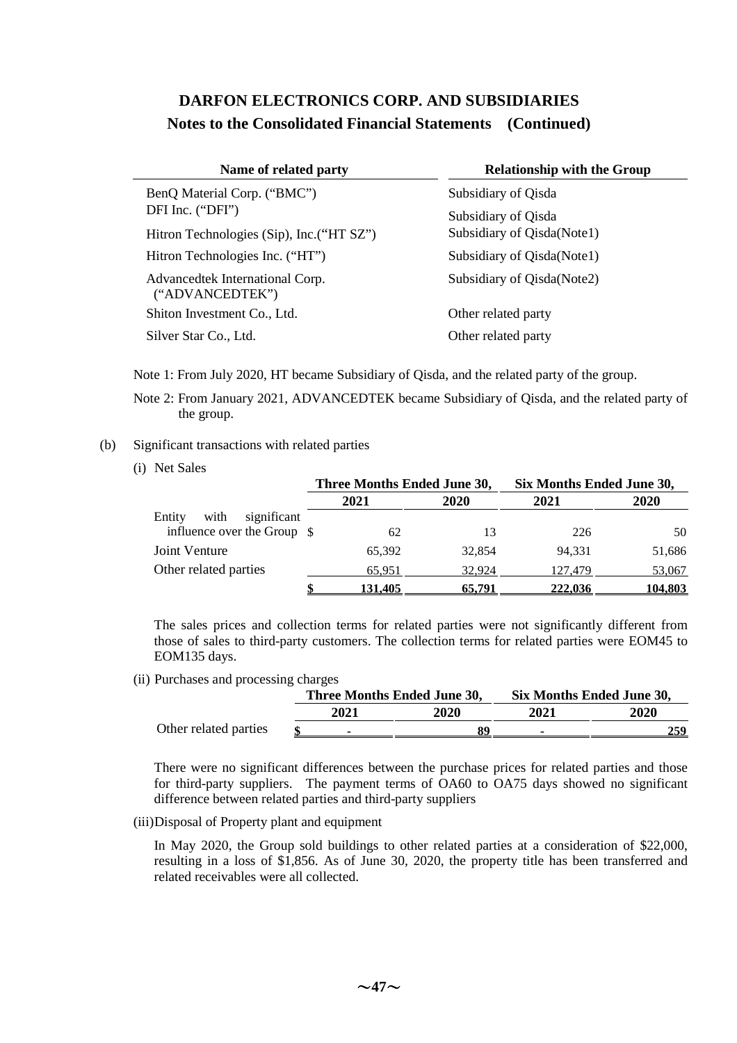# DARFON ELECTRONICS CORP. AND SUBSIDIARIES

## Notes to the Consolidated Financial Statements (Continued)

| Name of related party | Relationship with the Group |
|---|---|
| BenQ Material Corp. ("BMC") | Subsidiary of Qisda |
| DFI Inc. ("DFI") | Subsidiary of Qisda |
| Hitron Technologies (Sip), Inc.("HT SZ") | Subsidiary of Qisda(Note1) |
| Hitron Technologies Inc. ("HT") | Subsidiary of Qisda(Note1) |
| Advancedtek International Corp. ("ADVANCEDTEK") | Subsidiary of Qisda(Note2) |
| Shiton Investment Co., Ltd. | Other related party |
| Silver Star Co., Ltd. | Other related party |

Note 1: From July 2020, HT became Subsidiary of Qisda, and the related party of the group.

Note 2: From January 2021, ADVANCEDTEK became Subsidiary of Qisda, and the related party of the group.

(b) Significant transactions with related parties

(i) Net Sales

| | Three Months Ended June 30, | | Six Months Ended June 30, | |
|---|---|---|---|---|
| | 2021 | 2020 | 2021 | 2020 |
| Entity with significant influence over the Group | $ 62 | 13 | 226 | 50 |
| Joint Venture | 65,392 | 32,854 | 94,331 | 51,686 |
| Other related parties | 65,951 | 32,924 | 127,479 | 53,067 |
| | $ 131,405 | 65,791 | 222,036 | 104,803 |

The sales prices and collection terms for related parties were not significantly different from those of sales to third-party customers. The collection terms for related parties were EOM45 to EOM135 days.

(ii) Purchases and processing charges

| | Three Months Ended June 30, | | Six Months Ended June 30, | |
|---|---|---|---|---|
| | 2021 | 2020 | 2021 | 2020 |
| Other related parties | $ - | 89 | - | 259 |

There were no significant differences between the purchase prices for related parties and those for third-party suppliers. The payment terms of OA60 to OA75 days showed no significant difference between related parties and third-party suppliers

(iii) Disposal of Property plant and equipment

In May 2020, the Group sold buildings to other related parties at a consideration of $22,000, resulting in a loss of $1,856. As of June 30, 2020, the property title has been transferred and related receivables were all collected.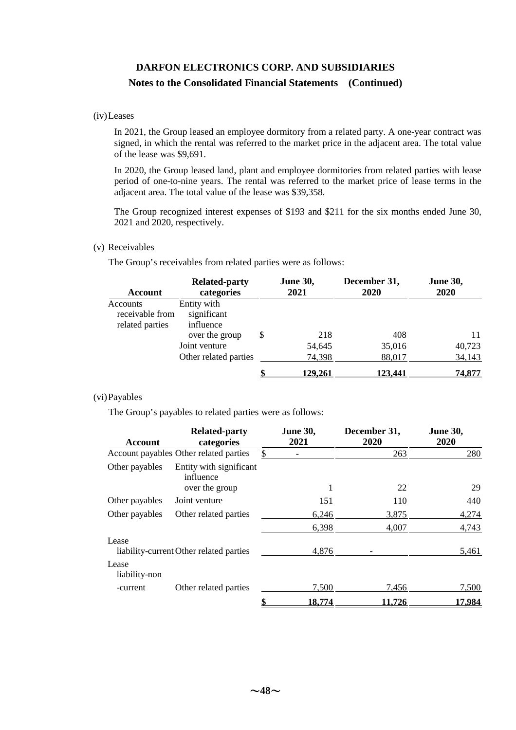(iv) Leases

In 2021, the Group leased an employee dormitory from a related party. A one-year contract was signed, in which the rental was referred to the market price in the adjacent area. The total value of the lease was $9,691.

In 2020, the Group leased land, plant and employee dormitories from related parties with lease period of one-to-nine years. The rental was referred to the market price of lease terms in the adjacent area. The total value of the lease was $39,358.

The Group recognized interest expenses of $193 and $211 for the six months ended June 30, 2021 and 2020, respectively.

(v) Receivables

The Group's receivables from related parties were as follows:

| Account | Related-party categories | June 30, 2021 | December 31, 2020 | June 30, 2020 |
|---|---|---|---|---|
| Accounts receivable from related parties | Entity with significant influence over the group | $ 218 | 408 | 11 |
| | Joint venture | 54,645 | 35,016 | 40,723 |
| | Other related parties | 74,398 | 88,017 | 34,143 |
| | | **$ 129,261** | **123,441** | **74,877** |

(vi) Payables

The Group's payables to related parties were as follows:

| Account | Related-party categories | June 30, 2021 | December 31, 2020 | June 30, 2020 |
|---|---|---|---|---|
| Account payables | Other related parties | $ - | 263 | 280 |
| Other payables | Entity with significant influence over the group | 1 | 22 | 29 |
| Other payables | Joint venture | 151 | 110 | 440 |
| Other payables | Other related parties | 6,246 | 3,875 | 4,274 |
| | | 6,398 | 4,007 | 4,743 |
| Lease liability-current | Other related parties | 4,876 | - | 5,461 |
| Lease liability-non -current | Other related parties | 7,500 | 7,456 | 7,500 |
| | | **$ 18,774** | **11,726** | **17,984** |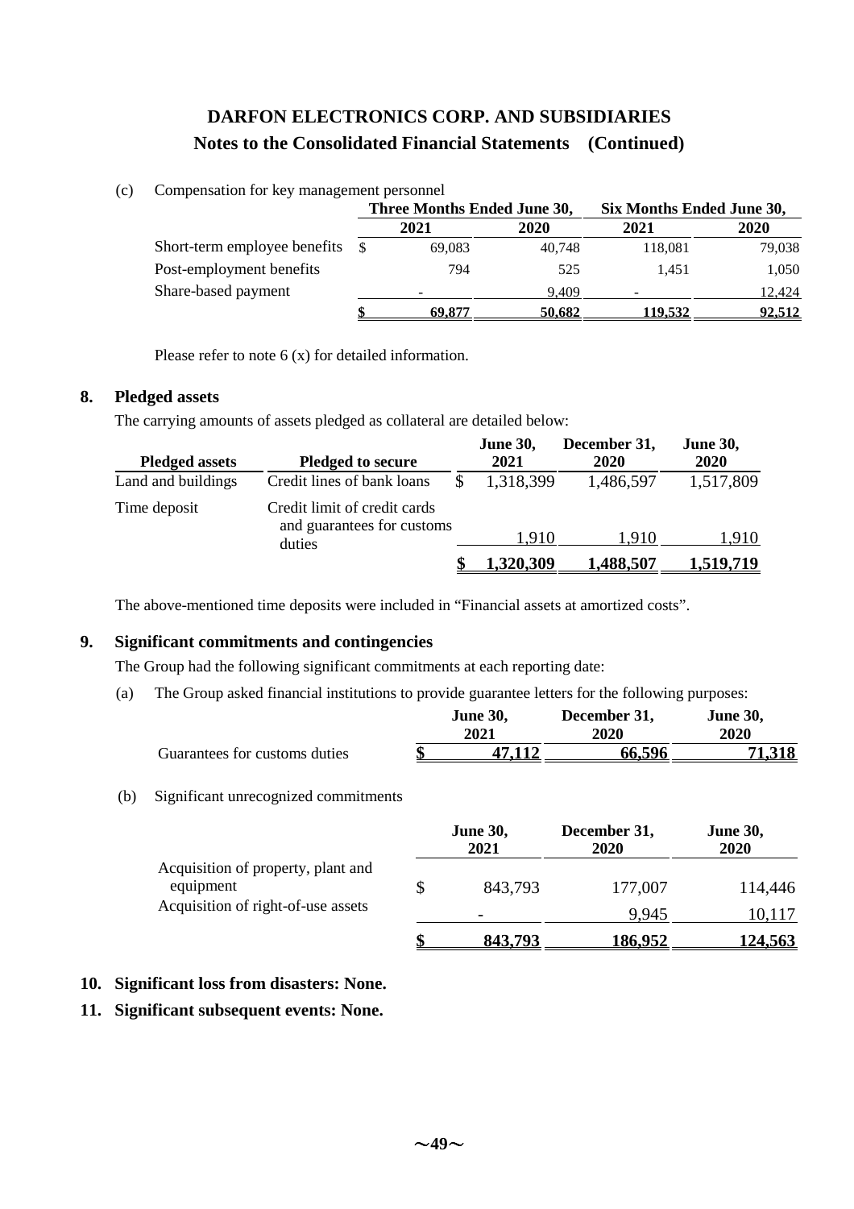# DARFON ELECTRONICS CORP. AND SUBSIDIARIES

## Notes to the Consolidated Financial Statements (Continued)

(c) Compensation for key management personnel

| | Three Months Ended June 30, | | Six Months Ended June 30, | |
|---|---|---|---|---|
| | 2021 | 2020 | 2021 | 2020 |
| Short-term employee benefits | $ 69,083 | 40,748 | 118,081 | 79,038 |
| Post-employment benefits | 794 | 525 | 1,451 | 1,050 |
| Share-based payment | - | 9,409 | - | 12,424 |
| | $ 69,877 | 50,682 | 119,532 | 92,512 |

Please refer to note 6 (x) for detailed information.

## 8. Pledged assets

The carrying amounts of assets pledged as collateral are detailed below:

| Pledged assets | Pledged to secure | June 30, 2021 | December 31, 2020 | June 30, 2020 |
|---|---|---|---|---|
| Land and buildings | Credit lines of bank loans | $ 1,318,399 | 1,486,597 | 1,517,809 |
| Time deposit | Credit limit of credit cards and guarantees for customs duties | 1,910 | 1,910 | 1,910 |
| | | $ 1,320,309 | 1,488,507 | 1,519,719 |

The above-mentioned time deposits were included in "Financial assets at amortized costs".

## 9. Significant commitments and contingencies

The Group had the following significant commitments at each reporting date:

(a) The Group asked financial institutions to provide guarantee letters for the following purposes:

| | June 30, 2021 | December 31, 2020 | June 30, 2020 |
|---|---|---|---|
| Guarantees for customs duties | $ 47,112 | 66,596 | 71,318 |

(b) Significant unrecognized commitments

| | June 30, 2021 | December 31, 2020 | June 30, 2020 |
|---|---|---|---|
| Acquisition of property, plant and equipment | $ 843,793 | 177,007 | 114,446 |
| Acquisition of right-of-use assets | - | 9,945 | 10,117 |
| | $ 843,793 | 186,952 | 124,563 |

## 10. Significant loss from disasters: None.

## 11. Significant subsequent events: None.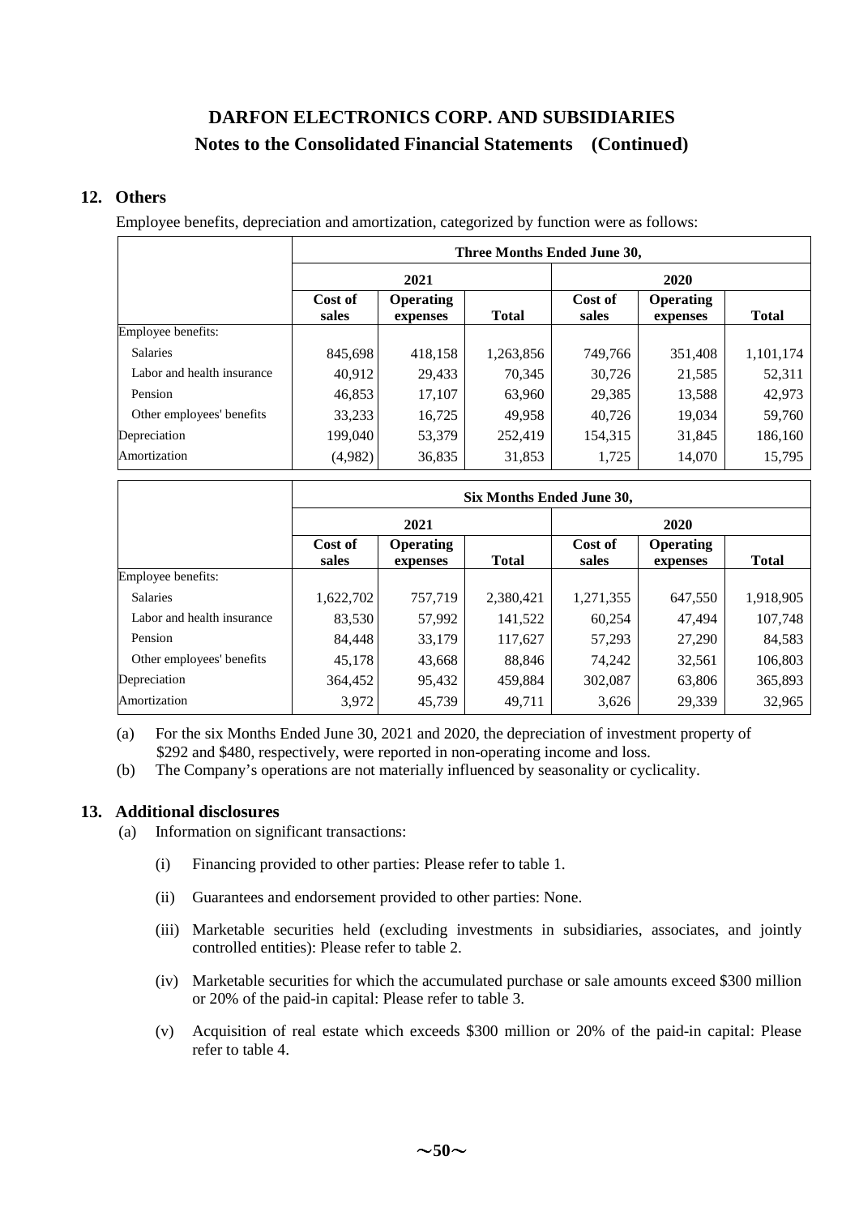# DARFON ELECTRONICS CORP. AND SUBSIDIARIES
## Notes to the Consolidated Financial Statements (Continued)

### 12. Others

Employee benefits, depreciation and amortization, categorized by function were as follows:

| | Three Months Ended June 30, | | | | | |
|---|---|---|---|---|---|---|
| | 2021 | | | 2020 | | |
| | Cost of sales | Operating expenses | Total | Cost of sales | Operating expenses | Total |
| Employee benefits: | | | | | | |
| Salaries | 845,698 | 418,158 | 1,263,856 | 749,766 | 351,408 | 1,101,174 |
| Labor and health insurance | 40,912 | 29,433 | 70,345 | 30,726 | 21,585 | 52,311 |
| Pension | 46,853 | 17,107 | 63,960 | 29,385 | 13,588 | 42,973 |
| Other employees' benefits | 33,233 | 16,725 | 49,958 | 40,726 | 19,034 | 59,760 |
| Depreciation | 199,040 | 53,379 | 252,419 | 154,315 | 31,845 | 186,160 |
| Amortization | (4,982) | 36,835 | 31,853 | 1,725 | 14,070 | 15,795 |

| | Six Months Ended June 30, | | | | | |
|---|---|---|---|---|---|---|
| | 2021 | | | 2020 | | |
| | Cost of sales | Operating expenses | Total | Cost of sales | Operating expenses | Total |
| Employee benefits: | | | | | | |
| Salaries | 1,622,702 | 757,719 | 2,380,421 | 1,271,355 | 647,550 | 1,918,905 |
| Labor and health insurance | 83,530 | 57,992 | 141,522 | 60,254 | 47,494 | 107,748 |
| Pension | 84,448 | 33,179 | 117,627 | 57,293 | 27,290 | 84,583 |
| Other employees' benefits | 45,178 | 43,668 | 88,846 | 74,242 | 32,561 | 106,803 |
| Depreciation | 364,452 | 95,432 | 459,884 | 302,087 | 63,806 | 365,893 |
| Amortization | 3,972 | 45,739 | 49,711 | 3,626 | 29,339 | 32,965 |

(a) For the six Months Ended June 30, 2021 and 2020, the depreciation of investment property of $292 and $480, respectively, were reported in non-operating income and loss.

(b) The Company's operations are not materially influenced by seasonality or cyclicality.

### 13. Additional disclosures

(a) Information on significant transactions:

(i) Financing provided to other parties: Please refer to table 1.

(ii) Guarantees and endorsement provided to other parties: None.

(iii) Marketable securities held (excluding investments in subsidiaries, associates, and jointly controlled entities): Please refer to table 2.

(iv) Marketable securities for which the accumulated purchase or sale amounts exceed $300 million or 20% of the paid-in capital: Please refer to table 3.

(v) Acquisition of real estate which exceeds $300 million or 20% of the paid-in capital: Please refer to table 4.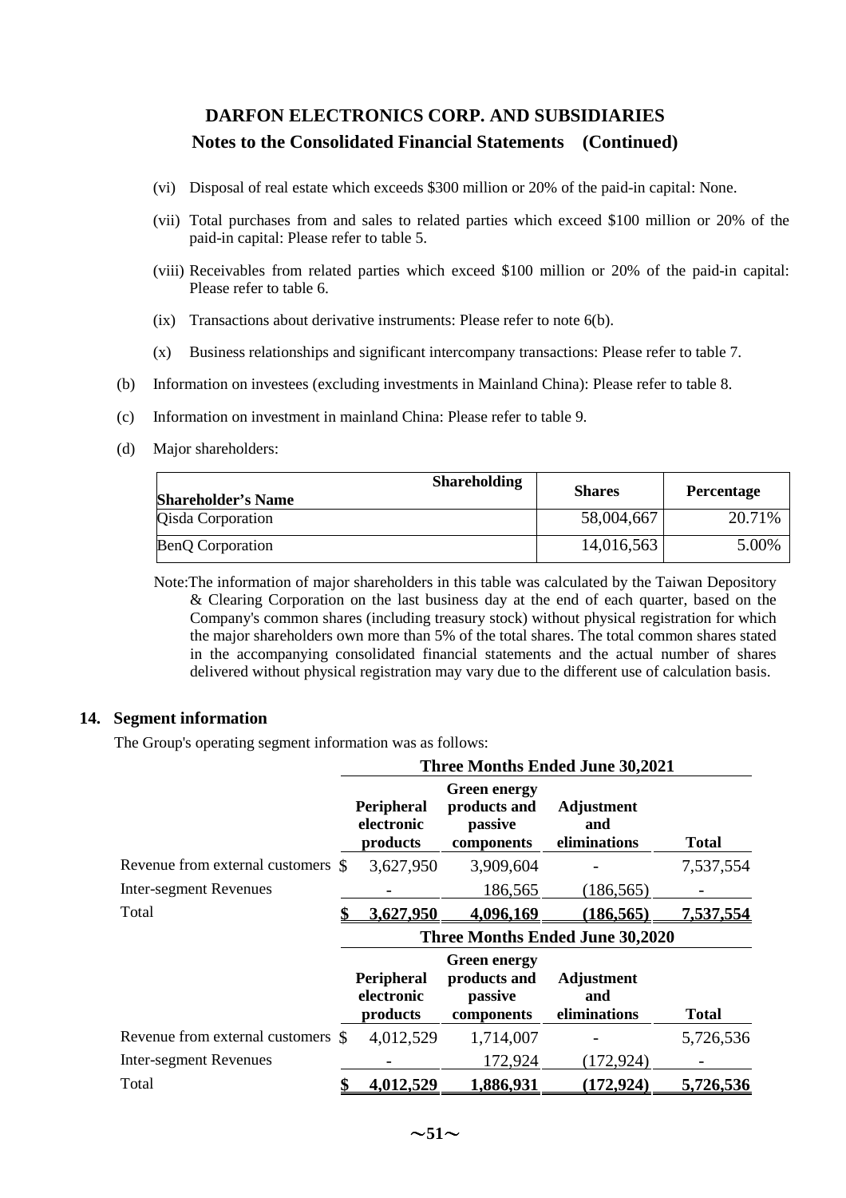## DARFON ELECTRONICS CORP. AND SUBSIDIARIES
### Notes to the Consolidated Financial Statements (Continued)

(vi) Disposal of real estate which exceeds $300 million or 20% of the paid-in capital: None.

(vii) Total purchases from and sales to related parties which exceed $100 million or 20% of the paid-in capital: Please refer to table 5.

(viii) Receivables from related parties which exceed $100 million or 20% of the paid-in capital: Please refer to table 6.

(ix) Transactions about derivative instruments: Please refer to note 6(b).

(x) Business relationships and significant intercompany transactions: Please refer to table 7.

(b) Information on investees (excluding investments in Mainland China): Please refer to table 8.

(c) Information on investment in mainland China: Please refer to table 9.

(d) Major shareholders:

| Shareholding / Shareholder's Name | Shares | Percentage |
|---|---|---|
| Qisda Corporation | 58,004,667 | 20.71% |
| BenQ Corporation | 14,016,563 | 5.00% |

Note:The information of major shareholders in this table was calculated by the Taiwan Depository & Clearing Corporation on the last business day at the end of each quarter, based on the Company's common shares (including treasury stock) without physical registration for which the major shareholders own more than 5% of the total shares. The total common shares stated in the accompanying consolidated financial statements and the actual number of shares delivered without physical registration may vary due to the different use of calculation basis.

### 14. Segment information

The Group's operating segment information was as follows:

| | Three Months Ended June 30,2021 | | | |
|---|---|---|---|---|
| | Peripheral electronic products | Green energy products and passive components | Adjustment and eliminations | Total |
| Revenue from external customers | $ 3,627,950 | 3,909,604 | - | 7,537,554 |
| Inter-segment Revenues | - | 186,565 | (186,565) | - |
| Total | $ 3,627,950 | 4,096,169 | (186,565) | 7,537,554 |

| | Three Months Ended June 30,2020 | | | |
|---|---|---|---|---|
| | Peripheral electronic products | Green energy products and passive components | Adjustment and eliminations | Total |
| Revenue from external customers | $ 4,012,529 | 1,714,007 | - | 5,726,536 |
| Inter-segment Revenues | - | 172,924 | (172,924) | - |
| Total | $ 4,012,529 | 1,886,931 | (172,924) | 5,726,536 |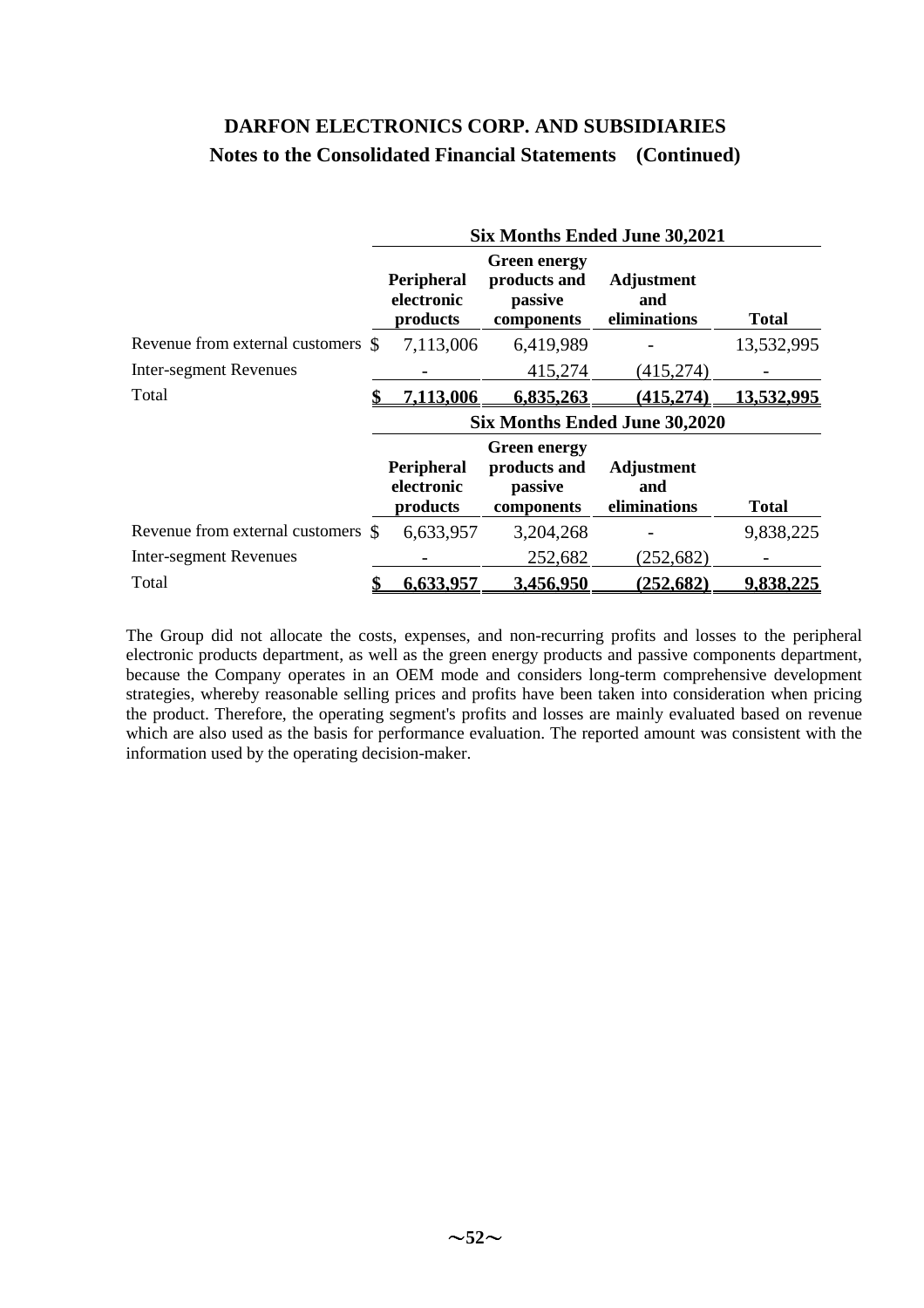**DARFON ELECTRONICS CORP. AND SUBSIDIARIES**

**Notes to the Consolidated Financial Statements (Continued)**

| | Six Months Ended June 30,2021 | | | |
|---|---|---|---|---|
| | **Peripheral electronic products** | **Green energy products and passive components** | **Adjustment and eliminations** | **Total** |
| Revenue from external customers | $ 7,113,006 | 6,419,989 | - | 13,532,995 |
| Inter-segment Revenues | - | 415,274 | (415,274) | - |
| Total | $ 7,113,006 | 6,835,263 | (415,274) | 13,532,995 |

| | Six Months Ended June 30,2020 | | | |
|---|---|---|---|---|
| | **Peripheral electronic products** | **Green energy products and passive components** | **Adjustment and eliminations** | **Total** |
| Revenue from external customers | $ 6,633,957 | 3,204,268 | - | 9,838,225 |
| Inter-segment Revenues | - | 252,682 | (252,682) | - |
| Total | $ 6,633,957 | 3,456,950 | (252,682) | 9,838,225 |

The Group did not allocate the costs, expenses, and non-recurring profits and losses to the peripheral electronic products department, as well as the green energy products and passive components department, because the Company operates in an OEM mode and considers long-term comprehensive development strategies, whereby reasonable selling prices and profits have been taken into consideration when pricing the product. Therefore, the operating segment's profits and losses are mainly evaluated based on revenue which are also used as the basis for performance evaluation. The reported amount was consistent with the information used by the operating decision-maker.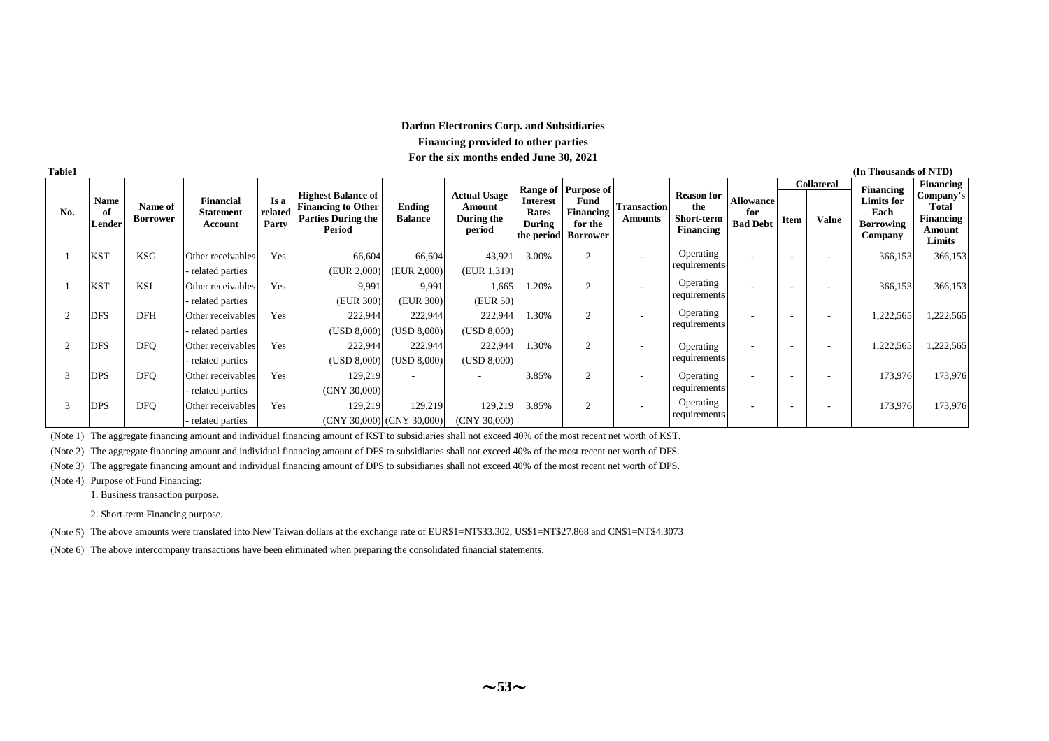**Darfon Electronics Corp. and Subsidiaries**

**Financing provided to other parties**

**For the six months ended June 30, 2021**

**Table1** **(In Thousands of NTD)**

| No. | Name of Lender | Name of Borrower | Financial Statement Account | Is a related Party | Highest Balance of Financing to Other Parties During the Period | Ending Balance | Actual Usage Amount During the period | Range of Interest Rates During the period | Purpose of Fund Financing for the Borrower | Transaction Amounts | Reason for the Short-term Financing | Allowance for Bad Debt | Collateral | | Financing Limits for Each Borrowing Company | Financing Company's Total Financing Amount Limits |
|---|---|---|---|---|---|---|---|---|---|---|---|---|---|---|---|---|
| | | | | | | | | | | | | | Item | Value | | |
| 1 | KST | KSG | Other receivables - related parties | Yes | 66,604 (EUR 2,000) | 66,604 (EUR 2,000) | 43,921 (EUR 1,319) | 3.00% | 2 | - | Operating requirements | - | - | - | 366,153 | 366,153 |
| 1 | KST | KSI | Other receivables - related parties | Yes | 9,991 (EUR 300) | 9,991 (EUR 300) | 1,665 (EUR 50) | 1.20% | 2 | - | Operating requirements | - | - | - | 366,153 | 366,153 |
| 2 | DFS | DFH | Other receivables - related parties | Yes | 222,944 (USD 8,000) | 222,944 (USD 8,000) | 222,944 (USD 8,000) | 1.30% | 2 | - | Operating requirements | - | - | - | 1,222,565 | 1,222,565 |
| 2 | DFS | DFQ | Other receivables - related parties | Yes | 222,944 (USD 8,000) | 222,944 (USD 8,000) | 222,944 (USD 8,000) | 1.30% | 2 | - | Operating requirements | - | - | - | 1,222,565 | 1,222,565 |
| 3 | DPS | DFQ | Other receivables - related parties | Yes | 129,219 (CNY 30,000) | - | - | 3.85% | 2 | - | Operating requirements | - | - | - | 173,976 | 173,976 |
| 3 | DPS | DFQ | Other receivables - related parties | Yes | 129,219 (CNY 30,000) | 129,219 (CNY 30,000) | 129,219 (CNY 30,000) | 3.85% | 2 | - | Operating requirements | - | - | - | 173,976 | 173,976 |

(Note 1) The aggregate financing amount and individual financing amount of KST to subsidiaries shall not exceed 40% of the most recent net worth of KST.

(Note 2) The aggregate financing amount and individual financing amount of DFS to subsidiaries shall not exceed 40% of the most recent net worth of DFS.

(Note 3) The aggregate financing amount and individual financing amount of DPS to subsidiaries shall not exceed 40% of the most recent net worth of DPS.

(Note 4) Purpose of Fund Financing:

1. Business transaction purpose.

2. Short-term Financing purpose.

(Note 5) The above amounts were translated into New Taiwan dollars at the exchange rate of EUR$1=NT$33.302, US$1=NT$27.868 and CN$1=NT$4.3073

(Note 6) The above intercompany transactions have been eliminated when preparing the consolidated financial statements.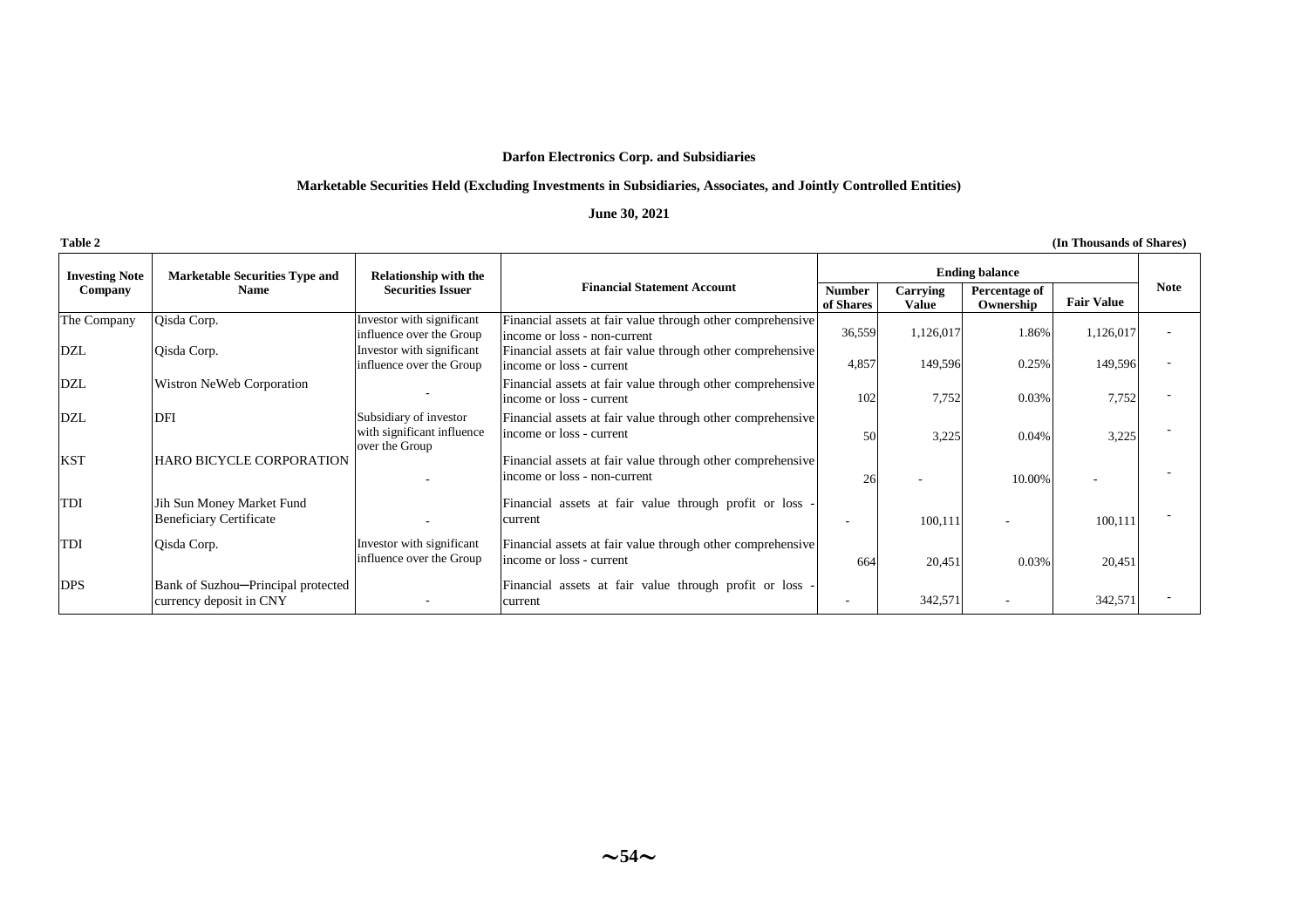**Darfon Electronics Corp. and Subsidiaries**

**Marketable Securities Held (Excluding Investments in Subsidiaries, Associates, and Jointly Controlled Entities)**

**June 30, 2021**

**Table 2**

**(In Thousands of Shares)**

| Investing Note Company | Marketable Securities Type and Name | Relationship with the Securities Issuer | Financial Statement Account | Ending balance | | | | Note |
|---|---|---|---|---|---|---|---|---|
| | | | | Number of Shares | Carrying Value | Percentage of Ownership | Fair Value | |
| The Company | Qisda Corp. | Investor with significant influence over the Group | Financial assets at fair value through other comprehensive income or loss - non-current | 36,559 | 1,126,017 | 1.86% | 1,126,017 | - |
| DZL | Qisda Corp. | Investor with significant influence over the Group | Financial assets at fair value through other comprehensive income or loss - current | 4,857 | 149,596 | 0.25% | 149,596 | - |
| DZL | Wistron NeWeb Corporation | - | Financial assets at fair value through other comprehensive income or loss - current | 102 | 7,752 | 0.03% | 7,752 | - |
| DZL | DFI | Subsidiary of investor with significant influence over the Group | Financial assets at fair value through other comprehensive income or loss - current | 50 | 3,225 | 0.04% | 3,225 | - |
| KST | HARO BICYCLE CORPORATION | - | Financial assets at fair value through other comprehensive income or loss - non-current | 26 | - | 10.00% | - | - |
| TDI | Jih Sun Money Market Fund Beneficiary Certificate | - | Financial assets at fair value through profit or loss - current | - | 100,111 | - | 100,111 | - |
| TDI | Qisda Corp. | Investor with significant influence over the Group | Financial assets at fair value through other comprehensive income or loss - current | 664 | 20,451 | 0.03% | 20,451 | |
| DPS | Bank of Suzhou–Principal protected currency deposit in CNY | - | Financial assets at fair value through profit or loss - current | - | 342,571 | - | 342,571 | - |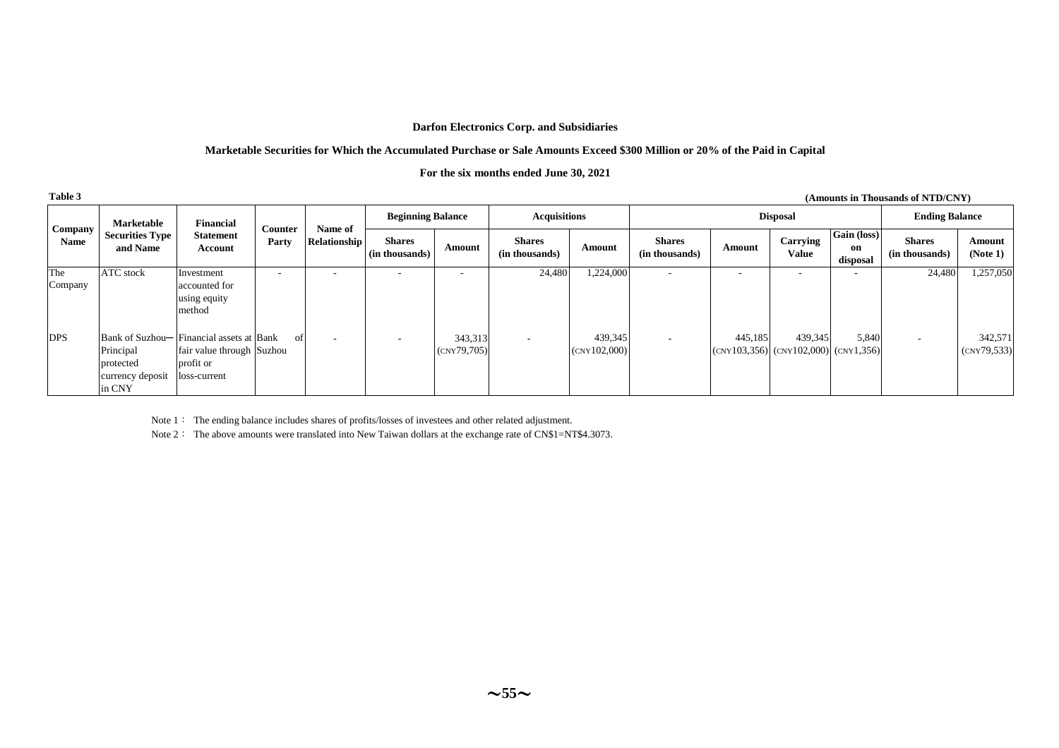**Darfon Electronics Corp. and Subsidiaries**

**Marketable Securities for Which the Accumulated Purchase or Sale Amounts Exceed $300 Million or 20% of the Paid in Capital**

**For the six months ended June 30, 2021**

**Table 3**

**(Amounts in Thousands of NTD/CNY)**

| Company Name | Marketable Securities Type and Name | Financial Statement Account | Counter Party | Name of Relationship | Beginning Balance | | Acquisitions | | Disposal | | | | Ending Balance | |
|---|---|---|---|---|---|---|---|---|---|---|---|---|---|---|
| | | | | | Shares (in thousands) | Amount | Shares (in thousands) | Amount | Shares (in thousands) | Amount | Carrying Value | Gain (loss) on disposal | Shares (in thousands) | Amount (Note 1) |
| The Company | ATC stock | Investment accounted for using equity method | - | - | - | - | 24,480 | 1,224,000 | - | - | - | - | 24,480 | 1,257,050 |
| DPS | Bank of Suzhou－Principal protected currency deposit in CNY | Financial assets at fair value through profit or loss-current | Bank of Suzhou | - | - | 343,313 (CNY79,705) | - | 439,345 (CNY102,000) | - | 445,185 (CNY103,356) | 439,345 (CNY102,000) | 5,840 (CNY1,356) | - | 342,571 (CNY79,533) |

Note 1： The ending balance includes shares of profits/losses of investees and other related adjustment.

Note 2： The above amounts were translated into New Taiwan dollars at the exchange rate of CN$1=NT$4.3073.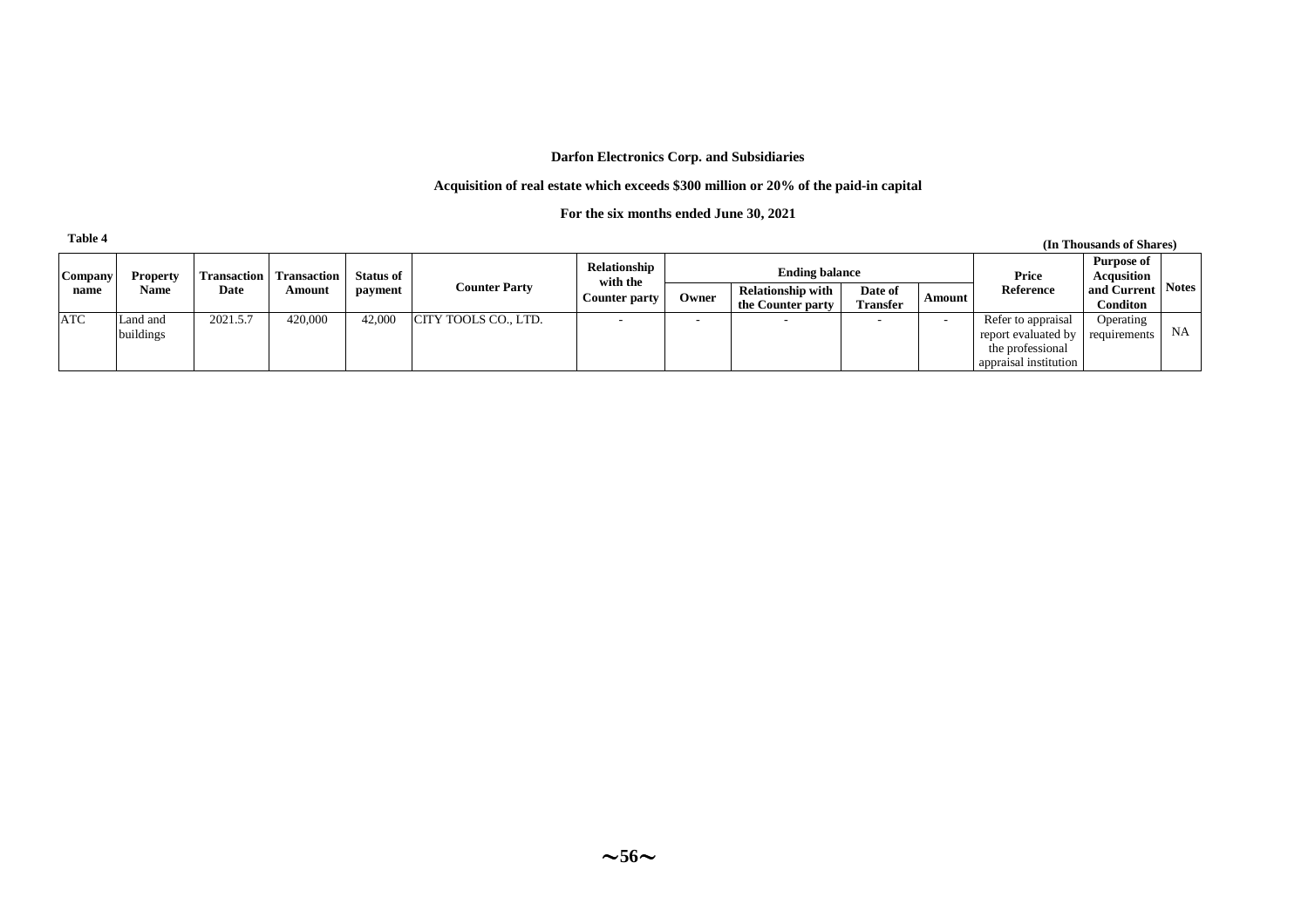**Darfon Electronics Corp. and Subsidiaries**

**Acquisition of real estate which exceeds $300 million or 20% of the paid-in capital**

**For the six months ended June 30, 2021**

**Table 4**

**(In Thousands of Shares)**

| Company name | Property Name | Transaction Date | Transaction Amount | Status of payment | Counter Party | Relationship with the Counter party | Ending balance | | | | Price Reference | Purpose of Acqusition and Current Conditon | Notes |
|---|---|---|---|---|---|---|---|---|---|---|---|---|---|
| | | | | | | | Owner | Relationship with the Counter party | Date of Transfer | Amount | | | |
| ATC | Land and buildings | 2021.5.7 | 420,000 | 42,000 | CITY TOOLS CO., LTD. | - | - | - | - | - | Refer to appraisal report evaluated by the professional appraisal institution | Operating requirements | NA |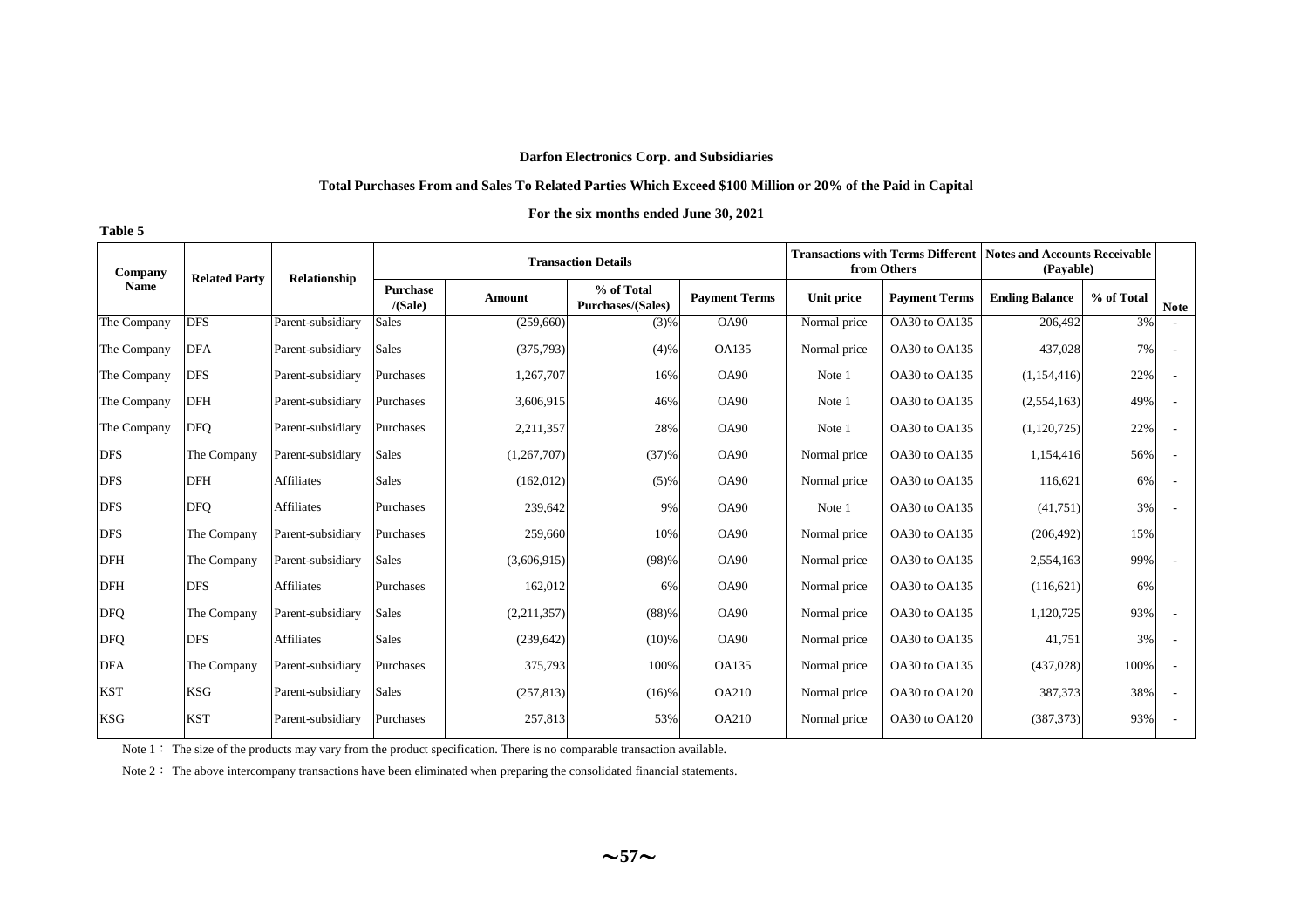**Darfon Electronics Corp. and Subsidiaries**

**Total Purchases From and Sales To Related Parties Which Exceed $100 Million or 20% of the Paid in Capital**

**For the six months ended June 30, 2021**

**Table 5**

| Company Name | Related Party | Relationship | Transaction Details | | | | Transactions with Terms Different from Others | | Notes and Accounts Receivable (Payable) | | Note |
|---|---|---|---|---|---|---|---|---|---|---|---|
| | | | Purchase /(Sale) | Amount | % of Total Purchases/(Sales) | Payment Terms | Unit price | Payment Terms | Ending Balance | % of Total | |
| The Company | DFS | Parent-subsidiary | Sales | (259,660) | (3)% | OA90 | Normal price | OA30 to OA135 | 206,492 | 3% | - |
| The Company | DFA | Parent-subsidiary | Sales | (375,793) | (4)% | OA135 | Normal price | OA30 to OA135 | 437,028 | 7% | - |
| The Company | DFS | Parent-subsidiary | Purchases | 1,267,707 | 16% | OA90 | Note 1 | OA30 to OA135 | (1,154,416) | 22% | - |
| The Company | DFH | Parent-subsidiary | Purchases | 3,606,915 | 46% | OA90 | Note 1 | OA30 to OA135 | (2,554,163) | 49% | - |
| The Company | DFQ | Parent-subsidiary | Purchases | 2,211,357 | 28% | OA90 | Note 1 | OA30 to OA135 | (1,120,725) | 22% | - |
| DFS | The Company | Parent-subsidiary | Sales | (1,267,707) | (37)% | OA90 | Normal price | OA30 to OA135 | 1,154,416 | 56% | - |
| DFS | DFH | Affiliates | Sales | (162,012) | (5)% | OA90 | Normal price | OA30 to OA135 | 116,621 | 6% | - |
| DFS | DFQ | Affiliates | Purchases | 239,642 | 9% | OA90 | Note 1 | OA30 to OA135 | (41,751) | 3% | - |
| DFS | The Company | Parent-subsidiary | Purchases | 259,660 | 10% | OA90 | Normal price | OA30 to OA135 | (206,492) | 15% | |
| DFH | The Company | Parent-subsidiary | Sales | (3,606,915) | (98)% | OA90 | Normal price | OA30 to OA135 | 2,554,163 | 99% | - |
| DFH | DFS | Affiliates | Purchases | 162,012 | 6% | OA90 | Normal price | OA30 to OA135 | (116,621) | 6% | |
| DFQ | The Company | Parent-subsidiary | Sales | (2,211,357) | (88)% | OA90 | Normal price | OA30 to OA135 | 1,120,725 | 93% | - |
| DFQ | DFS | Affiliates | Sales | (239,642) | (10)% | OA90 | Normal price | OA30 to OA135 | 41,751 | 3% | - |
| DFA | The Company | Parent-subsidiary | Purchases | 375,793 | 100% | OA135 | Normal price | OA30 to OA135 | (437,028) | 100% | - |
| KST | KSG | Parent-subsidiary | Sales | (257,813) | (16)% | OA210 | Normal price | OA30 to OA120 | 387,373 | 38% | - |
| KSG | KST | Parent-subsidiary | Purchases | 257,813 | 53% | OA210 | Normal price | OA30 to OA120 | (387,373) | 93% | - |

Note 1： The size of the products may vary from the product specification. There is no comparable transaction available.

Note 2： The above intercompany transactions have been eliminated when preparing the consolidated financial statements.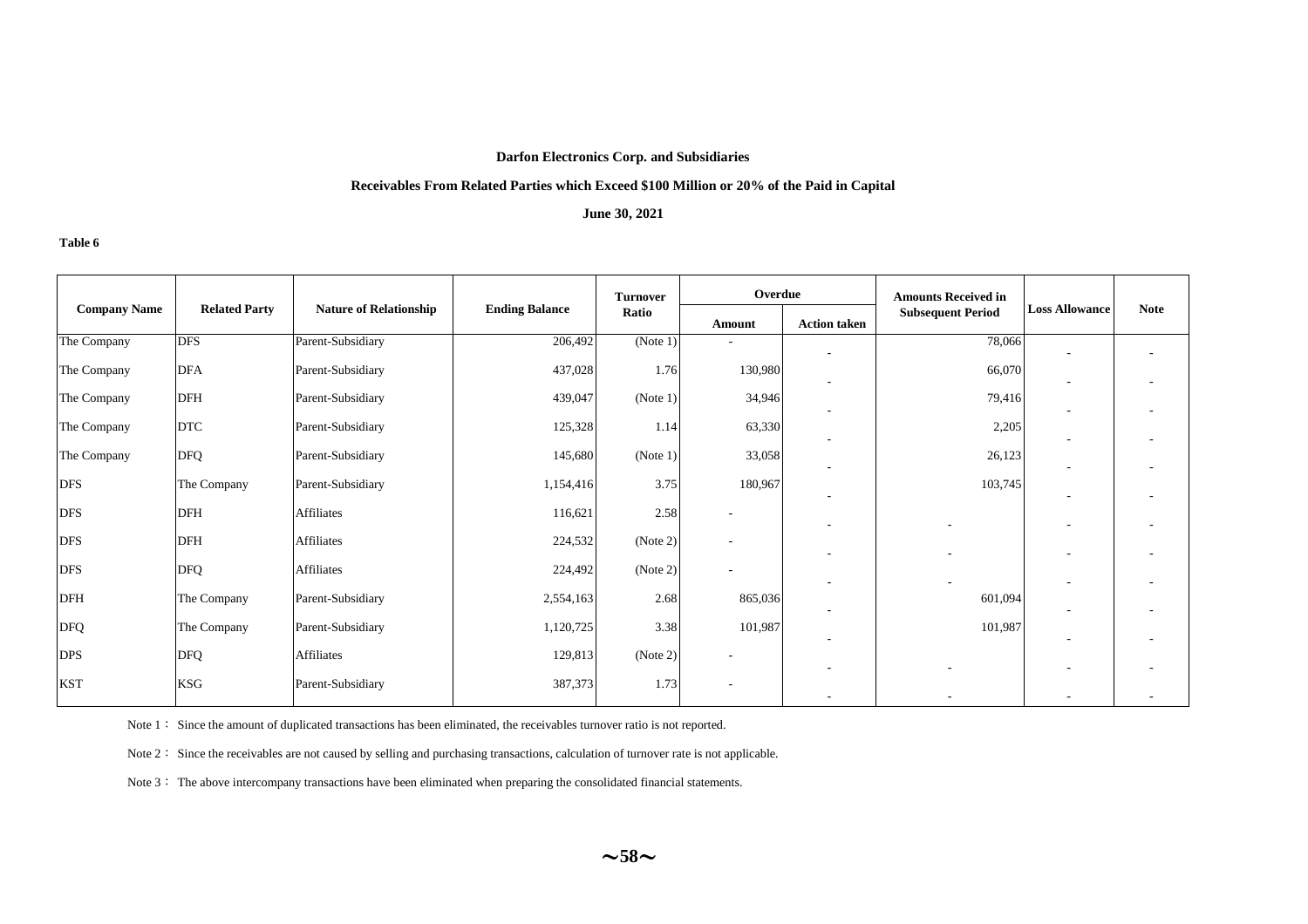**Darfon Electronics Corp. and Subsidiaries**

**Receivables From Related Parties which Exceed \$100 Million or 20% of the Paid in Capital**

**June 30, 2021**

**Table 6**

| Company Name | Related Party | Nature of Relationship | Ending Balance | Turnover Ratio | Overdue | | Amounts Received in Subsequent Period | Loss Allowance | Note |
|---|---|---|---|---|---|---|---|---|---|
| | | | | | Amount | Action taken | | | |
| The Company | DFS | Parent-Subsidiary | 206,492 | (Note 1) | - | - | 78,066 | - | - |
| The Company | DFA | Parent-Subsidiary | 437,028 | 1.76 | 130,980 | - | 66,070 | - | - |
| The Company | DFH | Parent-Subsidiary | 439,047 | (Note 1) | 34,946 | - | 79,416 | - | - |
| The Company | DTC | Parent-Subsidiary | 125,328 | 1.14 | 63,330 | - | 2,205 | - | - |
| The Company | DFQ | Parent-Subsidiary | 145,680 | (Note 1) | 33,058 | - | 26,123 | - | - |
| DFS | The Company | Parent-Subsidiary | 1,154,416 | 3.75 | 180,967 | - | 103,745 | - | - |
| DFS | DFH | Affiliates | 116,621 | 2.58 | - | - | - | - | - |
| DFS | DFH | Affiliates | 224,532 | (Note 2) | - | - | - | - | - |
| DFS | DFQ | Affiliates | 224,492 | (Note 2) | - | - | - | - | - |
| DFH | The Company | Parent-Subsidiary | 2,554,163 | 2.68 | 865,036 | - | 601,094 | - | - |
| DFQ | The Company | Parent-Subsidiary | 1,120,725 | 3.38 | 101,987 | - | 101,987 | - | - |
| DPS | DFQ | Affiliates | 129,813 | (Note 2) | - | - | - | - | - |
| KST | KSG | Parent-Subsidiary | 387,373 | 1.73 | - | - | - | - | - |

Note 1： Since the amount of duplicated transactions has been eliminated, the receivables turnover ratio is not reported.

Note 2： Since the receivables are not caused by selling and purchasing transactions, calculation of turnover rate is not applicable.

Note 3： The above intercompany transactions have been eliminated when preparing the consolidated financial statements.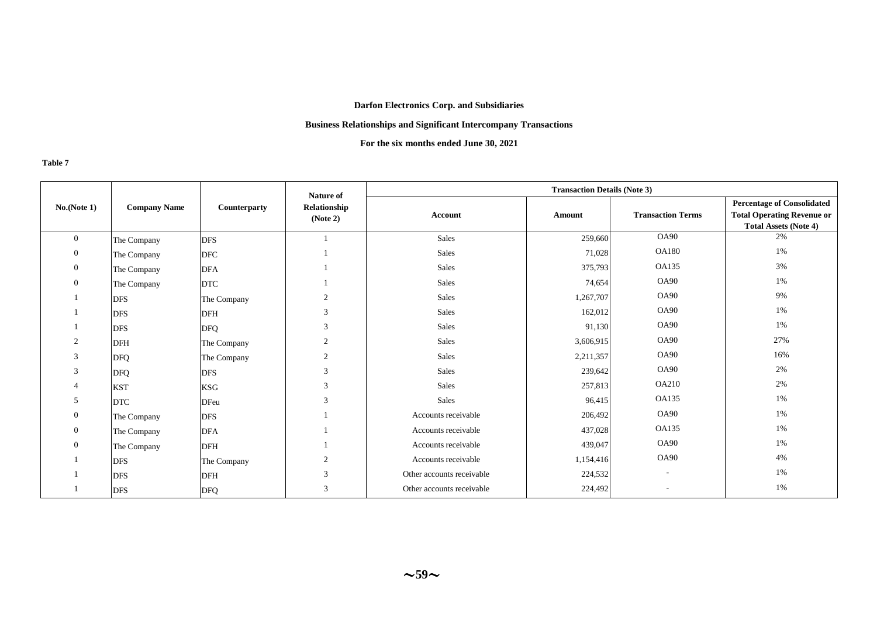**Darfon Electronics Corp. and Subsidiaries**

**Business Relationships and Significant Intercompany Transactions**

**For the six months ended June 30, 2021**

**Table 7**

| No.(Note 1) | Company Name | Counterparty | Nature of Relationship (Note 2) | Transaction Details (Note 3) | | | |
|---|---|---|---|---|---|---|---|
| | | | | Account | Amount | Transaction Terms | Percentage of Consolidated Total Operating Revenue or Total Assets (Note 4) |
| 0 | The Company | DFS | 1 | Sales | 259,660 | OA90 | 2% |
| 0 | The Company | DFC | 1 | Sales | 71,028 | OA180 | 1% |
| 0 | The Company | DFA | 1 | Sales | 375,793 | OA135 | 3% |
| 0 | The Company | DTC | 1 | Sales | 74,654 | OA90 | 1% |
| 1 | DFS | The Company | 2 | Sales | 1,267,707 | OA90 | 9% |
| 1 | DFS | DFH | 3 | Sales | 162,012 | OA90 | 1% |
| 1 | DFS | DFQ | 3 | Sales | 91,130 | OA90 | 1% |
| 2 | DFH | The Company | 2 | Sales | 3,606,915 | OA90 | 27% |
| 3 | DFQ | The Company | 2 | Sales | 2,211,357 | OA90 | 16% |
| 3 | DFQ | DFS | 3 | Sales | 239,642 | OA90 | 2% |
| 4 | KST | KSG | 3 | Sales | 257,813 | OA210 | 2% |
| 5 | DTC | DFeu | 3 | Sales | 96,415 | OA135 | 1% |
| 0 | The Company | DFS | 1 | Accounts receivable | 206,492 | OA90 | 1% |
| 0 | The Company | DFA | 1 | Accounts receivable | 437,028 | OA135 | 1% |
| 0 | The Company | DFH | 1 | Accounts receivable | 439,047 | OA90 | 1% |
| 1 | DFS | The Company | 2 | Accounts receivable | 1,154,416 | OA90 | 4% |
| 1 | DFS | DFH | 3 | Other accounts receivable | 224,532 | - | 1% |
| 1 | DFS | DFQ | 3 | Other accounts receivable | 224,492 | - | 1% |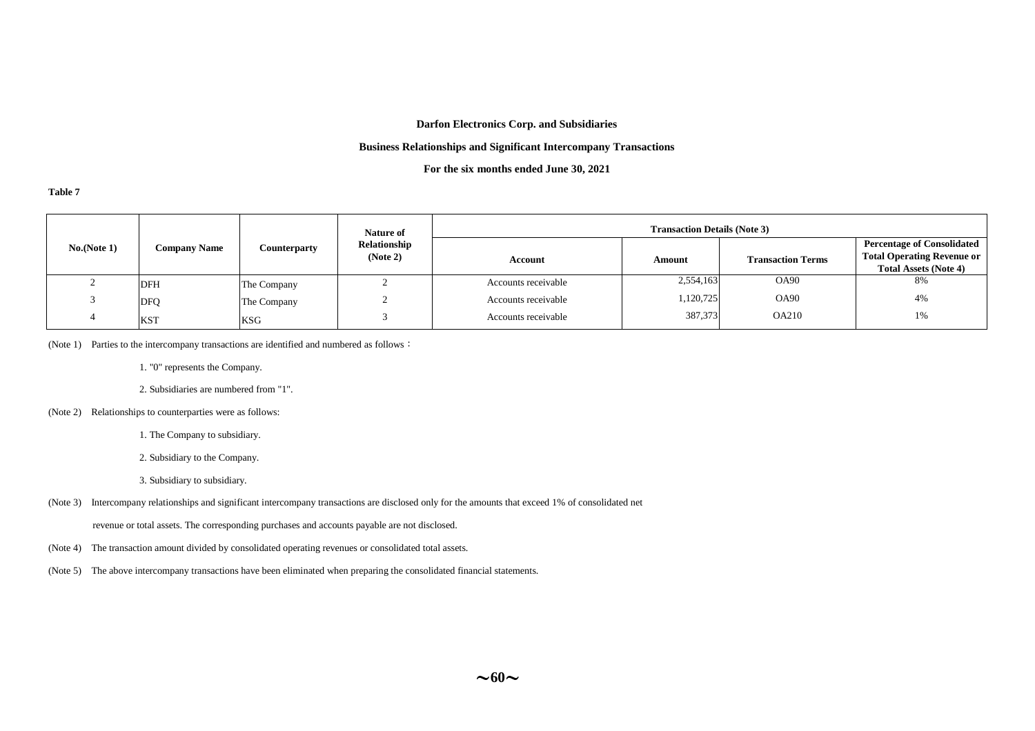**Darfon Electronics Corp. and Subsidiaries**

**Business Relationships and Significant Intercompany Transactions**

**For the six months ended June 30, 2021**

**Table 7**

| No.(Note 1) | Company Name | Counterparty | Nature of Relationship (Note 2) | Transaction Details (Note 3) | | | |
|---|---|---|---|---|---|---|---|
| | | | | Account | Amount | Transaction Terms | Percentage of Consolidated Total Operating Revenue or Total Assets (Note 4) |
| 2 | DFH | The Company | 2 | Accounts receivable | 2,554,163 | OA90 | 8% |
| 3 | DFQ | The Company | 2 | Accounts receivable | 1,120,725 | OA90 | 4% |
| 4 | KST | KSG | 3 | Accounts receivable | 387,373 | OA210 | 1% |

(Note 1) Parties to the intercompany transactions are identified and numbered as follows：

1. "0" represents the Company.
2. Subsidiaries are numbered from "1".

(Note 2) Relationships to counterparties were as follows:

1. The Company to subsidiary.
2. Subsidiary to the Company.
3. Subsidiary to subsidiary.

(Note 3) Intercompany relationships and significant intercompany transactions are disclosed only for the amounts that exceed 1% of consolidated net revenue or total assets. The corresponding purchases and accounts payable are not disclosed.

(Note 4) The transaction amount divided by consolidated operating revenues or consolidated total assets.

(Note 5) The above intercompany transactions have been eliminated when preparing the consolidated financial statements.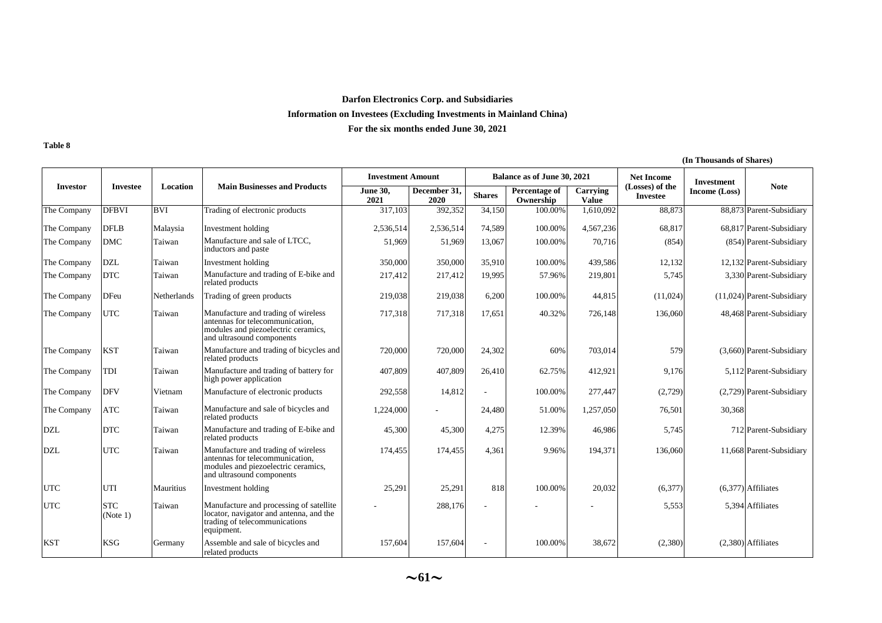**Darfon Electronics Corp. and Subsidiaries**

**Information on Investees (Excluding Investments in Mainland China)**

**For the six months ended June 30, 2021**

**Table 8**

**(In Thousands of Shares)**

| Investor | Investee | Location | Main Businesses and Products | Investment Amount | | Balance as of June 30, 2021 | | | Net Income (Losses) of the Investee | Investment Income (Loss) | Note |
|---|---|---|---|---|---|---|---|---|---|---|---|
| | | | | June 30, 2021 | December 31, 2020 | Shares | Percentage of Ownership | Carrying Value | | | |
| The Company | DFBVI | BVI | Trading of electronic products | 317,103 | 392,352 | 34,150 | 100.00% | 1,610,092 | 88,873 | 88,873 | Parent-Subsidiary |
| The Company | DFLB | Malaysia | Investment holding | 2,536,514 | 2,536,514 | 74,589 | 100.00% | 4,567,236 | 68,817 | 68,817 | Parent-Subsidiary |
| The Company | DMC | Taiwan | Manufacture and sale of LTCC, inductors and paste | 51,969 | 51,969 | 13,067 | 100.00% | 70,716 | (854) | (854) | Parent-Subsidiary |
| The Company | DZL | Taiwan | Investment holding | 350,000 | 350,000 | 35,910 | 100.00% | 439,586 | 12,132 | 12,132 | Parent-Subsidiary |
| The Company | DTC | Taiwan | Manufacture and trading of E-bike and related products | 217,412 | 217,412 | 19,995 | 57.96% | 219,801 | 5,745 | 3,330 | Parent-Subsidiary |
| The Company | DFeu | Netherlands | Trading of green products | 219,038 | 219,038 | 6,200 | 100.00% | 44,815 | (11,024) | (11,024) | Parent-Subsidiary |
| The Company | UTC | Taiwan | Manufacture and trading of wireless antennas for telecommunication, modules and piezoelectric ceramics, and ultrasound components | 717,318 | 717,318 | 17,651 | 40.32% | 726,148 | 136,060 | 48,468 | Parent-Subsidiary |
| The Company | KST | Taiwan | Manufacture and trading of bicycles and related products | 720,000 | 720,000 | 24,302 | 60% | 703,014 | 579 | (3,660) | Parent-Subsidiary |
| The Company | TDI | Taiwan | Manufacture and trading of battery for high power application | 407,809 | 407,809 | 26,410 | 62.75% | 412,921 | 9,176 | 5,112 | Parent-Subsidiary |
| The Company | DFV | Vietnam | Manufacture of electronic products | 292,558 | 14,812 | - | 100.00% | 277,447 | (2,729) | (2,729) | Parent-Subsidiary |
| The Company | ATC | Taiwan | Manufacture and sale of bicycles and related products | 1,224,000 | - | 24,480 | 51.00% | 1,257,050 | 76,501 | 30,368 | |
| DZL | DTC | Taiwan | Manufacture and trading of E-bike and related products | 45,300 | 45,300 | 4,275 | 12.39% | 46,986 | 5,745 | 712 | Parent-Subsidiary |
| DZL | UTC | Taiwan | Manufacture and trading of wireless antennas for telecommunication, modules and piezoelectric ceramics, and ultrasound components | 174,455 | 174,455 | 4,361 | 9.96% | 194,371 | 136,060 | 11,668 | Parent-Subsidiary |
| UTC | UTI | Mauritius | Investment holding | 25,291 | 25,291 | 818 | 100.00% | 20,032 | (6,377) | (6,377) | Affiliates |
| UTC | STC (Note 1) | Taiwan | Manufacture and processing of satellite locator, navigator and antenna, and the trading of telecommunications equipment. | - | 288,176 | - | - | - | 5,553 | 5,394 | Affiliates |
| KST | KSG | Germany | Assemble and sale of bicycles and related products | 157,604 | 157,604 | - | 100.00% | 38,672 | (2,380) | (2,380) | Affiliates |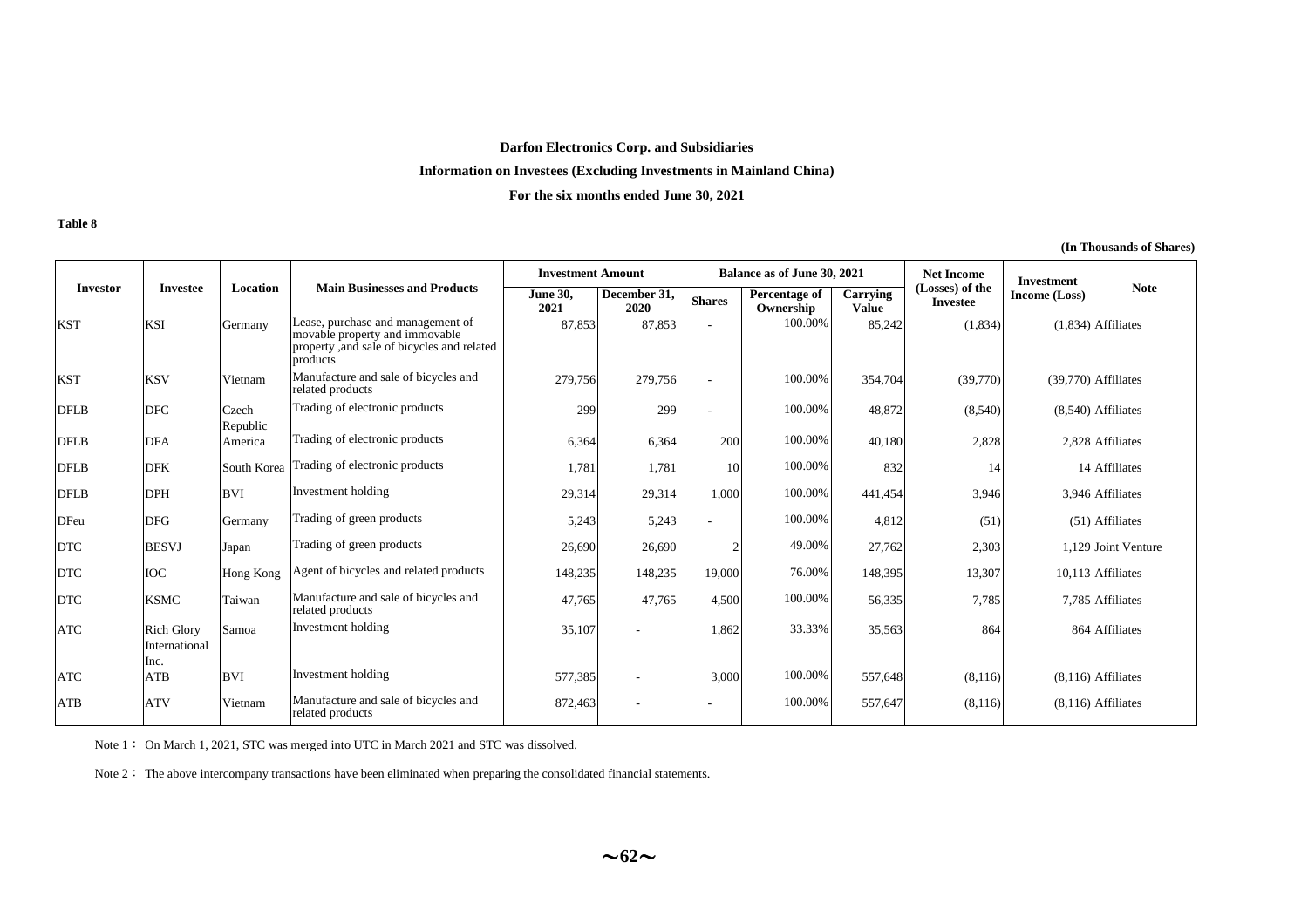**Darfon Electronics Corp. and Subsidiaries**

**Information on Investees (Excluding Investments in Mainland China)**

**For the six months ended June 30, 2021**

**Table 8**

**(In Thousands of Shares)**

| Investor | Investee | Location | Main Businesses and Products | Investment Amount | | Balance as of June 30, 2021 | | | Net Income (Losses) of the Investee | Investment Income (Loss) | Note |
|---|---|---|---|---|---|---|---|---|---|---|---|
| | | | | June 30, 2021 | December 31, 2020 | Shares | Percentage of Ownership | Carrying Value | | | |
| KST | KSI | Germany | Lease, purchase and management of movable property and immovable property ,and sale of bicycles and related products | 87,853 | 87,853 | - | 100.00% | 85,242 | (1,834) | (1,834) | Affiliates |
| KST | KSV | Vietnam | Manufacture and sale of bicycles and related products | 279,756 | 279,756 | - | 100.00% | 354,704 | (39,770) | (39,770) | Affiliates |
| DFLB | DFC | Czech Republic | Trading of electronic products | 299 | 299 | - | 100.00% | 48,872 | (8,540) | (8,540) | Affiliates |
| DFLB | DFA | America | Trading of electronic products | 6,364 | 6,364 | 200 | 100.00% | 40,180 | 2,828 | 2,828 | Affiliates |
| DFLB | DFK | South Korea | Trading of electronic products | 1,781 | 1,781 | 10 | 100.00% | 832 | 14 | 14 | Affiliates |
| DFLB | DPH | BVI | Investment holding | 29,314 | 29,314 | 1,000 | 100.00% | 441,454 | 3,946 | 3,946 | Affiliates |
| DFeu | DFG | Germany | Trading of green products | 5,243 | 5,243 | - | 100.00% | 4,812 | (51) | (51) | Affiliates |
| DTC | BESVJ | Japan | Trading of green products | 26,690 | 26,690 | 2 | 49.00% | 27,762 | 2,303 | 1,129 | Joint Venture |
| DTC | IOC | Hong Kong | Agent of bicycles and related products | 148,235 | 148,235 | 19,000 | 76.00% | 148,395 | 13,307 | 10,113 | Affiliates |
| DTC | KSMC | Taiwan | Manufacture and sale of bicycles and related products | 47,765 | 47,765 | 4,500 | 100.00% | 56,335 | 7,785 | 7,785 | Affiliates |
| ATC | Rich Glory International Inc. | Samoa | Investment holding | 35,107 | - | 1,862 | 33.33% | 35,563 | 864 | 864 | Affiliates |
| ATC | ATB | BVI | Investment holding | 577,385 | - | 3,000 | 100.00% | 557,648 | (8,116) | (8,116) | Affiliates |
| ATB | ATV | Vietnam | Manufacture and sale of bicycles and related products | 872,463 | - | - | 100.00% | 557,647 | (8,116) | (8,116) | Affiliates |

Note 1： On March 1, 2021, STC was merged into UTC in March 2021 and STC was dissolved.

Note 2： The above intercompany transactions have been eliminated when preparing the consolidated financial statements.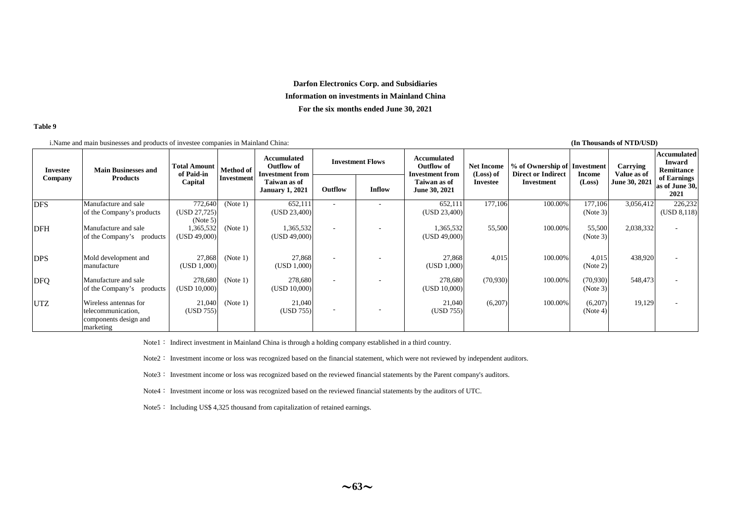**Darfon Electronics Corp. and Subsidiaries**

**Information on investments in Mainland China**

**For the six months ended June 30, 2021**

**Table 9**

i.Name and main businesses and products of investee companies in Mainland China:

**(In Thousands of NTD/USD)**

| Investee Company | Main Businesses and Products | Total Amount of Paid-in Capital | Method of Investment | Accumulated Outflow of Investment from Taiwan as of January 1, 2021 | Investment Flows | | Accumulated Outflow of Investment from Taiwan as of June 30, 2021 | Net Income (Loss) of Investee | % of Ownership of Direct or Indirect Investment | Investment Income (Loss) | Carrying Value as of June 30, 2021 | Accumulated Inward Remittance of Earnings as of June 30, 2021 |
|---|---|---|---|---|---|---|---|---|---|---|---|---|
| | | | | | Outflow | Inflow | | | | | | |
| DFS | Manufacture and sale of the Company's products | 772,640 (USD 27,725) (Note 5) | (Note 1) | 652,111 (USD 23,400) | - | - | 652,111 (USD 23,400) | 177,106 | 100.00% | 177,106 (Note 3) | 3,056,412 | 226,232 (USD 8,118) |
| DFH | Manufacture and sale of the Company's products | 1,365,532 (USD 49,000) | (Note 1) | 1,365,532 (USD 49,000) | - | - | 1,365,532 (USD 49,000) | 55,500 | 100.00% | 55,500 (Note 3) | 2,038,332 | - |
| DPS | Mold development and manufacture | 27,868 (USD 1,000) | (Note 1) | 27,868 (USD 1,000) | - | - | 27,868 (USD 1,000) | 4,015 | 100.00% | 4,015 (Note 2) | 438,920 | - |
| DFQ | Manufacture and sale of the Company's products | 278,680 (USD 10,000) | (Note 1) | 278,680 (USD 10,000) | - | - | 278,680 (USD 10,000) | (70,930) | 100.00% | (70,930) (Note 3) | 548,473 | - |
| UTZ | Wireless antennas for telecommunication, components design and marketing | 21,040 (USD 755) | (Note 1) | 21,040 (USD 755) | - | - | 21,040 (USD 755) | (6,207) | 100.00% | (6,207) (Note 4) | 19,129 | - |

Note1： Indirect investment in Mainland China is through a holding company established in a third country.

Note2： Investment income or loss was recognized based on the financial statement, which were not reviewed by independent auditors.

Note3： Investment income or loss was recognized based on the reviewed financial statements by the Parent company's auditors.

Note4： Investment income or loss was recognized based on the reviewed financial statements by the auditors of UTC.

Note5： Including US$ 4,325 thousand from capitalization of retained earnings.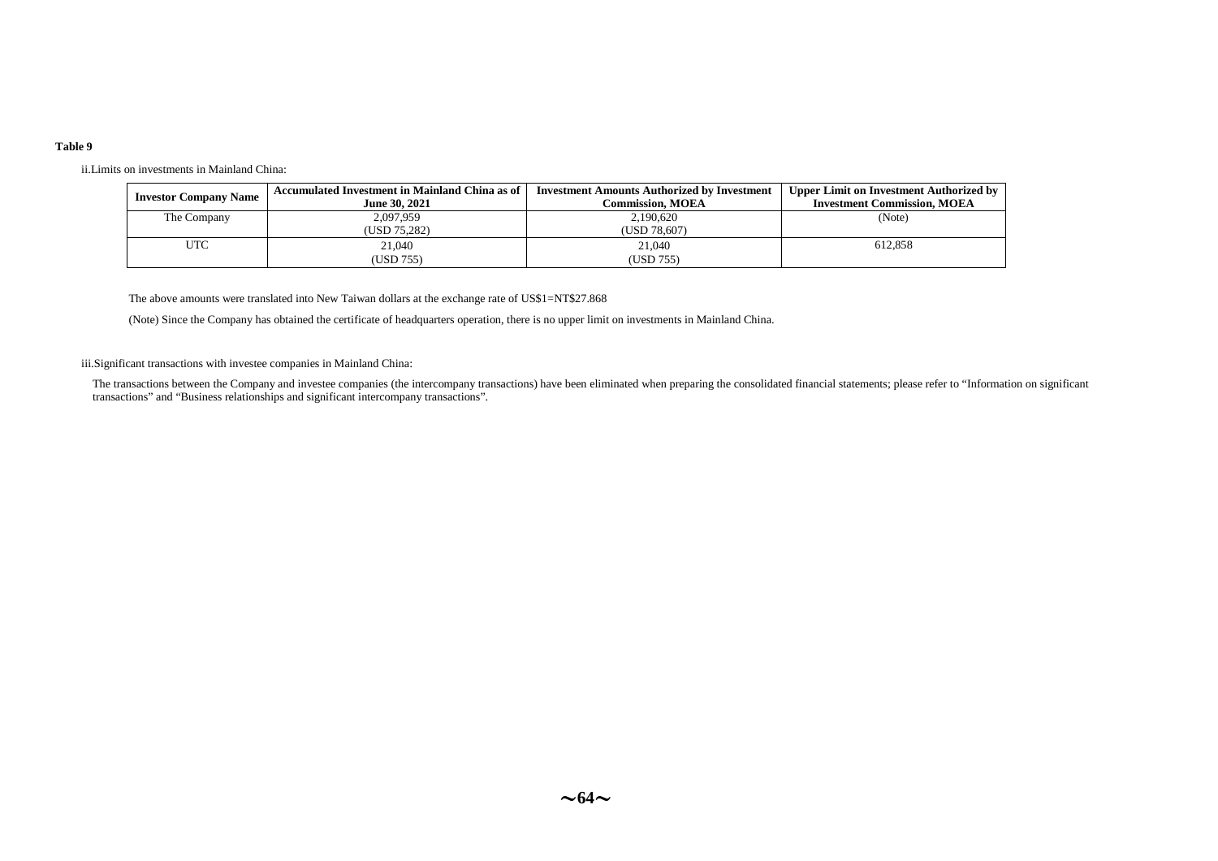**Table 9**

ii.Limits on investments in Mainland China:

| Investor Company Name | Accumulated Investment in Mainland China as of June 30, 2021 | Investment Amounts Authorized by Investment Commission, MOEA | Upper Limit on Investment Authorized by Investment Commission, MOEA |
|---|---|---|---|
| The Company | 2,097,959<br>(USD 75,282) | 2,190,620<br>(USD 78,607) | (Note) |
| UTC | 21,040<br>(USD 755) | 21,040<br>(USD 755) | 612,858 |

The above amounts were translated into New Taiwan dollars at the exchange rate of US$1=NT$27.868

(Note) Since the Company has obtained the certificate of headquarters operation, there is no upper limit on investments in Mainland China.

iii.Significant transactions with investee companies in Mainland China:

The transactions between the Company and investee companies (the intercompany transactions) have been eliminated when preparing the consolidated financial statements; please refer to "Information on significant transactions" and "Business relationships and significant intercompany transactions".